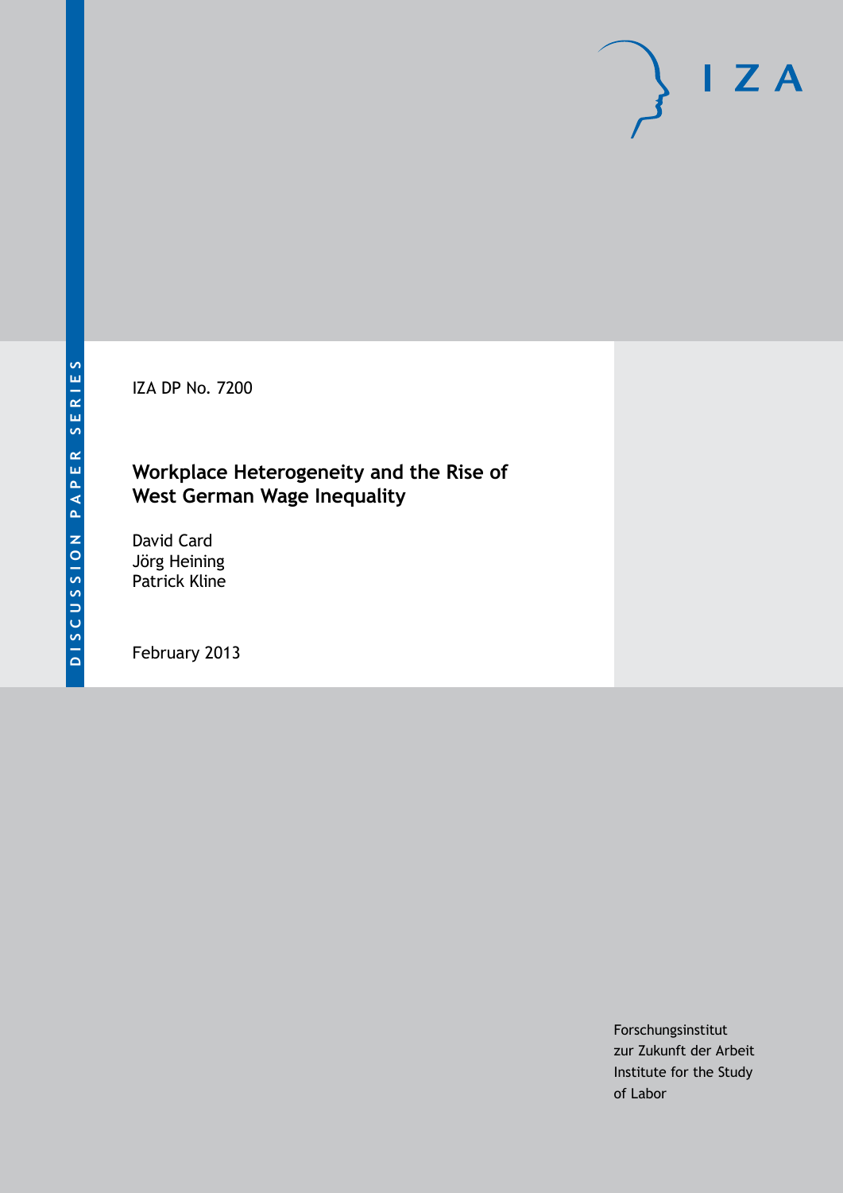DISCUSSION PAPER SERIES

IZA DP No. 7200

# Workplace Heterogeneity and the Rise of West German Wage Inequality

David Card
Jörg Heining
Patrick Kline

February 2013

IZA

Forschungsinstitut
zur Zukunft der Arbeit
Institute for the Study
of Labor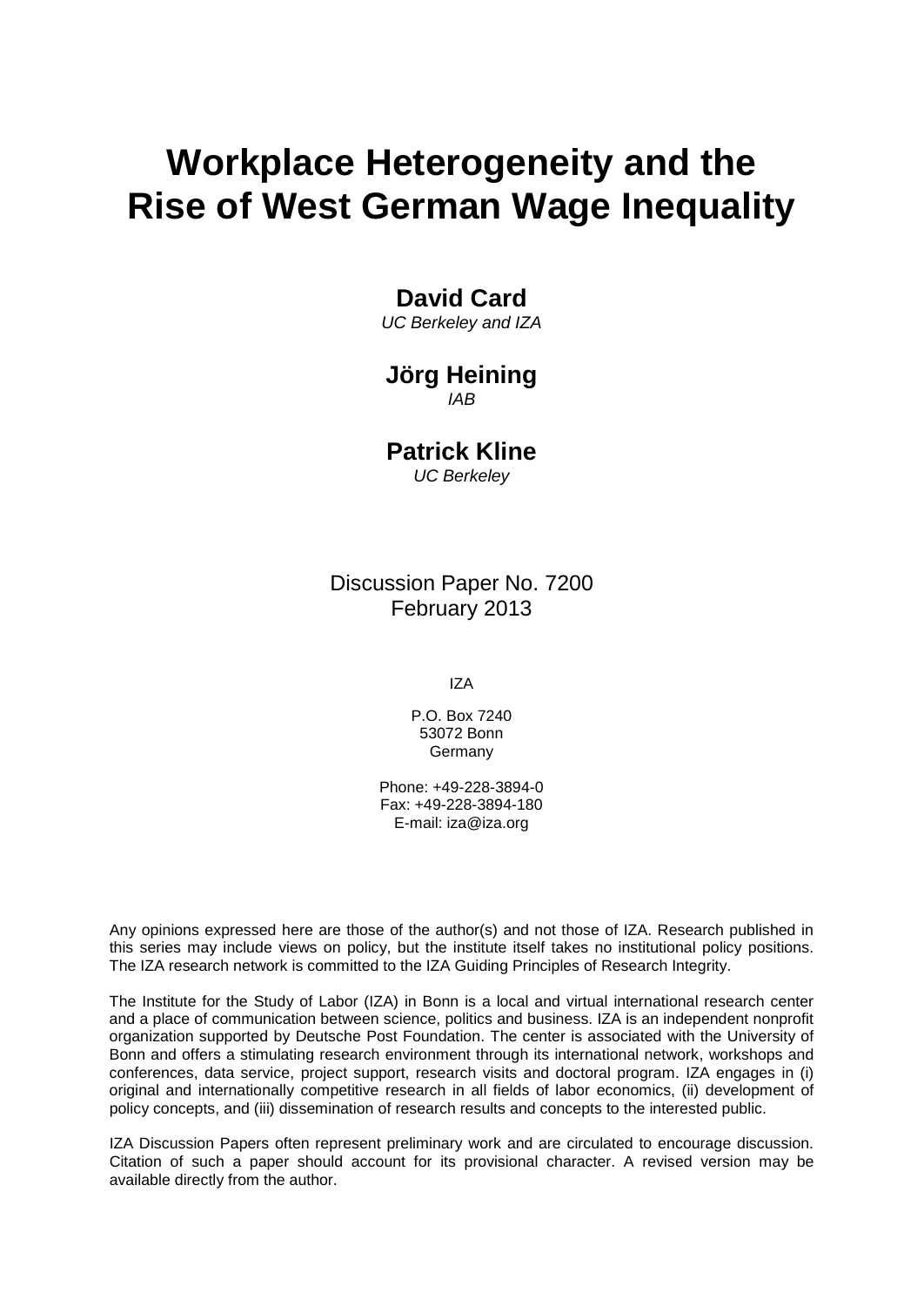# Workplace Heterogeneity and the Rise of West German Wage Inequality

**David Card**

*UC Berkeley and IZA*

**Jörg Heining**

*IAB*

**Patrick Kline**

*UC Berkeley*

Discussion Paper No. 7200
February 2013

IZA

P.O. Box 7240
53072 Bonn
Germany

Phone: +49-228-3894-0
Fax: +49-228-3894-180
E-mail: iza@iza.org

Any opinions expressed here are those of the author(s) and not those of IZA. Research published in this series may include views on policy, but the institute itself takes no institutional policy positions. The IZA research network is committed to the IZA Guiding Principles of Research Integrity.

The Institute for the Study of Labor (IZA) in Bonn is a local and virtual international research center and a place of communication between science, politics and business. IZA is an independent nonprofit organization supported by Deutsche Post Foundation. The center is associated with the University of Bonn and offers a stimulating research environment through its international network, workshops and conferences, data service, project support, research visits and doctoral program. IZA engages in (i) original and internationally competitive research in all fields of labor economics, (ii) development of policy concepts, and (iii) dissemination of research results and concepts to the interested public.

IZA Discussion Papers often represent preliminary work and are circulated to encourage discussion. Citation of such a paper should account for its provisional character. A revised version may be available directly from the author.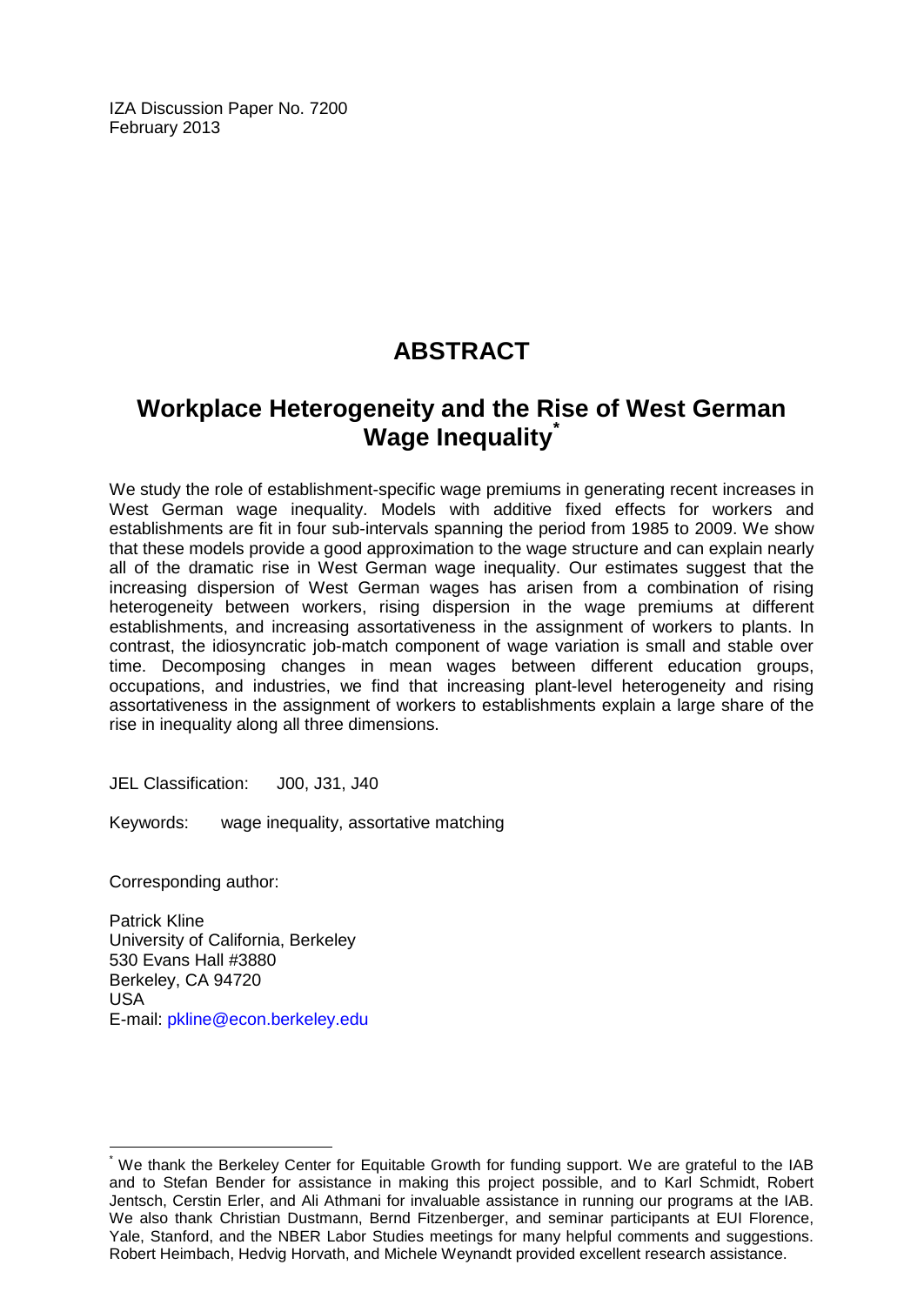IZA Discussion Paper No. 7200
February 2013

# ABSTRACT

## Workplace Heterogeneity and the Rise of West German Wage Inequality*

We study the role of establishment-specific wage premiums in generating recent increases in West German wage inequality. Models with additive fixed effects for workers and establishments are fit in four sub-intervals spanning the period from 1985 to 2009. We show that these models provide a good approximation to the wage structure and can explain nearly all of the dramatic rise in West German wage inequality. Our estimates suggest that the increasing dispersion of West German wages has arisen from a combination of rising heterogeneity between workers, rising dispersion in the wage premiums at different establishments, and increasing assortativeness in the assignment of workers to plants. In contrast, the idiosyncratic job-match component of wage variation is small and stable over time. Decomposing changes in mean wages between different education groups, occupations, and industries, we find that increasing plant-level heterogeneity and rising assortativeness in the assignment of workers to establishments explain a large share of the rise in inequality along all three dimensions.

JEL Classification: J00, J31, J40

Keywords: wage inequality, assortative matching

Corresponding author:

Patrick Kline
University of California, Berkeley
530 Evans Hall #3880
Berkeley, CA 94720
USA
E-mail: pkline@econ.berkeley.edu

---

* We thank the Berkeley Center for Equitable Growth for funding support. We are grateful to the IAB and to Stefan Bender for assistance in making this project possible, and to Karl Schmidt, Robert Jentsch, Cerstin Erler, and Ali Athmani for invaluable assistance in running our programs at the IAB. We also thank Christian Dustmann, Bernd Fitzenberger, and seminar participants at EUI Florence, Yale, Stanford, and the NBER Labor Studies meetings for many helpful comments and suggestions. Robert Heimbach, Hedvig Horvath, and Michele Weynandt provided excellent research assistance.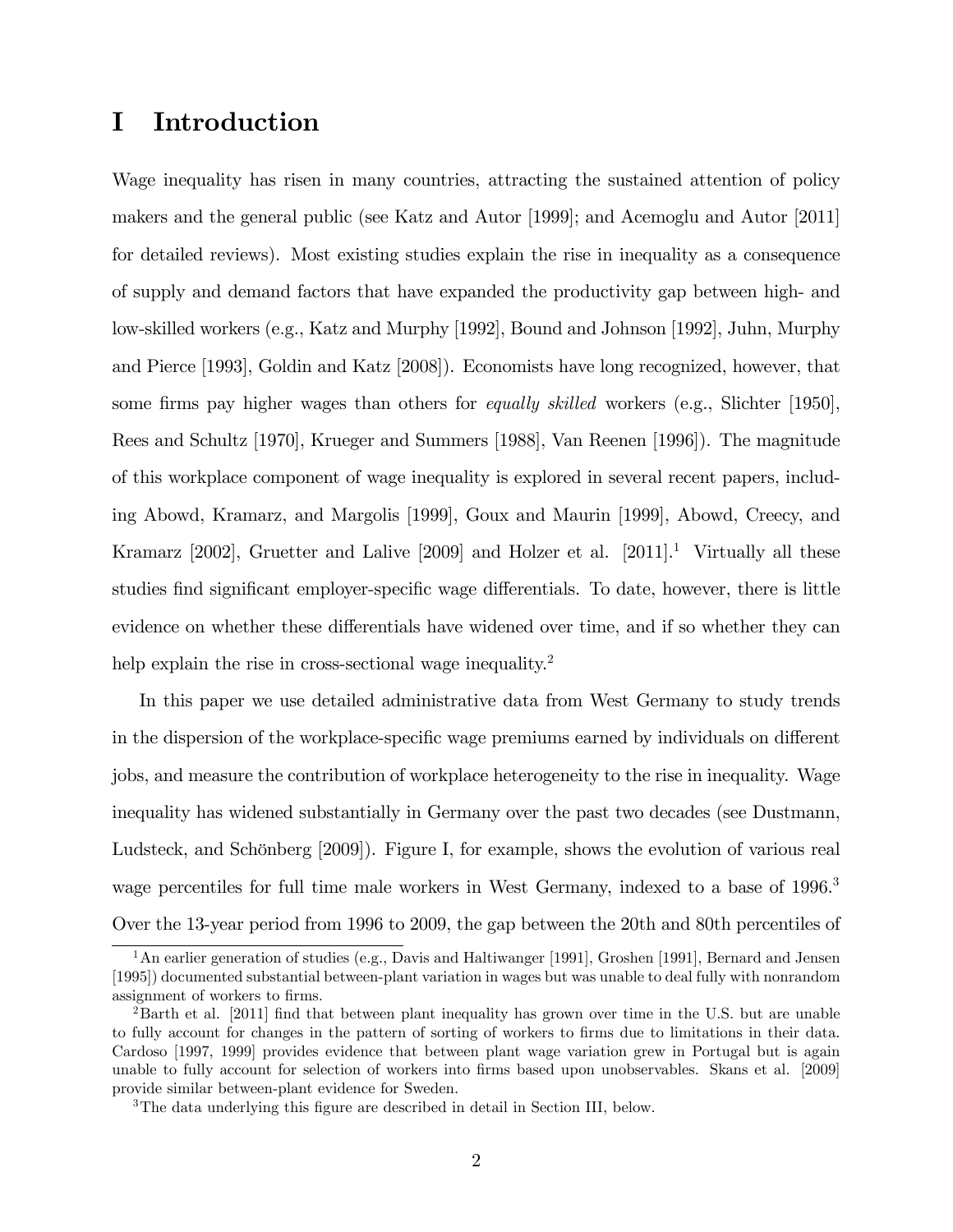# I Introduction

Wage inequality has risen in many countries, attracting the sustained attention of policy makers and the general public (see Katz and Autor [1999]; and Acemoglu and Autor [2011] for detailed reviews). Most existing studies explain the rise in inequality as a consequence of supply and demand factors that have expanded the productivity gap between high- and low-skilled workers (e.g., Katz and Murphy [1992], Bound and Johnson [1992], Juhn, Murphy and Pierce [1993], Goldin and Katz [2008]). Economists have long recognized, however, that some firms pay higher wages than others for *equally skilled* workers (e.g., Slichter [1950], Rees and Schultz [1970], Krueger and Summers [1988], Van Reenen [1996]). The magnitude of this workplace component of wage inequality is explored in several recent papers, including Abowd, Kramarz, and Margolis [1999], Goux and Maurin [1999], Abowd, Creecy, and Kramarz [2002], Gruetter and Lalive [2009] and Holzer et al. [2011].[1] Virtually all these studies find significant employer-specific wage differentials. To date, however, there is little evidence on whether these differentials have widened over time, and if so whether they can help explain the rise in cross-sectional wage inequality.[2]

In this paper we use detailed administrative data from West Germany to study trends in the dispersion of the workplace-specific wage premiums earned by individuals on different jobs, and measure the contribution of workplace heterogeneity to the rise in inequality. Wage inequality has widened substantially in Germany over the past two decades (see Dustmann, Ludsteck, and Schönberg [2009]). Figure I, for example, shows the evolution of various real wage percentiles for full time male workers in West Germany, indexed to a base of 1996.[3] Over the 13-year period from 1996 to 2009, the gap between the 20th and 80th percentiles of

[1] An earlier generation of studies (e.g., Davis and Haltiwanger [1991], Groshen [1991], Bernard and Jensen [1995]) documented substantial between-plant variation in wages but was unable to deal fully with nonrandom assignment of workers to firms.

[2] Barth et al. [2011] find that between plant inequality has grown over time in the U.S. but are unable to fully account for changes in the pattern of sorting of workers to firms due to limitations in their data. Cardoso [1997, 1999] provides evidence that between plant wage variation grew in Portugal but is again unable to fully account for selection of workers into firms based upon unobservables. Skans et al. [2009] provide similar between-plant evidence for Sweden.

[3] The data underlying this figure are described in detail in Section III, below.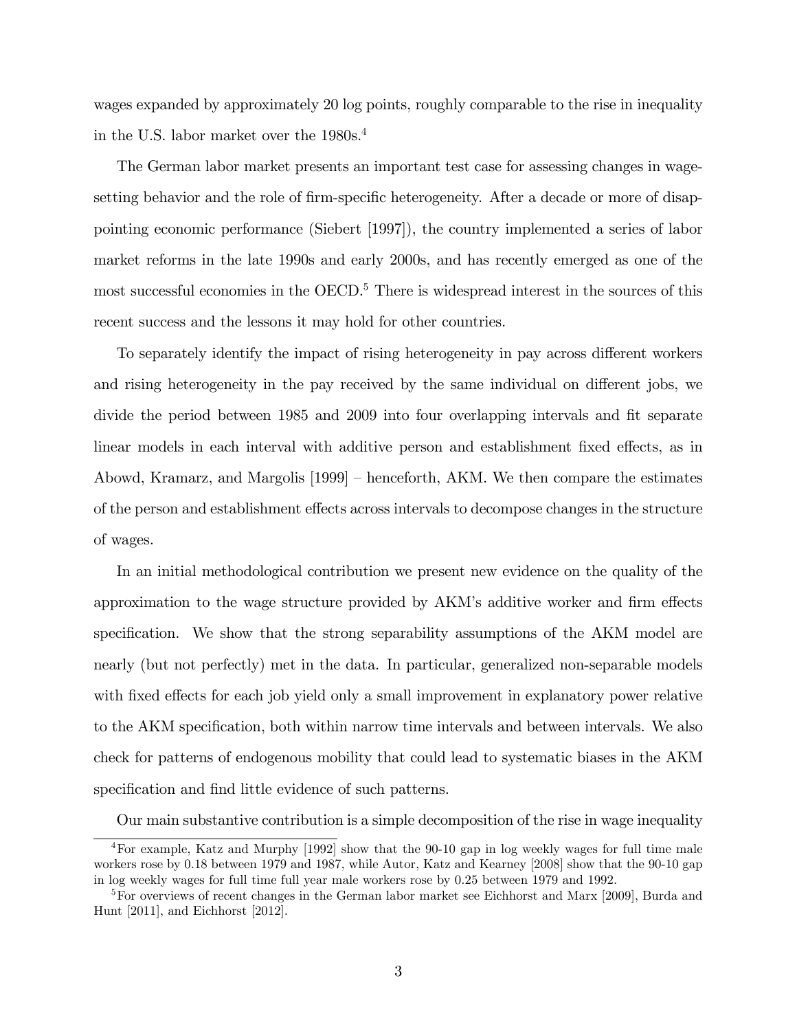wages expanded by approximately 20 log points, roughly comparable to the rise in inequality in the U.S. labor market over the 1980s.[4]

The German labor market presents an important test case for assessing changes in wage-setting behavior and the role of firm-specific heterogeneity. After a decade or more of disappointing economic performance (Siebert [1997]), the country implemented a series of labor market reforms in the late 1990s and early 2000s, and has recently emerged as one of the most successful economies in the OECD.[5] There is widespread interest in the sources of this recent success and the lessons it may hold for other countries.

To separately identify the impact of rising heterogeneity in pay across different workers and rising heterogeneity in the pay received by the same individual on different jobs, we divide the period between 1985 and 2009 into four overlapping intervals and fit separate linear models in each interval with additive person and establishment fixed effects, as in Abowd, Kramarz, and Margolis [1999] – henceforth, AKM. We then compare the estimates of the person and establishment effects across intervals to decompose changes in the structure of wages.

In an initial methodological contribution we present new evidence on the quality of the approximation to the wage structure provided by AKM's additive worker and firm effects specification. We show that the strong separability assumptions of the AKM model are nearly (but not perfectly) met in the data. In particular, generalized non-separable models with fixed effects for each job yield only a small improvement in explanatory power relative to the AKM specification, both within narrow time intervals and between intervals. We also check for patterns of endogenous mobility that could lead to systematic biases in the AKM specification and find little evidence of such patterns.

Our main substantive contribution is a simple decomposition of the rise in wage inequality

---

[4] For example, Katz and Murphy [1992] show that the 90-10 gap in log weekly wages for full time male workers rose by 0.18 between 1979 and 1987, while Autor, Katz and Kearney [2008] show that the 90-10 gap in log weekly wages for full time full year male workers rose by 0.25 between 1979 and 1992.

[5] For overviews of recent changes in the German labor market see Eichhorst and Marx [2009], Burda and Hunt [2011], and Eichhorst [2012].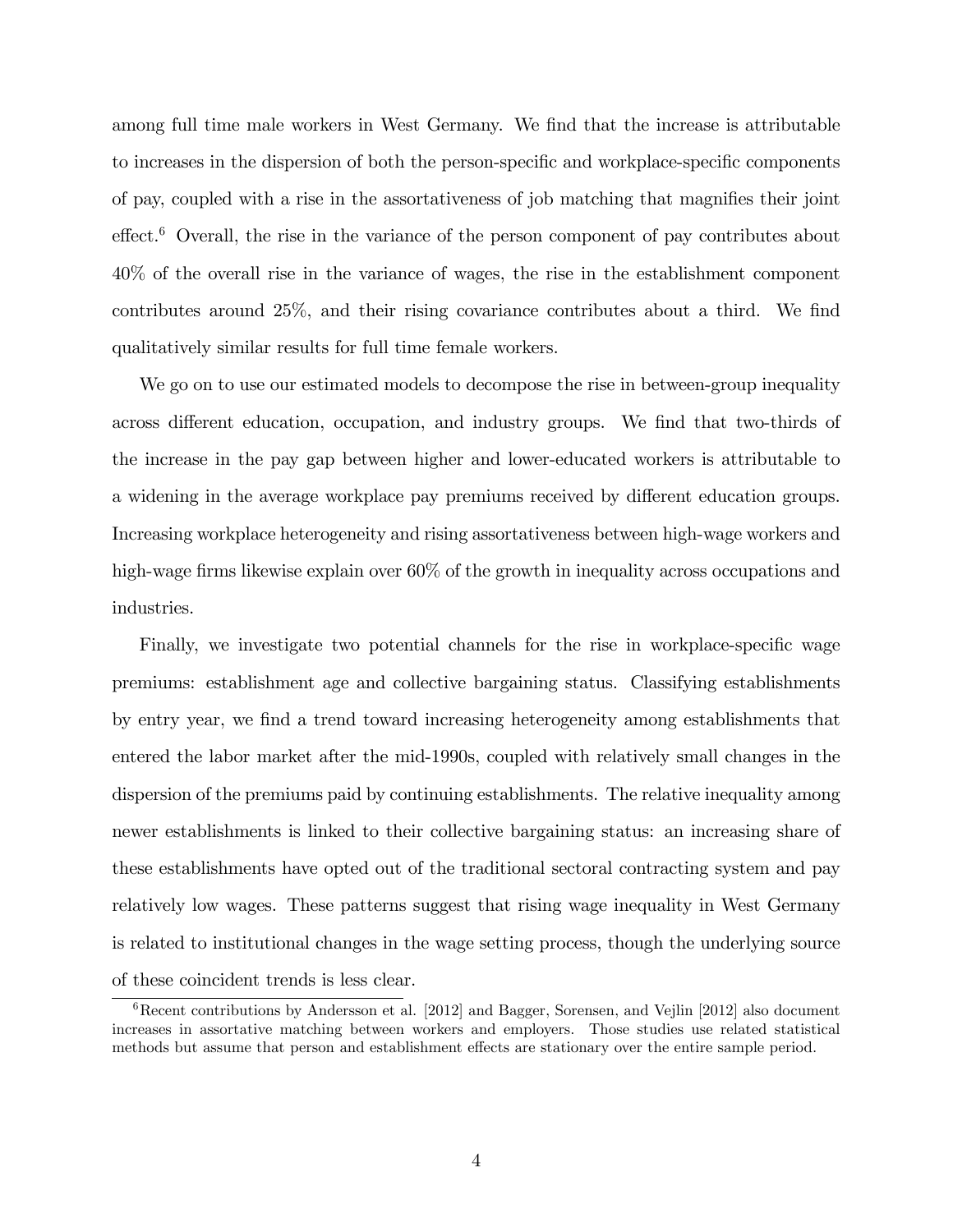among full time male workers in West Germany. We find that the increase is attributable to increases in the dispersion of both the person-specific and workplace-specific components of pay, coupled with a rise in the assortativeness of job matching that magnifies their joint effect.[6] Overall, the rise in the variance of the person component of pay contributes about 40% of the overall rise in the variance of wages, the rise in the establishment component contributes around 25%, and their rising covariance contributes about a third. We find qualitatively similar results for full time female workers.

We go on to use our estimated models to decompose the rise in between-group inequality across different education, occupation, and industry groups. We find that two-thirds of the increase in the pay gap between higher and lower-educated workers is attributable to a widening in the average workplace pay premiums received by different education groups. Increasing workplace heterogeneity and rising assortativeness between high-wage workers and high-wage firms likewise explain over 60% of the growth in inequality across occupations and industries.

Finally, we investigate two potential channels for the rise in workplace-specific wage premiums: establishment age and collective bargaining status. Classifying establishments by entry year, we find a trend toward increasing heterogeneity among establishments that entered the labor market after the mid-1990s, coupled with relatively small changes in the dispersion of the premiums paid by continuing establishments. The relative inequality among newer establishments is linked to their collective bargaining status: an increasing share of these establishments have opted out of the traditional sectoral contracting system and pay relatively low wages. These patterns suggest that rising wage inequality in West Germany is related to institutional changes in the wage setting process, though the underlying source of these coincident trends is less clear.

[6] Recent contributions by Andersson et al. [2012] and Bagger, Sorensen, and Vejlin [2012] also document increases in assortative matching between workers and employers. Those studies use related statistical methods but assume that person and establishment effects are stationary over the entire sample period.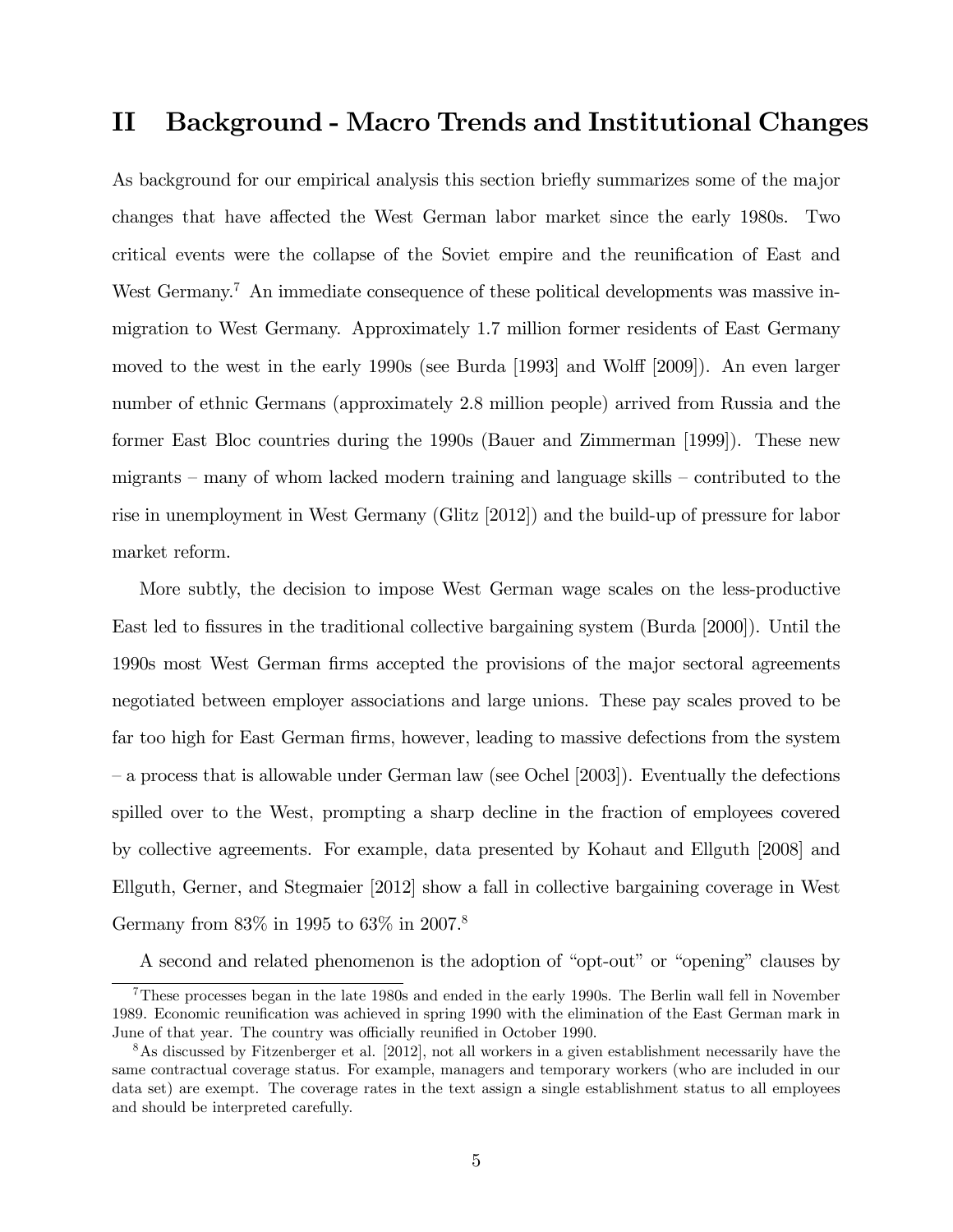## II Background - Macro Trends and Institutional Changes

As background for our empirical analysis this section briefly summarizes some of the major changes that have affected the West German labor market since the early 1980s. Two critical events were the collapse of the Soviet empire and the reunification of East and West Germany.[7] An immediate consequence of these political developments was massive inmigration to West Germany. Approximately 1.7 million former residents of East Germany moved to the west in the early 1990s (see Burda [1993] and Wolff [2009]). An even larger number of ethnic Germans (approximately 2.8 million people) arrived from Russia and the former East Bloc countries during the 1990s (Bauer and Zimmerman [1999]). These new migrants – many of whom lacked modern training and language skills – contributed to the rise in unemployment in West Germany (Glitz [2012]) and the build-up of pressure for labor market reform.

More subtly, the decision to impose West German wage scales on the less-productive East led to fissures in the traditional collective bargaining system (Burda [2000]). Until the 1990s most West German firms accepted the provisions of the major sectoral agreements negotiated between employer associations and large unions. These pay scales proved to be far too high for East German firms, however, leading to massive defections from the system – a process that is allowable under German law (see Ochel [2003]). Eventually the defections spilled over to the West, prompting a sharp decline in the fraction of employees covered by collective agreements. For example, data presented by Kohaut and Ellguth [2008] and Ellguth, Gerner, and Stegmaier [2012] show a fall in collective bargaining coverage in West Germany from 83% in 1995 to 63% in 2007.[8]

A second and related phenomenon is the adoption of "opt-out" or "opening" clauses by

[7] These processes began in the late 1980s and ended in the early 1990s. The Berlin wall fell in November 1989. Economic reunification was achieved in spring 1990 with the elimination of the East German mark in June of that year. The country was officially reunified in October 1990.

[8] As discussed by Fitzenberger et al. [2012], not all workers in a given establishment necessarily have the same contractual coverage status. For example, managers and temporary workers (who are included in our data set) are exempt. The coverage rates in the text assign a single establishment status to all employees and should be interpreted carefully.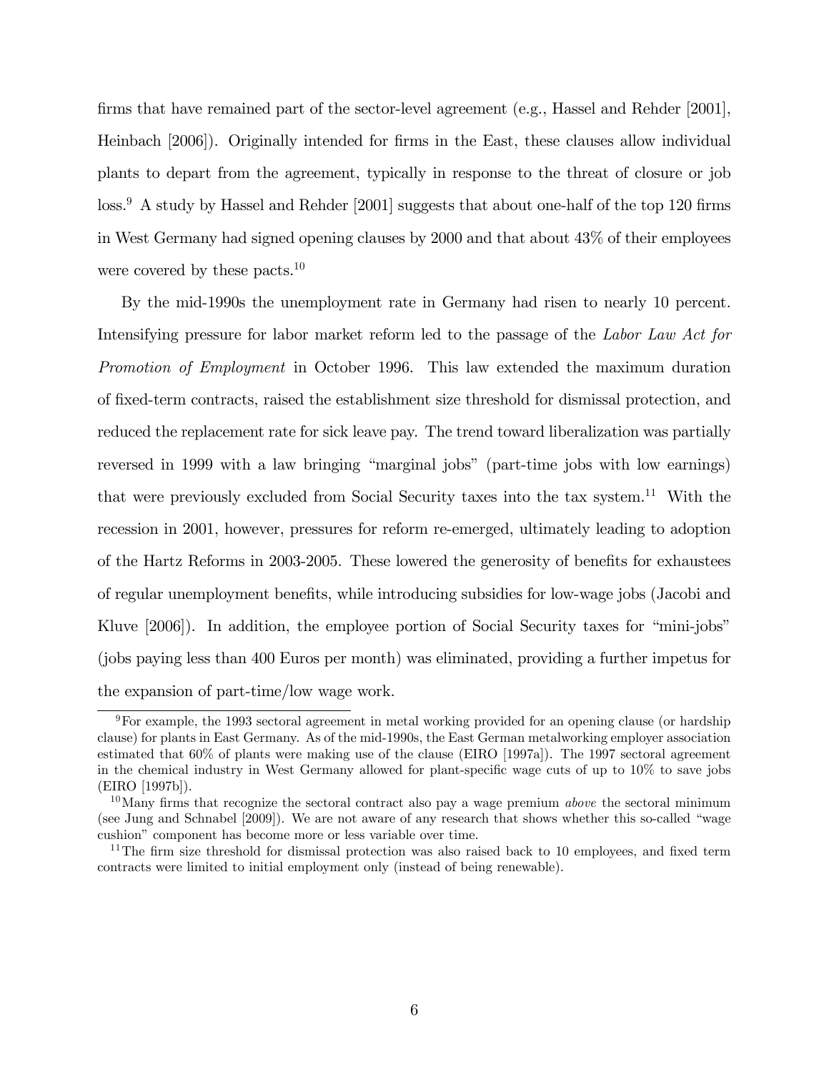firms that have remained part of the sector-level agreement (e.g., Hassel and Rehder [2001], Heinbach [2006]). Originally intended for firms in the East, these clauses allow individual plants to depart from the agreement, typically in response to the threat of closure or job loss.[9] A study by Hassel and Rehder [2001] suggests that about one-half of the top 120 firms in West Germany had signed opening clauses by 2000 and that about 43% of their employees were covered by these pacts.[10]

By the mid-1990s the unemployment rate in Germany had risen to nearly 10 percent. Intensifying pressure for labor market reform led to the passage of the *Labor Law Act for Promotion of Employment* in October 1996. This law extended the maximum duration of fixed-term contracts, raised the establishment size threshold for dismissal protection, and reduced the replacement rate for sick leave pay. The trend toward liberalization was partially reversed in 1999 with a law bringing "marginal jobs" (part-time jobs with low earnings) that were previously excluded from Social Security taxes into the tax system.[11] With the recession in 2001, however, pressures for reform re-emerged, ultimately leading to adoption of the Hartz Reforms in 2003-2005. These lowered the generosity of benefits for exhaustees of regular unemployment benefits, while introducing subsidies for low-wage jobs (Jacobi and Kluve [2006]). In addition, the employee portion of Social Security taxes for "mini-jobs" (jobs paying less than 400 Euros per month) was eliminated, providing a further impetus for the expansion of part-time/low wage work.

[9] For example, the 1993 sectoral agreement in metal working provided for an opening clause (or hardship clause) for plants in East Germany. As of the mid-1990s, the East German metalworking employer association estimated that 60% of plants were making use of the clause (EIRO [1997a]). The 1997 sectoral agreement in the chemical industry in West Germany allowed for plant-specific wage cuts of up to 10% to save jobs (EIRO [1997b]).

[10] Many firms that recognize the sectoral contract also pay a wage premium *above* the sectoral minimum (see Jung and Schnabel [2009]). We are not aware of any research that shows whether this so-called "wage cushion" component has become more or less variable over time.

[11] The firm size threshold for dismissal protection was also raised back to 10 employees, and fixed term contracts were limited to initial employment only (instead of being renewable).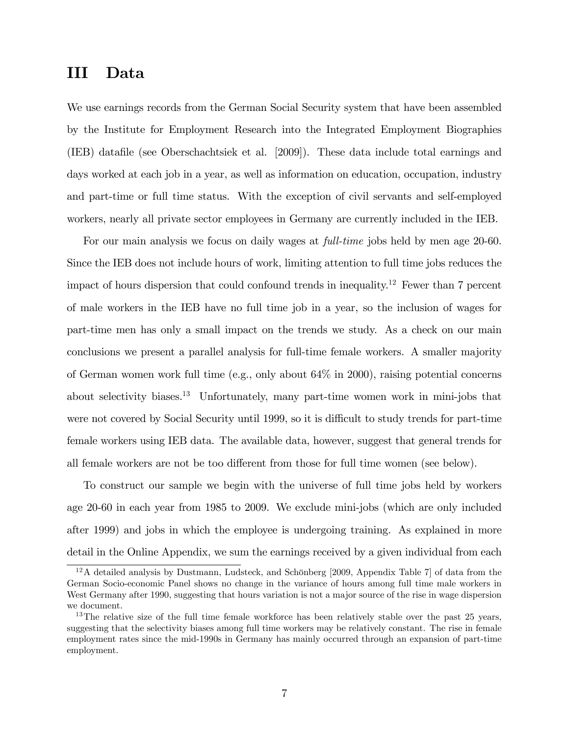# III Data

We use earnings records from the German Social Security system that have been assembled by the Institute for Employment Research into the Integrated Employment Biographies (IEB) datafile (see Oberschachtsiek et al. [2009]). These data include total earnings and days worked at each job in a year, as well as information on education, occupation, industry and part-time or full time status. With the exception of civil servants and self-employed workers, nearly all private sector employees in Germany are currently included in the IEB.

For our main analysis we focus on daily wages at *full-time* jobs held by men age 20-60. Since the IEB does not include hours of work, limiting attention to full time jobs reduces the impact of hours dispersion that could confound trends in inequality.[12] Fewer than 7 percent of male workers in the IEB have no full time job in a year, so the inclusion of wages for part-time men has only a small impact on the trends we study. As a check on our main conclusions we present a parallel analysis for full-time female workers. A smaller majority of German women work full time (e.g., only about 64% in 2000), raising potential concerns about selectivity biases.[13] Unfortunately, many part-time women work in mini-jobs that were not covered by Social Security until 1999, so it is difficult to study trends for part-time female workers using IEB data. The available data, however, suggest that general trends for all female workers are not be too different from those for full time women (see below).

To construct our sample we begin with the universe of full time jobs held by workers age 20-60 in each year from 1985 to 2009. We exclude mini-jobs (which are only included after 1999) and jobs in which the employee is undergoing training. As explained in more detail in the Online Appendix, we sum the earnings received by a given individual from each

[12] A detailed analysis by Dustmann, Ludsteck, and Schönberg [2009, Appendix Table 7] of data from the German Socio-economic Panel shows no change in the variance of hours among full time male workers in West Germany after 1990, suggesting that hours variation is not a major source of the rise in wage dispersion we document.

[13] The relative size of the full time female workforce has been relatively stable over the past 25 years, suggesting that the selectivity biases among full time workers may be relatively constant. The rise in female employment rates since the mid-1990s in Germany has mainly occurred through an expansion of part-time employment.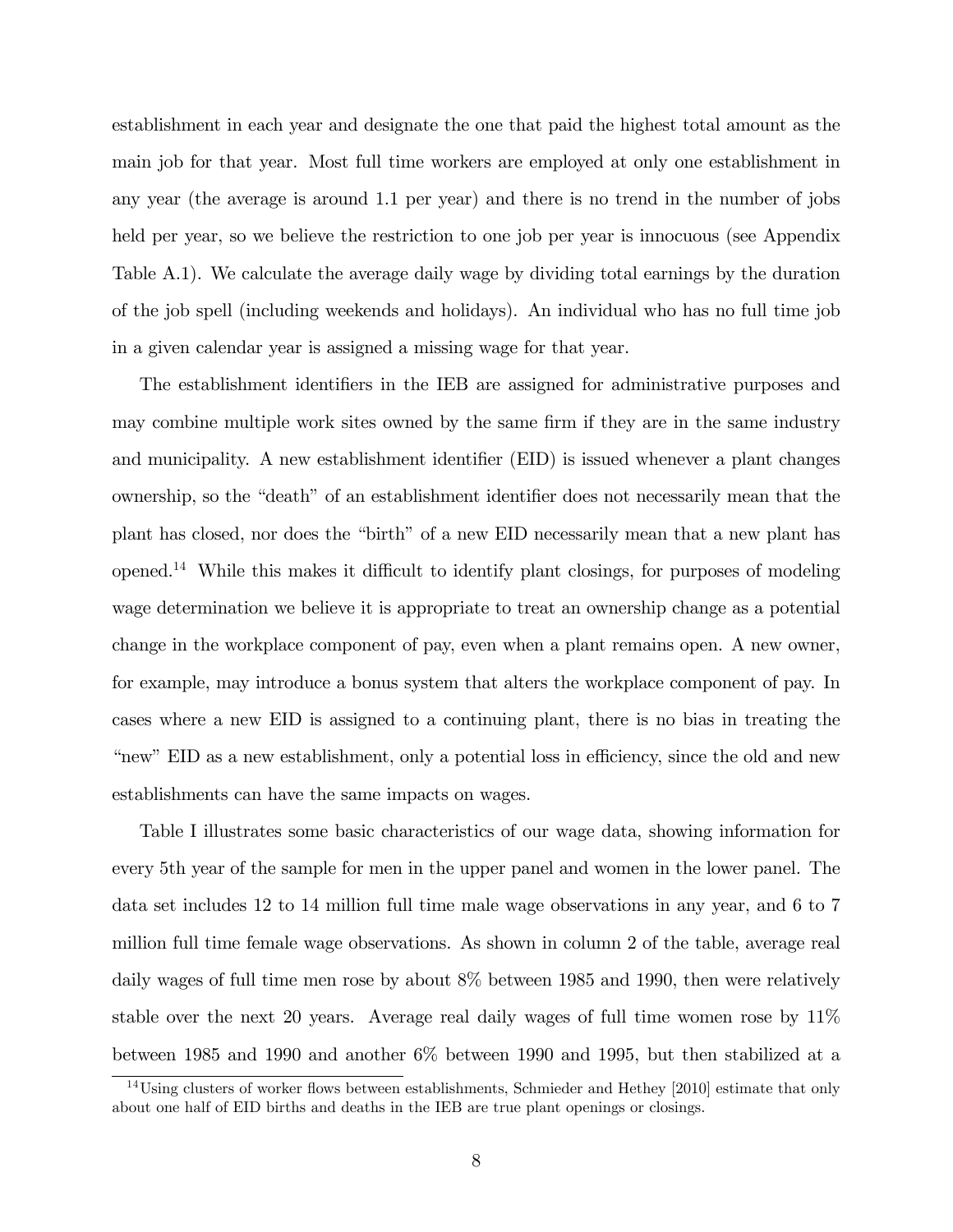establishment in each year and designate the one that paid the highest total amount as the main job for that year. Most full time workers are employed at only one establishment in any year (the average is around 1.1 per year) and there is no trend in the number of jobs held per year, so we believe the restriction to one job per year is innocuous (see Appendix Table A.1). We calculate the average daily wage by dividing total earnings by the duration of the job spell (including weekends and holidays). An individual who has no full time job in a given calendar year is assigned a missing wage for that year.

The establishment identifiers in the IEB are assigned for administrative purposes and may combine multiple work sites owned by the same firm if they are in the same industry and municipality. A new establishment identifier (EID) is issued whenever a plant changes ownership, so the "death" of an establishment identifier does not necessarily mean that the plant has closed, nor does the "birth" of a new EID necessarily mean that a new plant has opened.[14] While this makes it difficult to identify plant closings, for purposes of modeling wage determination we believe it is appropriate to treat an ownership change as a potential change in the workplace component of pay, even when a plant remains open. A new owner, for example, may introduce a bonus system that alters the workplace component of pay. In cases where a new EID is assigned to a continuing plant, there is no bias in treating the "new" EID as a new establishment, only a potential loss in efficiency, since the old and new establishments can have the same impacts on wages.

Table I illustrates some basic characteristics of our wage data, showing information for every 5th year of the sample for men in the upper panel and women in the lower panel. The data set includes 12 to 14 million full time male wage observations in any year, and 6 to 7 million full time female wage observations. As shown in column 2 of the table, average real daily wages of full time men rose by about 8% between 1985 and 1990, then were relatively stable over the next 20 years. Average real daily wages of full time women rose by 11% between 1985 and 1990 and another 6% between 1990 and 1995, but then stabilized at a

[14] Using clusters of worker flows between establishments, Schmieder and Hethey [2010] estimate that only about one half of EID births and deaths in the IEB are true plant openings or closings.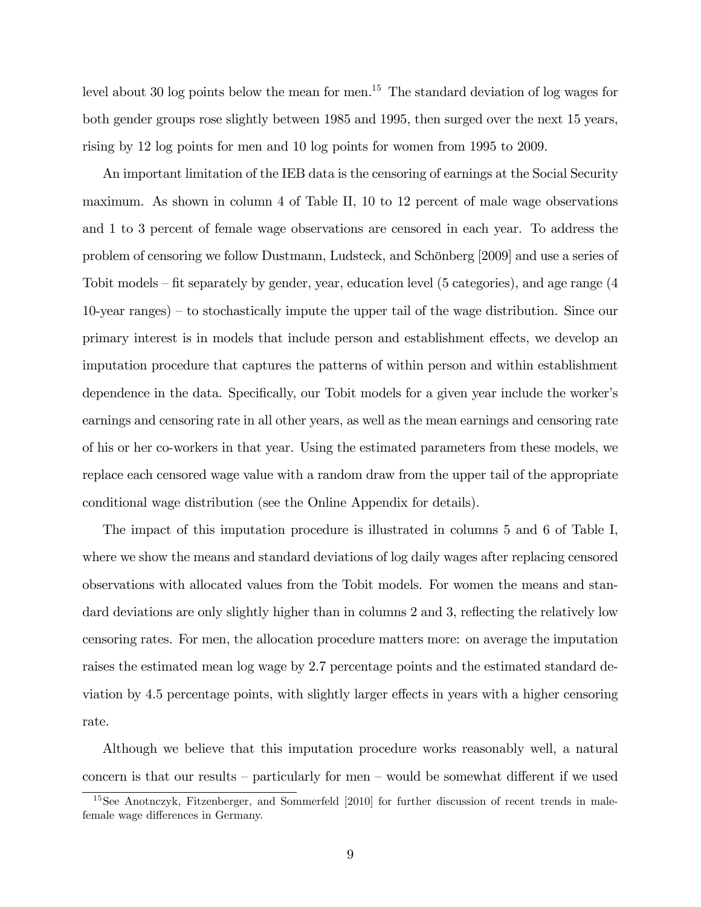level about 30 log points below the mean for men.[15] The standard deviation of log wages for both gender groups rose slightly between 1985 and 1995, then surged over the next 15 years, rising by 12 log points for men and 10 log points for women from 1995 to 2009.

An important limitation of the IEB data is the censoring of earnings at the Social Security maximum. As shown in column 4 of Table II, 10 to 12 percent of male wage observations and 1 to 3 percent of female wage observations are censored in each year. To address the problem of censoring we follow Dustmann, Ludsteck, and Schönberg [2009] and use a series of Tobit models – fit separately by gender, year, education level (5 categories), and age range (4 10-year ranges) – to stochastically impute the upper tail of the wage distribution. Since our primary interest is in models that include person and establishment effects, we develop an imputation procedure that captures the patterns of within person and within establishment dependence in the data. Specifically, our Tobit models for a given year include the worker's earnings and censoring rate in all other years, as well as the mean earnings and censoring rate of his or her co-workers in that year. Using the estimated parameters from these models, we replace each censored wage value with a random draw from the upper tail of the appropriate conditional wage distribution (see the Online Appendix for details).

The impact of this imputation procedure is illustrated in columns 5 and 6 of Table I, where we show the means and standard deviations of log daily wages after replacing censored observations with allocated values from the Tobit models. For women the means and standard deviations are only slightly higher than in columns 2 and 3, reflecting the relatively low censoring rates. For men, the allocation procedure matters more: on average the imputation raises the estimated mean log wage by 2.7 percentage points and the estimated standard deviation by 4.5 percentage points, with slightly larger effects in years with a higher censoring rate.

Although we believe that this imputation procedure works reasonably well, a natural concern is that our results – particularly for men – would be somewhat different if we used

[15] See Anotnczyk, Fitzenberger, and Sommerfeld [2010] for further discussion of recent trends in male-female wage differences in Germany.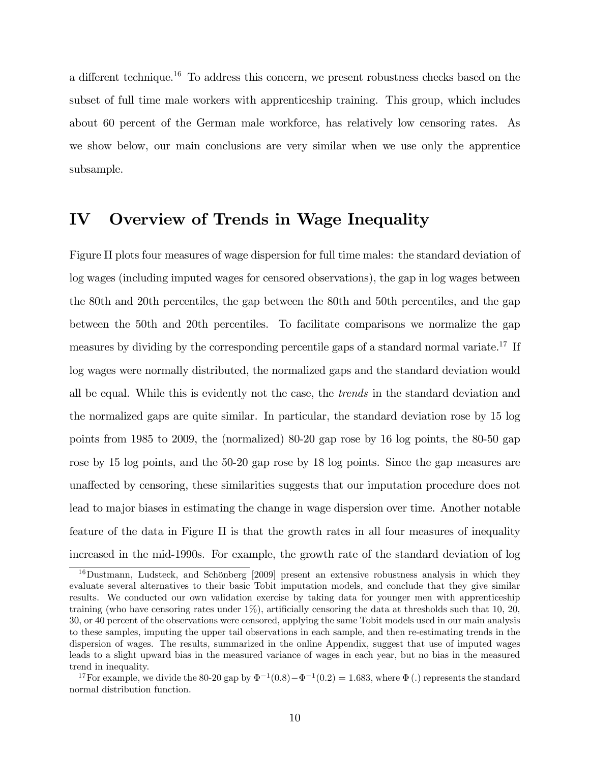a different technique.[16] To address this concern, we present robustness checks based on the subset of full time male workers with apprenticeship training. This group, which includes about 60 percent of the German male workforce, has relatively low censoring rates. As we show below, our main conclusions are very similar when we use only the apprentice subsample.

# IV Overview of Trends in Wage Inequality

Figure II plots four measures of wage dispersion for full time males: the standard deviation of log wages (including imputed wages for censored observations), the gap in log wages between the 80th and 20th percentiles, the gap between the 80th and 50th percentiles, and the gap between the 50th and 20th percentiles. To facilitate comparisons we normalize the gap measures by dividing by the corresponding percentile gaps of a standard normal variate.[17] If log wages were normally distributed, the normalized gaps and the standard deviation would all be equal. While this is evidently not the case, the *trends* in the standard deviation and the normalized gaps are quite similar. In particular, the standard deviation rose by 15 log points from 1985 to 2009, the (normalized) 80-20 gap rose by 16 log points, the 80-50 gap rose by 15 log points, and the 50-20 gap rose by 18 log points. Since the gap measures are unaffected by censoring, these similarities suggests that our imputation procedure does not lead to major biases in estimating the change in wage dispersion over time. Another notable feature of the data in Figure II is that the growth rates in all four measures of inequality increased in the mid-1990s. For example, the growth rate of the standard deviation of log

---

[16] Dustmann, Ludsteck, and Schönberg [2009] present an extensive robustness analysis in which they evaluate several alternatives to their basic Tobit imputation models, and conclude that they give similar results. We conducted our own validation exercise by taking data for younger men with apprenticeship training (who have censoring rates under 1%), artificially censoring the data at thresholds such that 10, 20, 30, or 40 percent of the observations were censored, applying the same Tobit models used in our main analysis to these samples, imputing the upper tail observations in each sample, and then re-estimating trends in the dispersion of wages. The results, summarized in the online Appendix, suggest that use of imputed wages leads to a slight upward bias in the measured variance of wages in each year, but no bias in the measured trend in inequality.

[17] For example, we divide the 80-20 gap by $\Phi^{-1}(0.8) - \Phi^{-1}(0.2) = 1.683$, where $\Phi(.)$ represents the standard normal distribution function.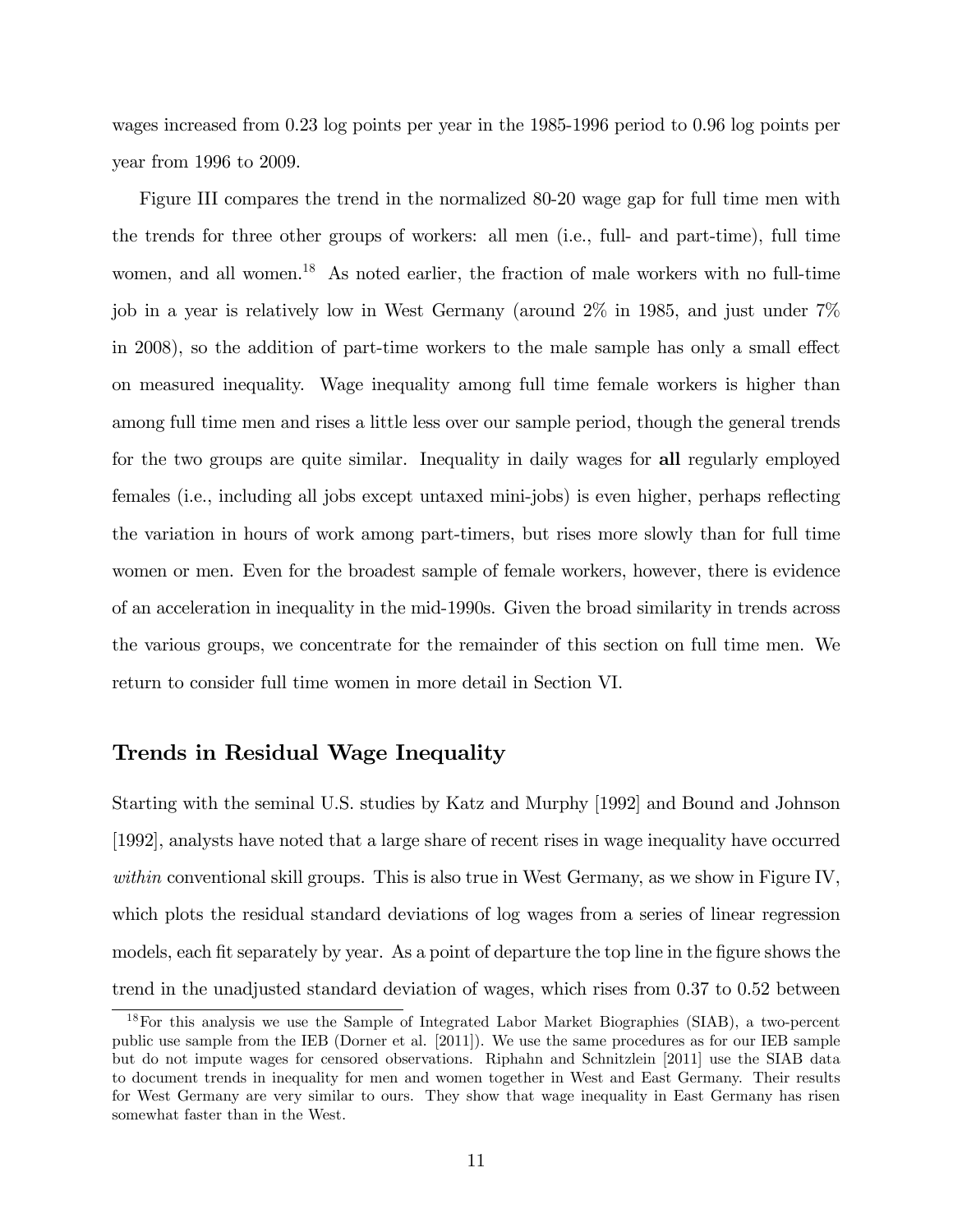wages increased from 0.23 log points per year in the 1985-1996 period to 0.96 log points per year from 1996 to 2009.

Figure III compares the trend in the normalized 80-20 wage gap for full time men with the trends for three other groups of workers: all men (i.e., full- and part-time), full time women, and all women.[18] As noted earlier, the fraction of male workers with no full-time job in a year is relatively low in West Germany (around 2% in 1985, and just under 7% in 2008), so the addition of part-time workers to the male sample has only a small effect on measured inequality. Wage inequality among full time female workers is higher than among full time men and rises a little less over our sample period, though the general trends for the two groups are quite similar. Inequality in daily wages for **all** regularly employed females (i.e., including all jobs except untaxed mini-jobs) is even higher, perhaps reflecting the variation in hours of work among part-timers, but rises more slowly than for full time women or men. Even for the broadest sample of female workers, however, there is evidence of an acceleration in inequality in the mid-1990s. Given the broad similarity in trends across the various groups, we concentrate for the remainder of this section on full time men. We return to consider full time women in more detail in Section VI.

## Trends in Residual Wage Inequality

Starting with the seminal U.S. studies by Katz and Murphy [1992] and Bound and Johnson [1992], analysts have noted that a large share of recent rises in wage inequality have occurred *within* conventional skill groups. This is also true in West Germany, as we show in Figure IV, which plots the residual standard deviations of log wages from a series of linear regression models, each fit separately by year. As a point of departure the top line in the figure shows the trend in the unadjusted standard deviation of wages, which rises from 0.37 to 0.52 between

[18] For this analysis we use the Sample of Integrated Labor Market Biographies (SIAB), a two-percent public use sample from the IEB (Dorner et al. [2011]). We use the same procedures as for our IEB sample but do not impute wages for censored observations. Riphahn and Schnitzlein [2011] use the SIAB data to document trends in inequality for men and women together in West and East Germany. Their results for West Germany are very similar to ours. They show that wage inequality in East Germany has risen somewhat faster than in the West.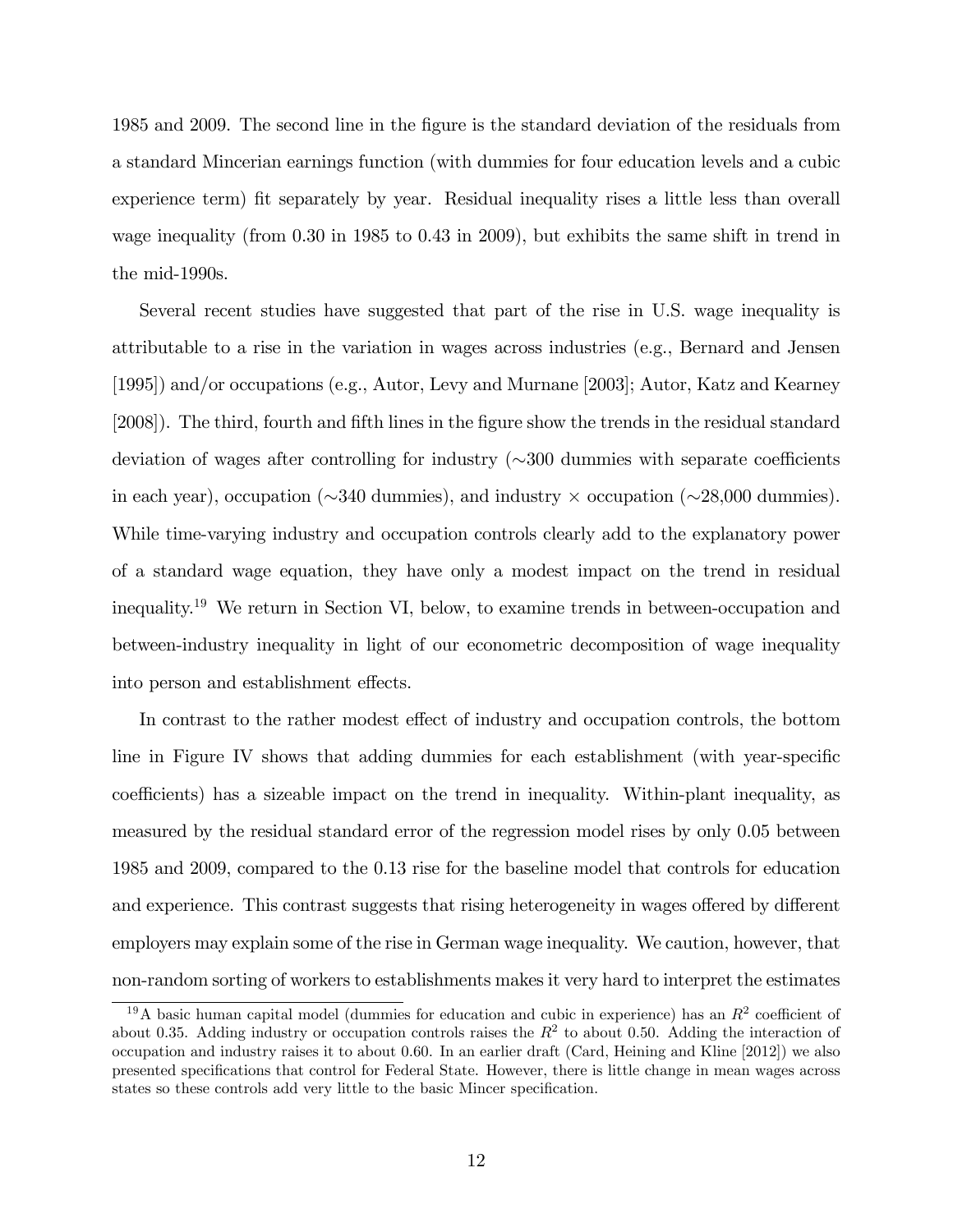1985 and 2009. The second line in the figure is the standard deviation of the residuals from a standard Mincerian earnings function (with dummies for four education levels and a cubic experience term) fit separately by year. Residual inequality rises a little less than overall wage inequality (from 0.30 in 1985 to 0.43 in 2009), but exhibits the same shift in trend in the mid-1990s.

Several recent studies have suggested that part of the rise in U.S. wage inequality is attributable to a rise in the variation in wages across industries (e.g., Bernard and Jensen [1995]) and/or occupations (e.g., Autor, Levy and Murnane [2003]; Autor, Katz and Kearney [2008]). The third, fourth and fifth lines in the figure show the trends in the residual standard deviation of wages after controlling for industry ($\sim$300 dummies with separate coefficients in each year), occupation ($\sim$340 dummies), and industry $\times$ occupation ($\sim$28,000 dummies). While time-varying industry and occupation controls clearly add to the explanatory power of a standard wage equation, they have only a modest impact on the trend in residual inequality.[19] We return in Section VI, below, to examine trends in between-occupation and between-industry inequality in light of our econometric decomposition of wage inequality into person and establishment effects.

In contrast to the rather modest effect of industry and occupation controls, the bottom line in Figure IV shows that adding dummies for each establishment (with year-specific coefficients) has a sizeable impact on the trend in inequality. Within-plant inequality, as measured by the residual standard error of the regression model rises by only 0.05 between 1985 and 2009, compared to the 0.13 rise for the baseline model that controls for education and experience. This contrast suggests that rising heterogeneity in wages offered by different employers may explain some of the rise in German wage inequality. We caution, however, that non-random sorting of workers to establishments makes it very hard to interpret the estimates

[19] A basic human capital model (dummies for education and cubic in experience) has an $R^2$ coefficient of about 0.35. Adding industry or occupation controls raises the $R^2$ to about 0.50. Adding the interaction of occupation and industry raises it to about 0.60. In an earlier draft (Card, Heining and Kline [2012]) we also presented specifications that control for Federal State. However, there is little change in mean wages across states so these controls add very little to the basic Mincer specification.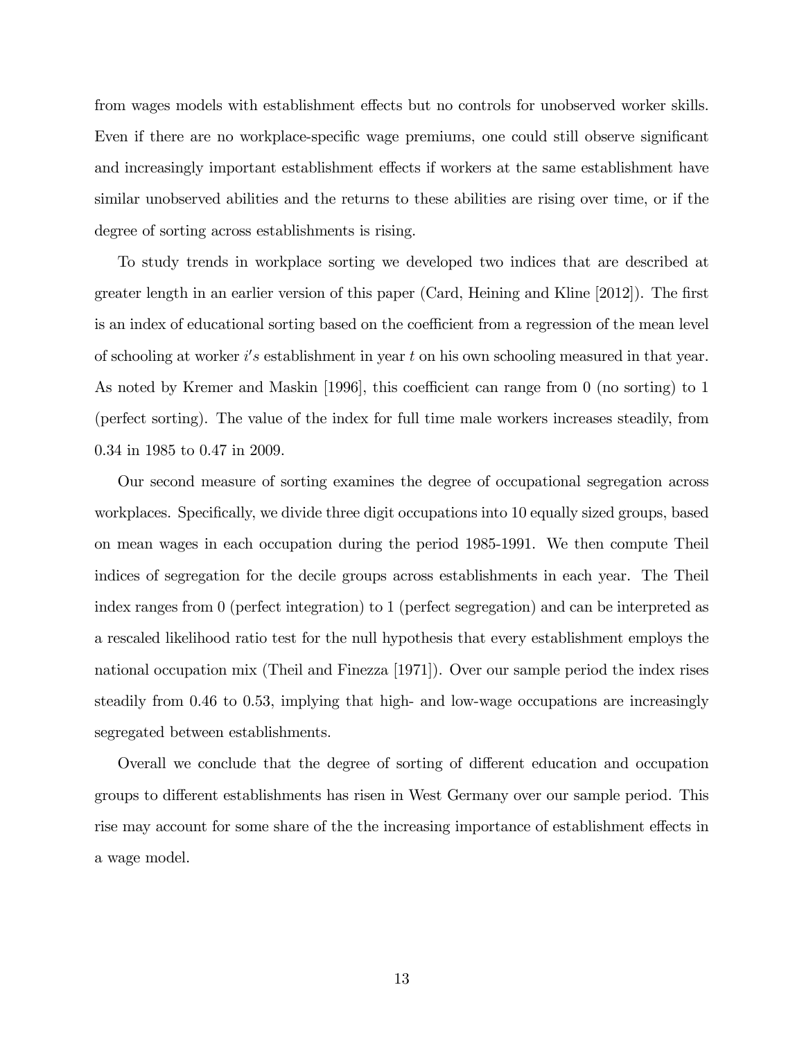from wages models with establishment effects but no controls for unobserved worker skills. Even if there are no workplace-specific wage premiums, one could still observe significant and increasingly important establishment effects if workers at the same establishment have similar unobserved abilities and the returns to these abilities are rising over time, or if the degree of sorting across establishments is rising.

To study trends in workplace sorting we developed two indices that are described at greater length in an earlier version of this paper (Card, Heining and Kline [2012]). The first is an index of educational sorting based on the coefficient from a regression of the mean level of schooling at worker $i's$ establishment in year $t$ on his own schooling measured in that year. As noted by Kremer and Maskin [1996], this coefficient can range from 0 (no sorting) to 1 (perfect sorting). The value of the index for full time male workers increases steadily, from 0.34 in 1985 to 0.47 in 2009.

Our second measure of sorting examines the degree of occupational segregation across workplaces. Specifically, we divide three digit occupations into 10 equally sized groups, based on mean wages in each occupation during the period 1985-1991. We then compute Theil indices of segregation for the decile groups across establishments in each year. The Theil index ranges from 0 (perfect integration) to 1 (perfect segregation) and can be interpreted as a rescaled likelihood ratio test for the null hypothesis that every establishment employs the national occupation mix (Theil and Finezza [1971]). Over our sample period the index rises steadily from 0.46 to 0.53, implying that high- and low-wage occupations are increasingly segregated between establishments.

Overall we conclude that the degree of sorting of different education and occupation groups to different establishments has risen in West Germany over our sample period. This rise may account for some share of the the increasing importance of establishment effects in a wage model.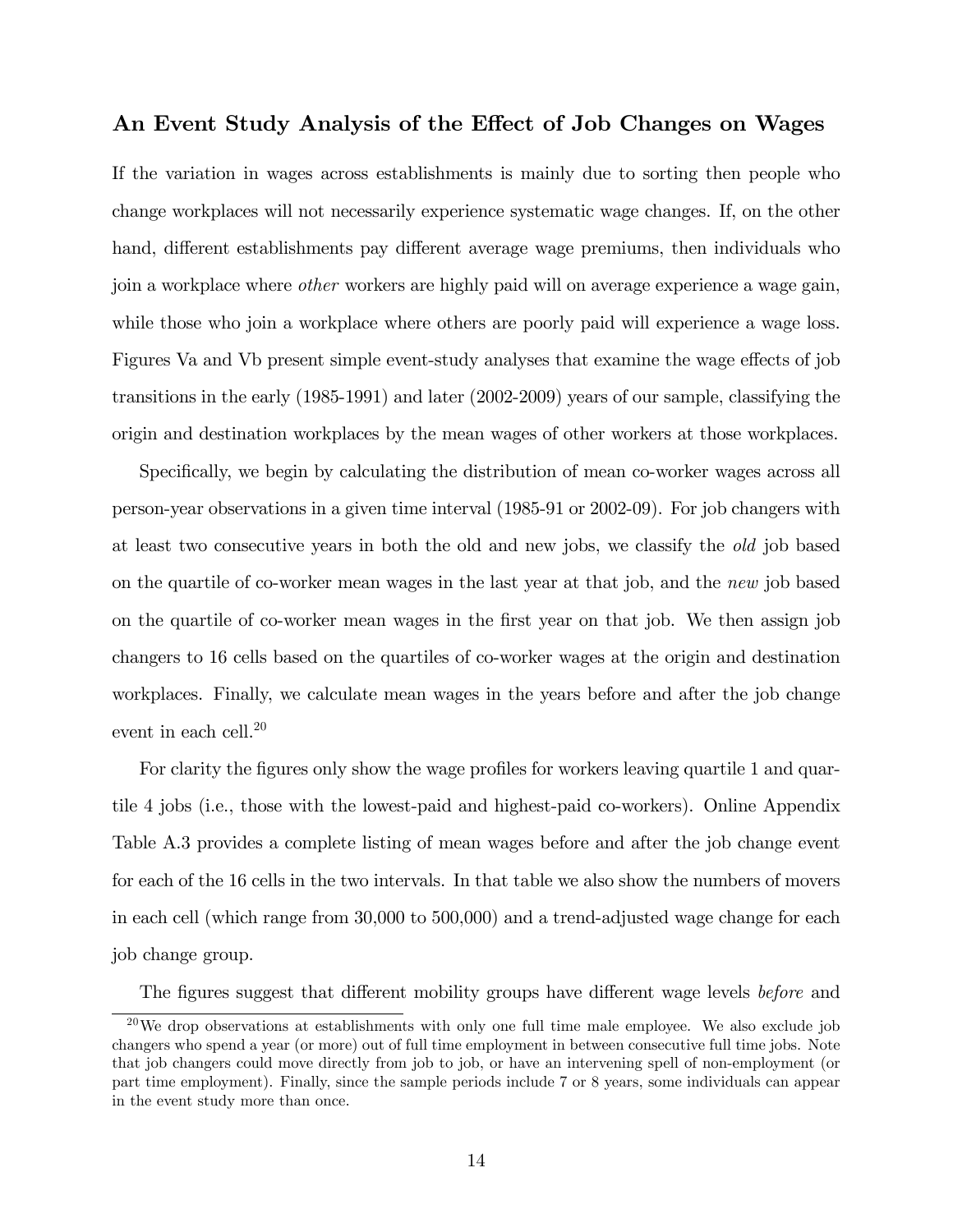### An Event Study Analysis of the Effect of Job Changes on Wages

If the variation in wages across establishments is mainly due to sorting then people who change workplaces will not necessarily experience systematic wage changes. If, on the other hand, different establishments pay different average wage premiums, then individuals who join a workplace where *other* workers are highly paid will on average experience a wage gain, while those who join a workplace where others are poorly paid will experience a wage loss. Figures Va and Vb present simple event-study analyses that examine the wage effects of job transitions in the early (1985-1991) and later (2002-2009) years of our sample, classifying the origin and destination workplaces by the mean wages of other workers at those workplaces.

Specifically, we begin by calculating the distribution of mean co-worker wages across all person-year observations in a given time interval (1985-91 or 2002-09). For job changers with at least two consecutive years in both the old and new jobs, we classify the *old* job based on the quartile of co-worker mean wages in the last year at that job, and the *new* job based on the quartile of co-worker mean wages in the first year on that job. We then assign job changers to 16 cells based on the quartiles of co-worker wages at the origin and destination workplaces. Finally, we calculate mean wages in the years before and after the job change event in each cell.[20]

For clarity the figures only show the wage profiles for workers leaving quartile 1 and quartile 4 jobs (i.e., those with the lowest-paid and highest-paid co-workers). Online Appendix Table A.3 provides a complete listing of mean wages before and after the job change event for each of the 16 cells in the two intervals. In that table we also show the numbers of movers in each cell (which range from 30,000 to 500,000) and a trend-adjusted wage change for each job change group.

The figures suggest that different mobility groups have different wage levels *before* and

[20] We drop observations at establishments with only one full time male employee. We also exclude job changers who spend a year (or more) out of full time employment in between consecutive full time jobs. Note that job changers could move directly from job to job, or have an intervening spell of non-employment (or part time employment). Finally, since the sample periods include 7 or 8 years, some individuals can appear in the event study more than once.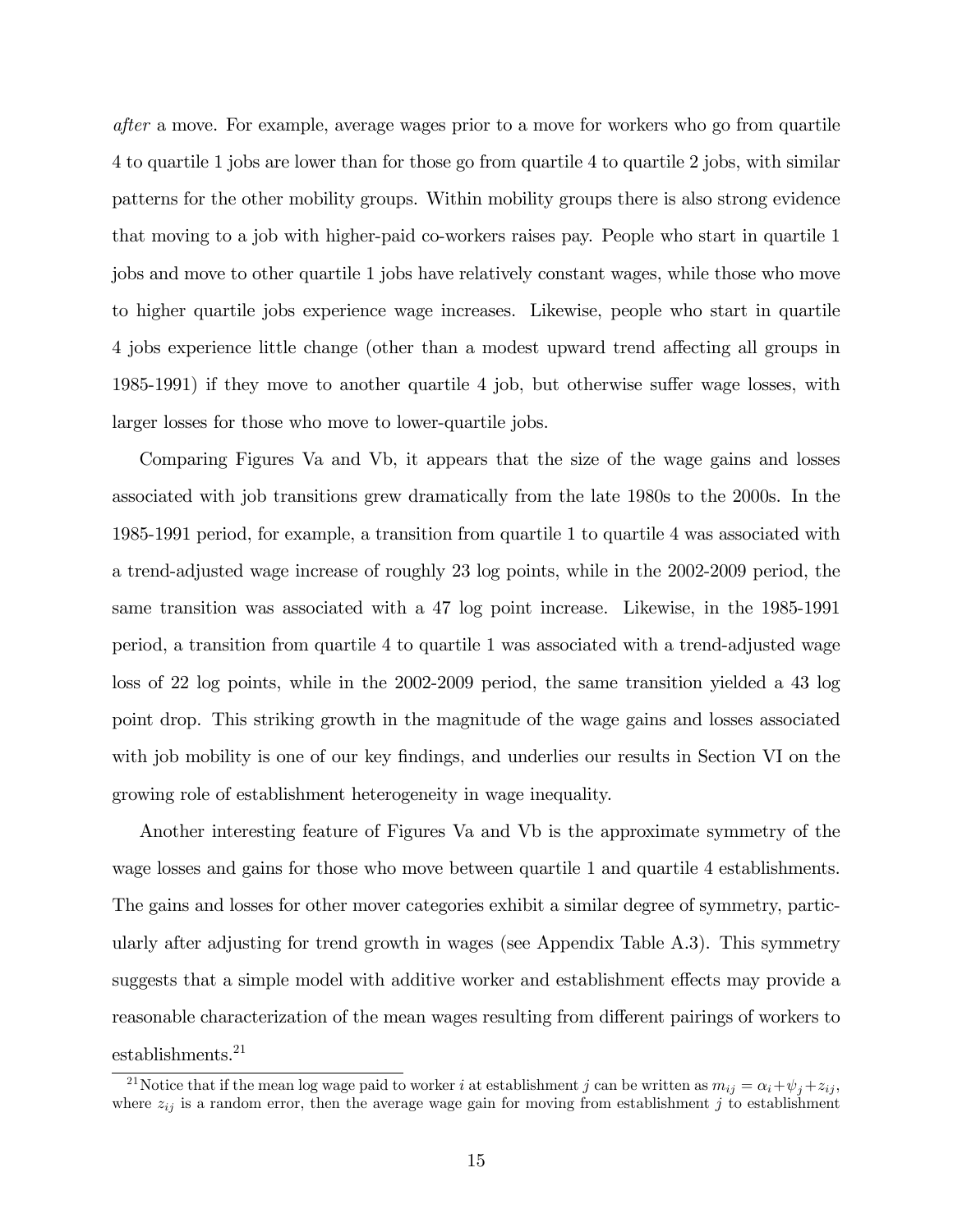*after* a move. For example, average wages prior to a move for workers who go from quartile 4 to quartile 1 jobs are lower than for those go from quartile 4 to quartile 2 jobs, with similar patterns for the other mobility groups. Within mobility groups there is also strong evidence that moving to a job with higher-paid co-workers raises pay. People who start in quartile 1 jobs and move to other quartile 1 jobs have relatively constant wages, while those who move to higher quartile jobs experience wage increases. Likewise, people who start in quartile 4 jobs experience little change (other than a modest upward trend affecting all groups in 1985-1991) if they move to another quartile 4 job, but otherwise suffer wage losses, with larger losses for those who move to lower-quartile jobs.

Comparing Figures Va and Vb, it appears that the size of the wage gains and losses associated with job transitions grew dramatically from the late 1980s to the 2000s. In the 1985-1991 period, for example, a transition from quartile 1 to quartile 4 was associated with a trend-adjusted wage increase of roughly 23 log points, while in the 2002-2009 period, the same transition was associated with a 47 log point increase. Likewise, in the 1985-1991 period, a transition from quartile 4 to quartile 1 was associated with a trend-adjusted wage loss of 22 log points, while in the 2002-2009 period, the same transition yielded a 43 log point drop. This striking growth in the magnitude of the wage gains and losses associated with job mobility is one of our key findings, and underlies our results in Section VI on the growing role of establishment heterogeneity in wage inequality.

Another interesting feature of Figures Va and Vb is the approximate symmetry of the wage losses and gains for those who move between quartile 1 and quartile 4 establishments. The gains and losses for other mover categories exhibit a similar degree of symmetry, particularly after adjusting for trend growth in wages (see Appendix Table A.3). This symmetry suggests that a simple model with additive worker and establishment effects may provide a reasonable characterization of the mean wages resulting from different pairings of workers to establishments.[21]

[21] Notice that if the mean log wage paid to worker $i$ at establishment $j$ can be written as $m_{ij} = \alpha_i + \psi_j + z_{ij}$, where $z_{ij}$ is a random error, then the average wage gain for moving from establishment $j$ to establishment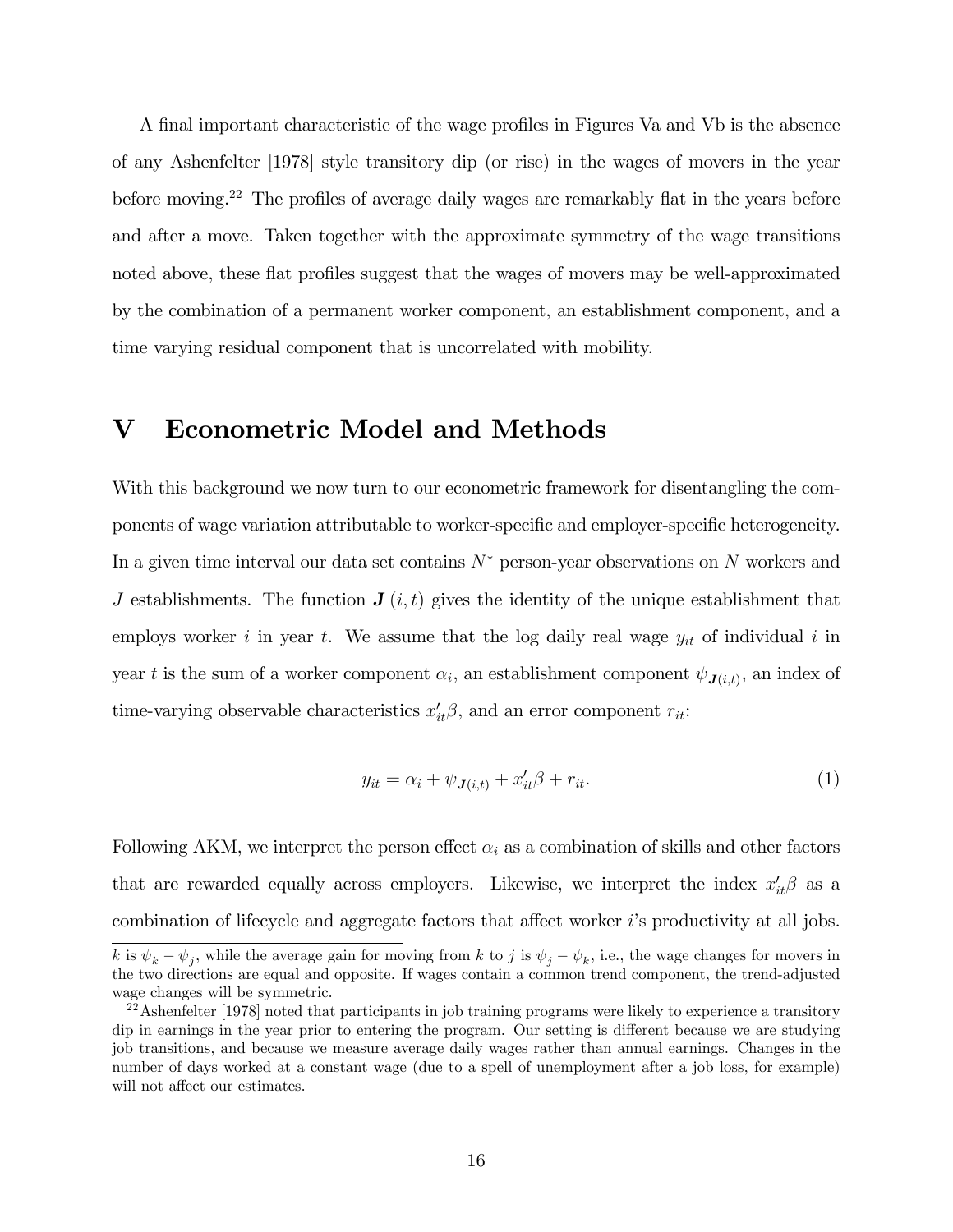A final important characteristic of the wage profiles in Figures Va and Vb is the absence of any Ashenfelter [1978] style transitory dip (or rise) in the wages of movers in the year before moving.[22] The profiles of average daily wages are remarkably flat in the years before and after a move. Taken together with the approximate symmetry of the wage transitions noted above, these flat profiles suggest that the wages of movers may be well-approximated by the combination of a permanent worker component, an establishment component, and a time varying residual component that is uncorrelated with mobility.

# V Econometric Model and Methods

With this background we now turn to our econometric framework for disentangling the components of wage variation attributable to worker-specific and employer-specific heterogeneity. In a given time interval our data set contains $N^*$ person-year observations on $N$ workers and $J$ establishments. The function $\boldsymbol{J}(i,t)$ gives the identity of the unique establishment that employs worker $i$ in year $t$. We assume that the log daily real wage $y_{it}$ of individual $i$ in year $t$ is the sum of a worker component $\alpha_i$, an establishment component $\psi_{\boldsymbol{J}(i,t)}$, an index of time-varying observable characteristics $x_{it}'\beta$, and an error component $r_{it}$:

$$y_{it} = \alpha_i + \psi_{\boldsymbol{J}(i,t)} + x_{it}'\beta + r_{it}. \tag{1}$$

Following AKM, we interpret the person effect $\alpha_i$ as a combination of skills and other factors that are rewarded equally across employers. Likewise, we interpret the index $x_{it}'\beta$ as a combination of lifecycle and aggregate factors that affect worker $i$'s productivity at all jobs.

$k$ is $\psi_k - \psi_j$, while the average gain for moving from $k$ to $j$ is $\psi_j - \psi_k$, i.e., the wage changes for movers in the two directions are equal and opposite. If wages contain a common trend component, the trend-adjusted wage changes will be symmetric.

[22] Ashenfelter [1978] noted that participants in job training programs were likely to experience a transitory dip in earnings in the year prior to entering the program. Our setting is different because we are studying job transitions, and because we measure average daily wages rather than annual earnings. Changes in the number of days worked at a constant wage (due to a spell of unemployment after a job loss, for example) will not affect our estimates.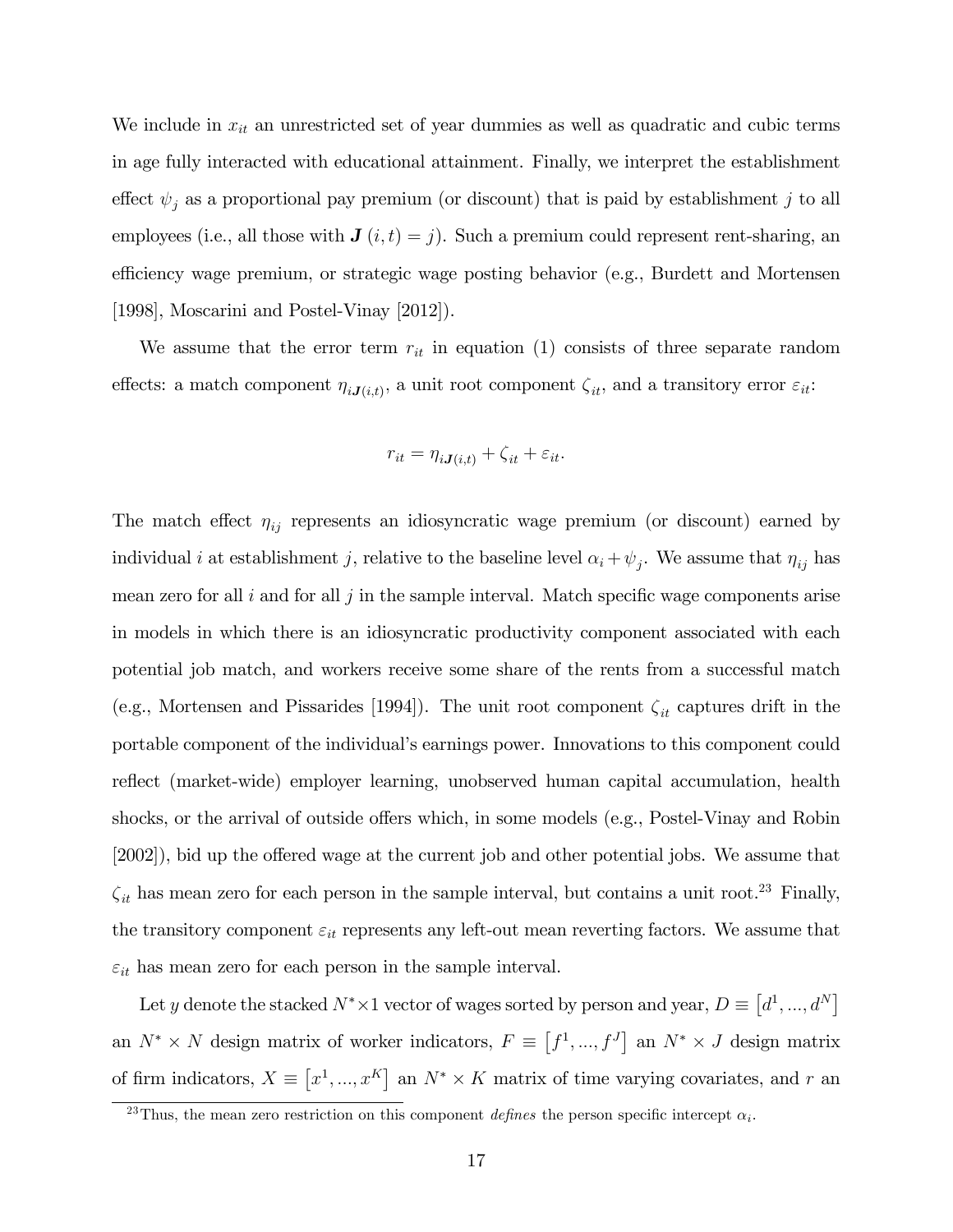We include in $x_{it}$ an unrestricted set of year dummies as well as quadratic and cubic terms in age fully interacted with educational attainment. Finally, we interpret the establishment effect $\psi_j$ as a proportional pay premium (or discount) that is paid by establishment $j$ to all employees (i.e., all those with $\boldsymbol{J}(i,t) = j$). Such a premium could represent rent-sharing, an efficiency wage premium, or strategic wage posting behavior (e.g., Burdett and Mortensen [1998], Moscarini and Postel-Vinay [2012]).

We assume that the error term $r_{it}$ in equation (1) consists of three separate random effects: a match component $\eta_{i\boldsymbol{J}(i,t)}$, a unit root component $\zeta_{it}$, and a transitory error $\varepsilon_{it}$:

$$r_{it} = \eta_{i\boldsymbol{J}(i,t)} + \zeta_{it} + \varepsilon_{it}.$$

The match effect $\eta_{ij}$ represents an idiosyncratic wage premium (or discount) earned by individual $i$ at establishment $j$, relative to the baseline level $\alpha_i + \psi_j$. We assume that $\eta_{ij}$ has mean zero for all $i$ and for all $j$ in the sample interval. Match specific wage components arise in models in which there is an idiosyncratic productivity component associated with each potential job match, and workers receive some share of the rents from a successful match (e.g., Mortensen and Pissarides [1994]). The unit root component $\zeta_{it}$ captures drift in the portable component of the individual's earnings power. Innovations to this component could reflect (market-wide) employer learning, unobserved human capital accumulation, health shocks, or the arrival of outside offers which, in some models (e.g., Postel-Vinay and Robin [2002]), bid up the offered wage at the current job and other potential jobs. We assume that $\zeta_{it}$ has mean zero for each person in the sample interval, but contains a unit root.[23] Finally, the transitory component $\varepsilon_{it}$ represents any left-out mean reverting factors. We assume that $\varepsilon_{it}$ has mean zero for each person in the sample interval.

Let $y$ denote the stacked $N^* \times 1$ vector of wages sorted by person and year, $D \equiv [d^1, ..., d^N]$ an $N^* \times N$ design matrix of worker indicators, $F \equiv [f^1, ..., f^J]$ an $N^* \times J$ design matrix of firm indicators, $X \equiv [x^1, ..., x^K]$ an $N^* \times K$ matrix of time varying covariates, and $r$ an

[23] Thus, the mean zero restriction on this component *defines* the person specific intercept $\alpha_i$.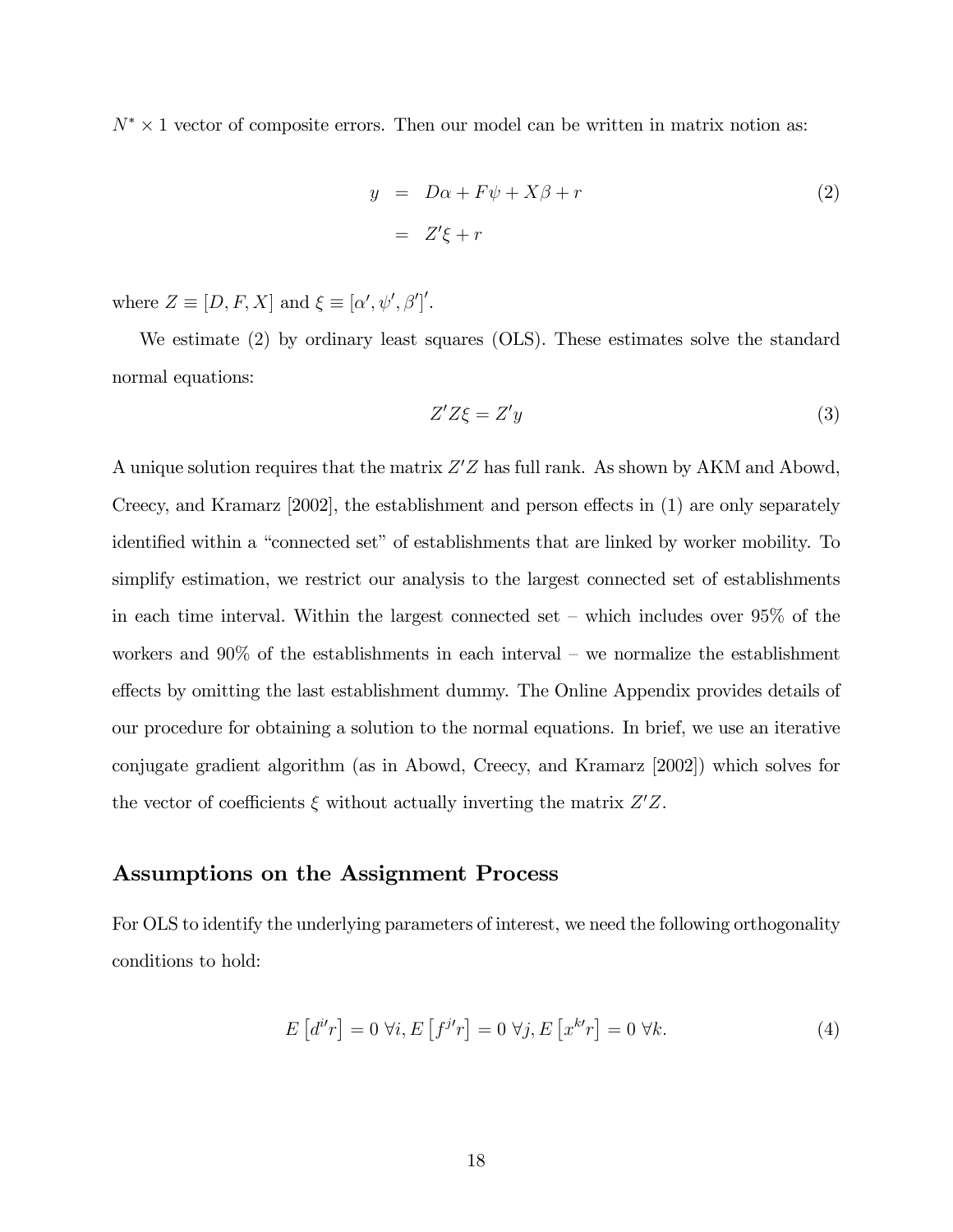$N^* \times 1$ vector of composite errors. Then our model can be written in matrix notion as:

$$
\begin{aligned}
y &= D\alpha + F\psi + X\beta + r \\
&= Z'\xi + r
\end{aligned}
\tag{2}
$$

where $Z \equiv [D, F, X]$ and $\xi \equiv [\alpha', \psi', \beta']'$.

We estimate (2) by ordinary least squares (OLS). These estimates solve the standard normal equations:

$$
Z'Z\xi = Z'y \tag{3}
$$

A unique solution requires that the matrix $Z'Z$ has full rank. As shown by AKM and Abowd, Creecy, and Kramarz [2002], the establishment and person effects in (1) are only separately identified within a "connected set" of establishments that are linked by worker mobility. To simplify estimation, we restrict our analysis to the largest connected set of establishments in each time interval. Within the largest connected set – which includes over 95% of the workers and 90% of the establishments in each interval – we normalize the establishment effects by omitting the last establishment dummy. The Online Appendix provides details of our procedure for obtaining a solution to the normal equations. In brief, we use an iterative conjugate gradient algorithm (as in Abowd, Creecy, and Kramarz [2002]) which solves for the vector of coefficients $\xi$ without actually inverting the matrix $Z'Z$.

## Assumptions on the Assignment Process

For OLS to identify the underlying parameters of interest, we need the following orthogonality conditions to hold:

$$
E\left[d^{i\prime}r\right] = 0 \;\forall i, E\left[f^{j\prime}r\right] = 0 \;\forall j, E\left[x^{k\prime}r\right] = 0 \;\forall k. \tag{4}
$$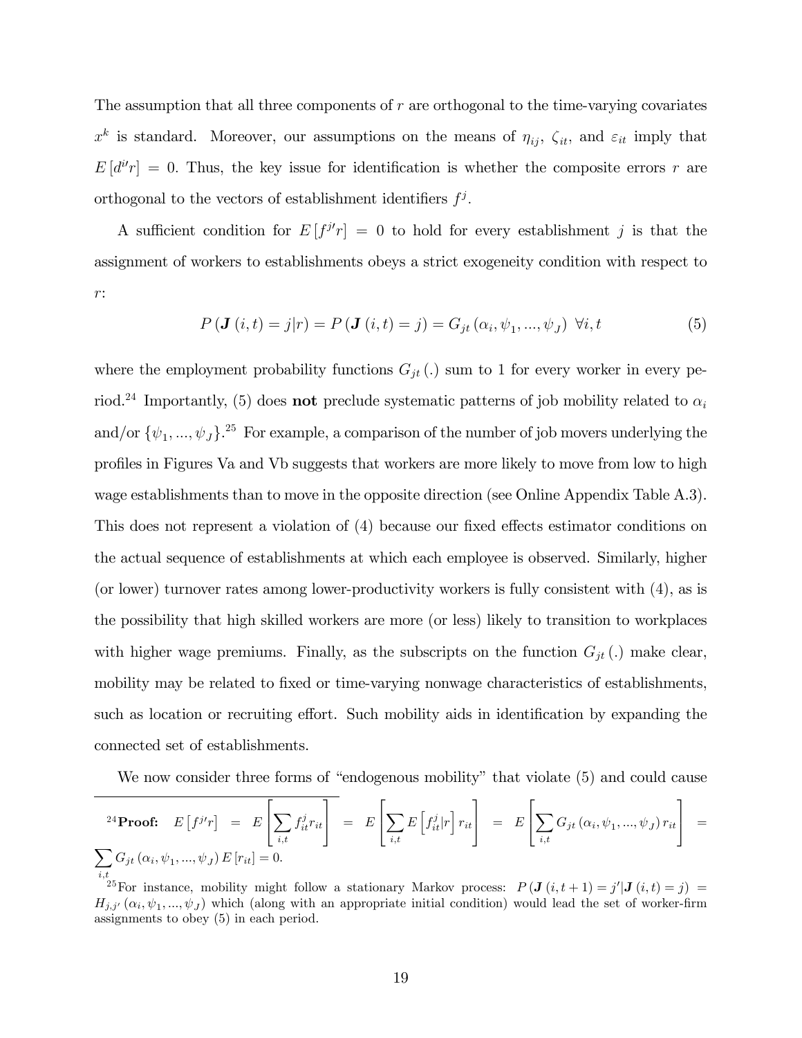The assumption that all three components of $r$ are orthogonal to the time-varying covariates $x^k$ is standard. Moreover, our assumptions on the means of $\eta_{ij}$, $\zeta_{it}$, and $\varepsilon_{it}$ imply that $E[d^{i\prime}r] = 0$. Thus, the key issue for identification is whether the composite errors $r$ are orthogonal to the vectors of establishment identifiers $f^j$.

A sufficient condition for $E[f^{j\prime}r] = 0$ to hold for every establishment $j$ is that the assignment of workers to establishments obeys a strict exogeneity condition with respect to $r$:

$$P(\mathbf{J}(i,t) = j|r) = P(\mathbf{J}(i,t) = j) = G_{jt}(\alpha_i, \psi_1, ..., \psi_J) \ \forall i, t \tag{5}$$

where the employment probability functions $G_{jt}(.)$ sum to 1 for every worker in every period.[24] Importantly, (5) does **not** preclude systematic patterns of job mobility related to $\alpha_i$ and/or $\{\psi_1, ..., \psi_J\}$.[25] For example, a comparison of the number of job movers underlying the profiles in Figures Va and Vb suggests that workers are more likely to move from low to high wage establishments than to move in the opposite direction (see Online Appendix Table A.3). This does not represent a violation of (4) because our fixed effects estimator conditions on the actual sequence of establishments at which each employee is observed. Similarly, higher (or lower) turnover rates among lower-productivity workers is fully consistent with (4), as is the possibility that high skilled workers are more (or less) likely to transition to workplaces with higher wage premiums. Finally, as the subscripts on the function $G_{jt}(.)$ make clear, mobility may be related to fixed or time-varying nonwage characteristics of establishments, such as location or recruiting effort. Such mobility aids in identification by expanding the connected set of establishments.

We now consider three forms of "endogenous mobility" that violate (5) and could cause

---

[24] **Proof:** $E[f^{j\prime}r] = E\left[\sum_{i,t} f^j_{it} r_{it}\right] = E\left[\sum_{i,t} E\left[f^j_{it}|r\right] r_{it}\right] = E\left[\sum_{i,t} G_{jt}(\alpha_i, \psi_1, ..., \psi_J) r_{it}\right] = \sum_{i,t} G_{jt}(\alpha_i, \psi_1, ..., \psi_J) E[r_{it}] = 0.$

[25] For instance, mobility might follow a stationary Markov process: $P(\mathbf{J}(i,t+1) = j'|\mathbf{J}(i,t) = j) = H_{j,j'}(\alpha_i, \psi_1, ..., \psi_J)$ which (along with an appropriate initial condition) would lead the set of worker-firm assignments to obey (5) in each period.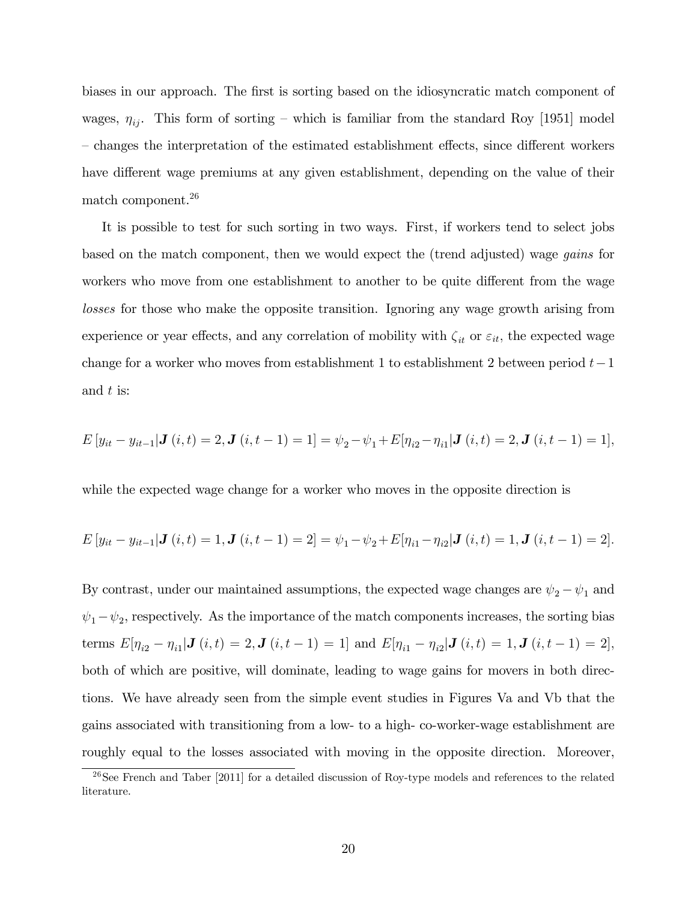biases in our approach. The first is sorting based on the idiosyncratic match component of wages, $\eta_{ij}$. This form of sorting – which is familiar from the standard Roy [1951] model – changes the interpretation of the estimated establishment effects, since different workers have different wage premiums at any given establishment, depending on the value of their match component.[26]

It is possible to test for such sorting in two ways. First, if workers tend to select jobs based on the match component, then we would expect the (trend adjusted) wage *gains* for workers who move from one establishment to another to be quite different from the wage *losses* for those who make the opposite transition. Ignoring any wage growth arising from experience or year effects, and any correlation of mobility with $\zeta_{it}$ or $\varepsilon_{it}$, the expected wage change for a worker who moves from establishment 1 to establishment 2 between period $t-1$ and $t$ is:

$$E\left[y_{it} - y_{it-1} | \boldsymbol{J}(i,t) = 2, \boldsymbol{J}(i,t-1) = 1\right] = \psi_2 - \psi_1 + E[\eta_{i2} - \eta_{i1} | \boldsymbol{J}(i,t) = 2, \boldsymbol{J}(i,t-1) = 1],$$

while the expected wage change for a worker who moves in the opposite direction is

$$E\left[y_{it} - y_{it-1} | \boldsymbol{J}(i,t) = 1, \boldsymbol{J}(i,t-1) = 2\right] = \psi_1 - \psi_2 + E[\eta_{i1} - \eta_{i2} | \boldsymbol{J}(i,t) = 1, \boldsymbol{J}(i,t-1) = 2].$$

By contrast, under our maintained assumptions, the expected wage changes are $\psi_2 - \psi_1$ and $\psi_1 - \psi_2$, respectively. As the importance of the match components increases, the sorting bias terms $E[\eta_{i2} - \eta_{i1} | \boldsymbol{J}(i,t) = 2, \boldsymbol{J}(i,t-1) = 1]$ and $E[\eta_{i1} - \eta_{i2} | \boldsymbol{J}(i,t) = 1, \boldsymbol{J}(i,t-1) = 2]$, both of which are positive, will dominate, leading to wage gains for movers in both directions. We have already seen from the simple event studies in Figures Va and Vb that the gains associated with transitioning from a low- to a high- co-worker-wage establishment are roughly equal to the losses associated with moving in the opposite direction. Moreover,

[26] See French and Taber [2011] for a detailed discussion of Roy-type models and references to the related literature.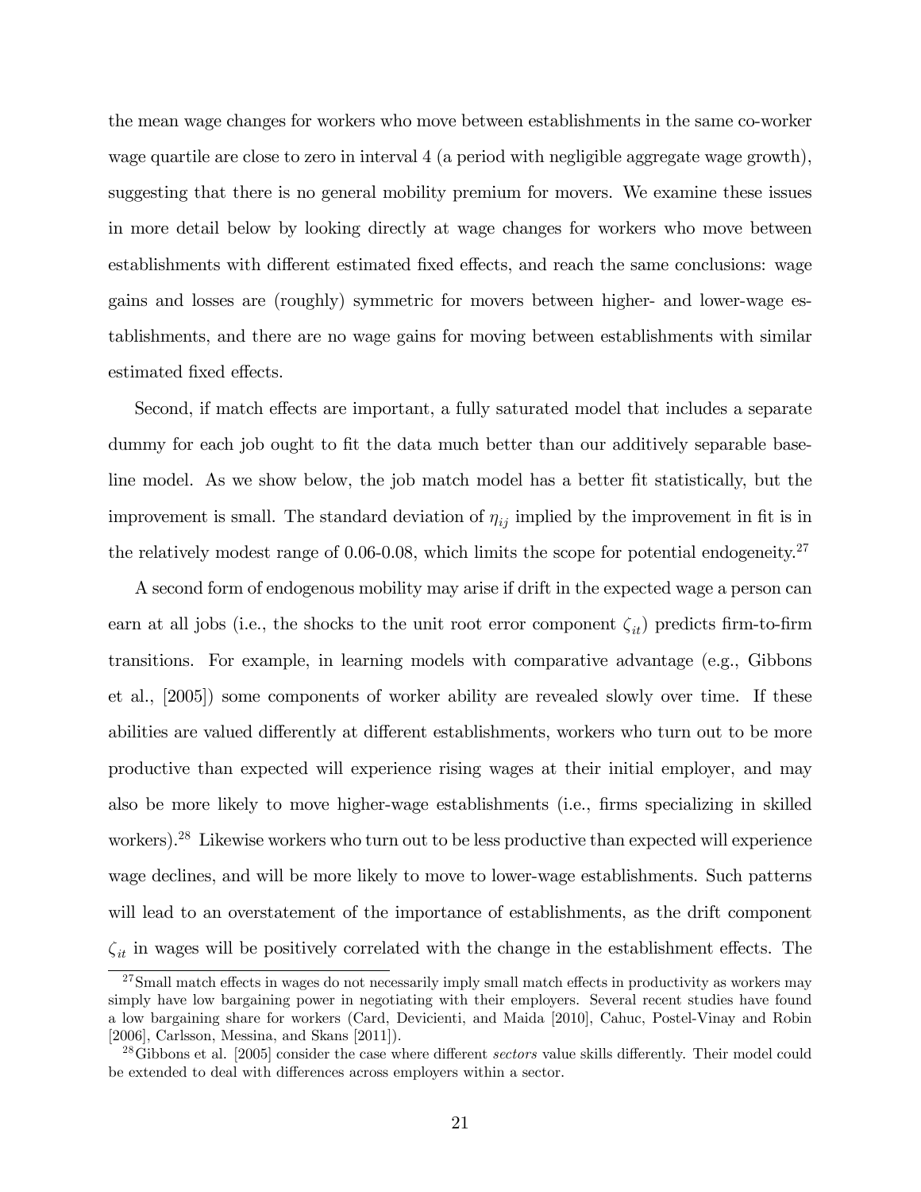the mean wage changes for workers who move between establishments in the same co-worker wage quartile are close to zero in interval 4 (a period with negligible aggregate wage growth), suggesting that there is no general mobility premium for movers. We examine these issues in more detail below by looking directly at wage changes for workers who move between establishments with different estimated fixed effects, and reach the same conclusions: wage gains and losses are (roughly) symmetric for movers between higher- and lower-wage establishments, and there are no wage gains for moving between establishments with similar estimated fixed effects.

Second, if match effects are important, a fully saturated model that includes a separate dummy for each job ought to fit the data much better than our additively separable baseline model. As we show below, the job match model has a better fit statistically, but the improvement is small. The standard deviation of $\eta_{ij}$ implied by the improvement in fit is in the relatively modest range of 0.06-0.08, which limits the scope for potential endogeneity.[27]

A second form of endogenous mobility may arise if drift in the expected wage a person can earn at all jobs (i.e., the shocks to the unit root error component $\zeta_{it}$) predicts firm-to-firm transitions. For example, in learning models with comparative advantage (e.g., Gibbons et al., [2005]) some components of worker ability are revealed slowly over time. If these abilities are valued differently at different establishments, workers who turn out to be more productive than expected will experience rising wages at their initial employer, and may also be more likely to move higher-wage establishments (i.e., firms specializing in skilled workers).[28] Likewise workers who turn out to be less productive than expected will experience wage declines, and will be more likely to move to lower-wage establishments. Such patterns will lead to an overstatement of the importance of establishments, as the drift component $\zeta_{it}$ in wages will be positively correlated with the change in the establishment effects. The

[27] Small match effects in wages do not necessarily imply small match effects in productivity as workers may simply have low bargaining power in negotiating with their employers. Several recent studies have found a low bargaining share for workers (Card, Devicienti, and Maida [2010], Cahuc, Postel-Vinay and Robin [2006], Carlsson, Messina, and Skans [2011]).

[28] Gibbons et al. [2005] consider the case where different *sectors* value skills differently. Their model could be extended to deal with differences across employers within a sector.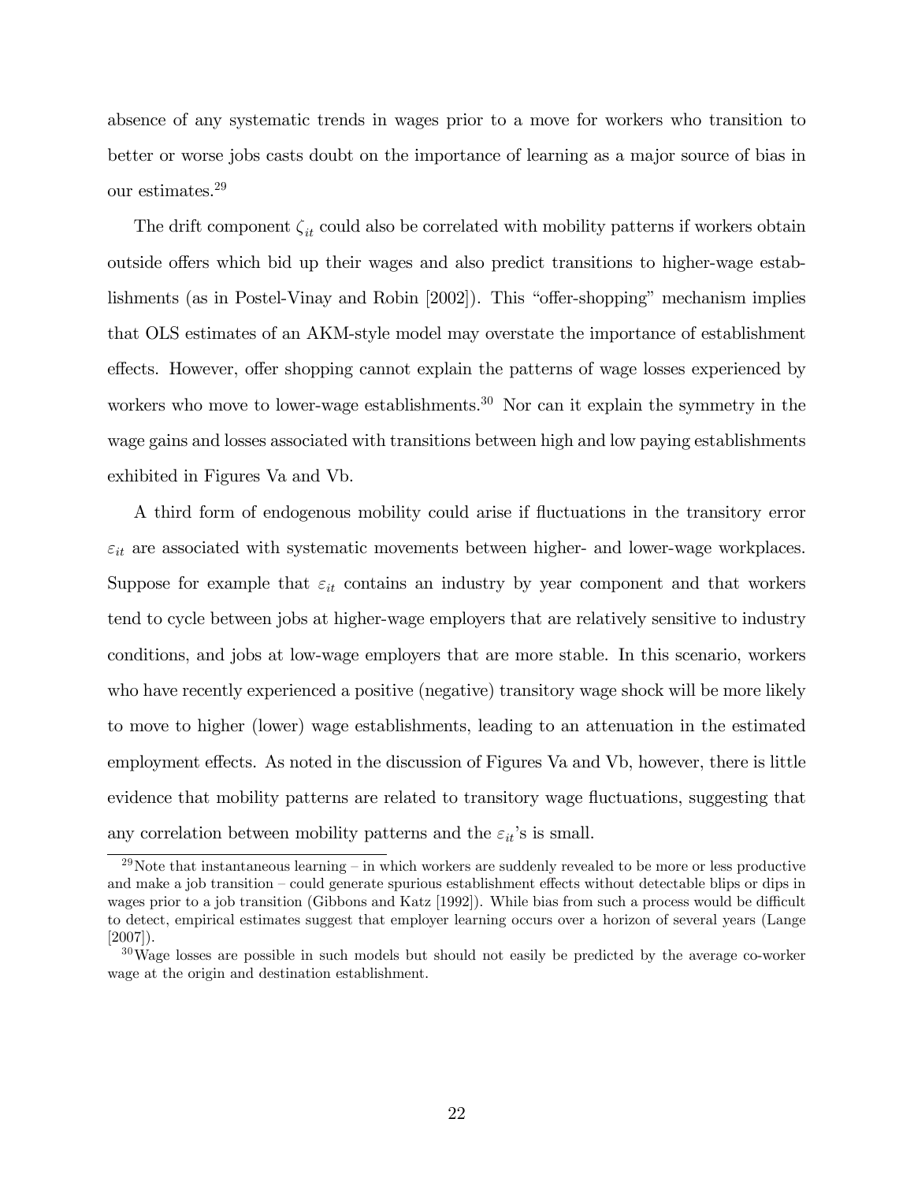absence of any systematic trends in wages prior to a move for workers who transition to better or worse jobs casts doubt on the importance of learning as a major source of bias in our estimates.[29]

The drift component $\zeta_{it}$ could also be correlated with mobility patterns if workers obtain outside offers which bid up their wages and also predict transitions to higher-wage establishments (as in Postel-Vinay and Robin [2002]). This "offer-shopping" mechanism implies that OLS estimates of an AKM-style model may overstate the importance of establishment effects. However, offer shopping cannot explain the patterns of wage losses experienced by workers who move to lower-wage establishments.[30] Nor can it explain the symmetry in the wage gains and losses associated with transitions between high and low paying establishments exhibited in Figures Va and Vb.

A third form of endogenous mobility could arise if fluctuations in the transitory error $\varepsilon_{it}$ are associated with systematic movements between higher- and lower-wage workplaces. Suppose for example that $\varepsilon_{it}$ contains an industry by year component and that workers tend to cycle between jobs at higher-wage employers that are relatively sensitive to industry conditions, and jobs at low-wage employers that are more stable. In this scenario, workers who have recently experienced a positive (negative) transitory wage shock will be more likely to move to higher (lower) wage establishments, leading to an attenuation in the estimated employment effects. As noted in the discussion of Figures Va and Vb, however, there is little evidence that mobility patterns are related to transitory wage fluctuations, suggesting that any correlation between mobility patterns and the $\varepsilon_{it}$'s is small.

---

[29] Note that instantaneous learning – in which workers are suddenly revealed to be more or less productive and make a job transition – could generate spurious establishment effects without detectable blips or dips in wages prior to a job transition (Gibbons and Katz [1992]). While bias from such a process would be difficult to detect, empirical estimates suggest that employer learning occurs over a horizon of several years (Lange [2007]).

[30] Wage losses are possible in such models but should not easily be predicted by the average co-worker wage at the origin and destination establishment.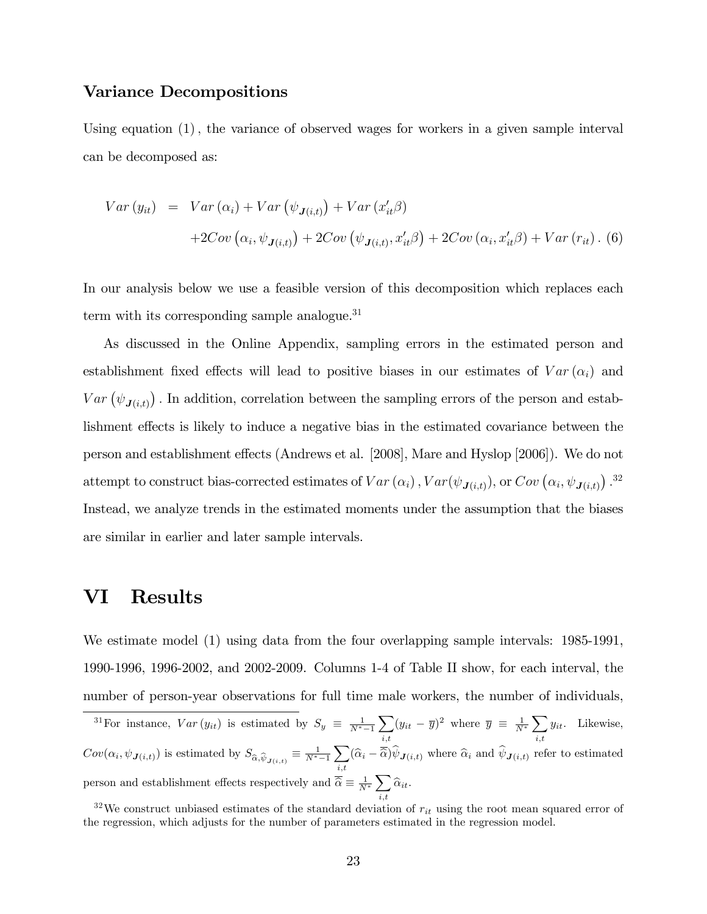### Variance Decompositions

Using equation (1), the variance of observed wages for workers in a given sample interval can be decomposed as:

$$
\begin{aligned}
Var(y_{it}) &= Var(\alpha_i) + Var\left(\psi_{\boldsymbol{J}(i,t)}\right) + Var(x_{it}'\beta) \\
&\quad + 2Cov\left(\alpha_i, \psi_{\boldsymbol{J}(i,t)}\right) + 2Cov\left(\psi_{\boldsymbol{J}(i,t)}, x_{it}'\beta\right) + 2Cov(\alpha_i, x_{it}'\beta) + Var(r_{it}). \quad (6)
\end{aligned}
$$

In our analysis below we use a feasible version of this decomposition which replaces each term with its corresponding sample analogue.[31]

As discussed in the Online Appendix, sampling errors in the estimated person and establishment fixed effects will lead to positive biases in our estimates of $Var(\alpha_i)$ and $Var\left(\psi_{\boldsymbol{J}(i,t)}\right)$. In addition, correlation between the sampling errors of the person and establishment effects is likely to induce a negative bias in the estimated covariance between the person and establishment effects (Andrews et al. [2008], Mare and Hyslop [2006]). We do not attempt to construct bias-corrected estimates of $Var(\alpha_i)$, $Var(\psi_{\boldsymbol{J}(i,t)})$, or $Cov\left(\alpha_i, \psi_{\boldsymbol{J}(i,t)}\right)$.[32] Instead, we analyze trends in the estimated moments under the assumption that the biases are similar in earlier and later sample intervals.

# VI Results

We estimate model (1) using data from the four overlapping sample intervals: 1985-1991, 1990-1996, 1996-2002, and 2002-2009. Columns 1-4 of Table II show, for each interval, the number of person-year observations for full time male workers, the number of individuals,

---

[31] For instance, $Var(y_{it})$ is estimated by $S_y \equiv \frac{1}{N^*-1}\sum_{i,t}(y_{it} - \overline{y})^2$ where $\overline{y} \equiv \frac{1}{N^*}\sum_{i,t} y_{it}$. Likewise, $Cov(\alpha_i, \psi_{\boldsymbol{J}(i,t)})$ is estimated by $S_{\widehat{\alpha},\widehat{\psi}_{\boldsymbol{J}(i,t)}} \equiv \frac{1}{N^*-1}\sum_{i,t}(\widehat{\alpha}_i - \overline{\widehat{\alpha}})\widehat{\psi}_{\boldsymbol{J}(i,t)}$ where $\widehat{\alpha}_i$ and $\widehat{\psi}_{\boldsymbol{J}(i,t)}$ refer to estimated person and establishment effects respectively and $\overline{\widehat{\alpha}} \equiv \frac{1}{N^*}\sum_{i,t}\widehat{\alpha}_{it}$.

[32] We construct unbiased estimates of the standard deviation of $r_{it}$ using the root mean squared error of the regression, which adjusts for the number of parameters estimated in the regression model.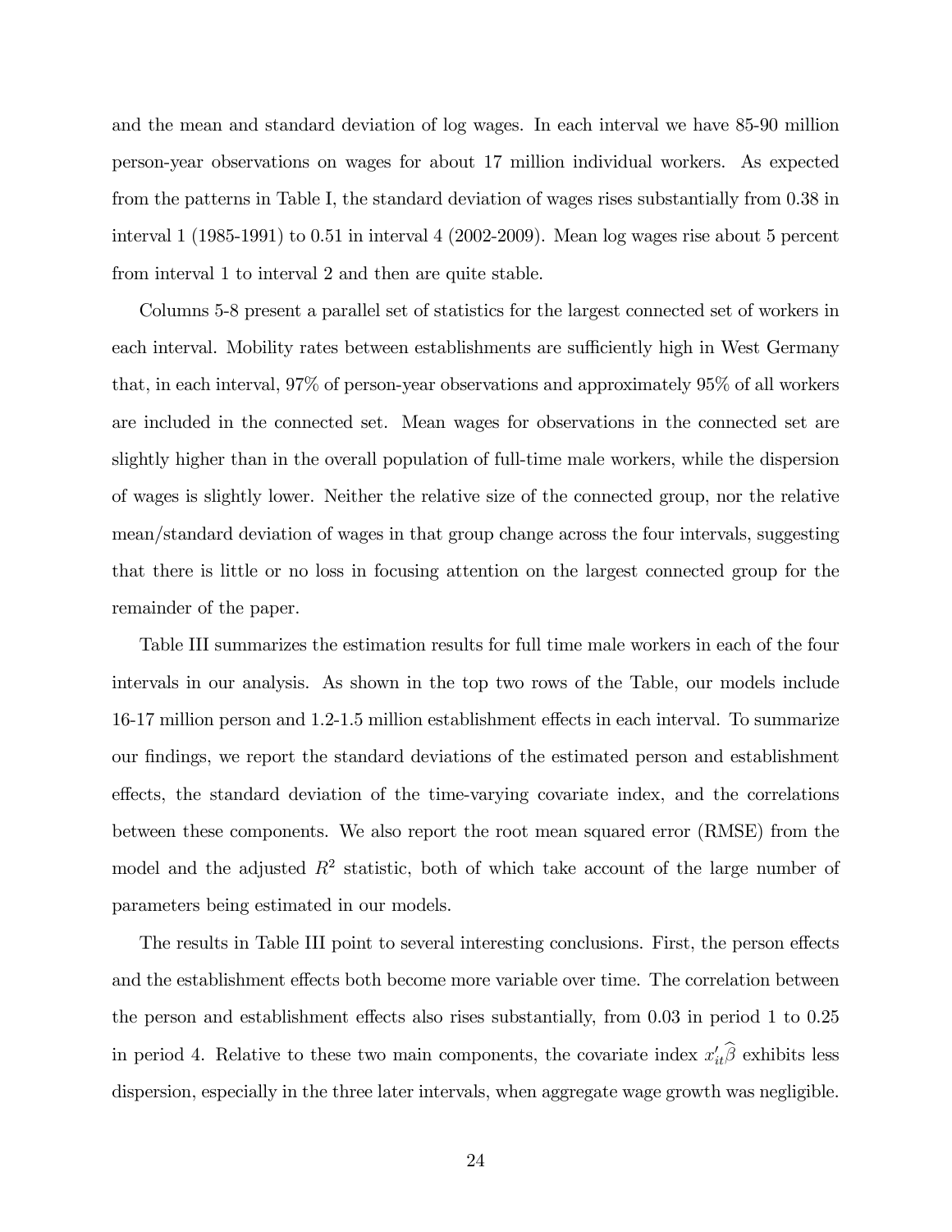and the mean and standard deviation of log wages. In each interval we have 85-90 million person-year observations on wages for about 17 million individual workers. As expected from the patterns in Table I, the standard deviation of wages rises substantially from 0.38 in interval 1 (1985-1991) to 0.51 in interval 4 (2002-2009). Mean log wages rise about 5 percent from interval 1 to interval 2 and then are quite stable.

Columns 5-8 present a parallel set of statistics for the largest connected set of workers in each interval. Mobility rates between establishments are sufficiently high in West Germany that, in each interval, 97% of person-year observations and approximately 95% of all workers are included in the connected set. Mean wages for observations in the connected set are slightly higher than in the overall population of full-time male workers, while the dispersion of wages is slightly lower. Neither the relative size of the connected group, nor the relative mean/standard deviation of wages in that group change across the four intervals, suggesting that there is little or no loss in focusing attention on the largest connected group for the remainder of the paper.

Table III summarizes the estimation results for full time male workers in each of the four intervals in our analysis. As shown in the top two rows of the Table, our models include 16-17 million person and 1.2-1.5 million establishment effects in each interval. To summarize our findings, we report the standard deviations of the estimated person and establishment effects, the standard deviation of the time-varying covariate index, and the correlations between these components. We also report the root mean squared error (RMSE) from the model and the adjusted $R^2$ statistic, both of which take account of the large number of parameters being estimated in our models.

The results in Table III point to several interesting conclusions. First, the person effects and the establishment effects both become more variable over time. The correlation between the person and establishment effects also rises substantially, from 0.03 in period 1 to 0.25 in period 4. Relative to these two main components, the covariate index $x_{it}'\widehat{\beta}$ exhibits less dispersion, especially in the three later intervals, when aggregate wage growth was negligible.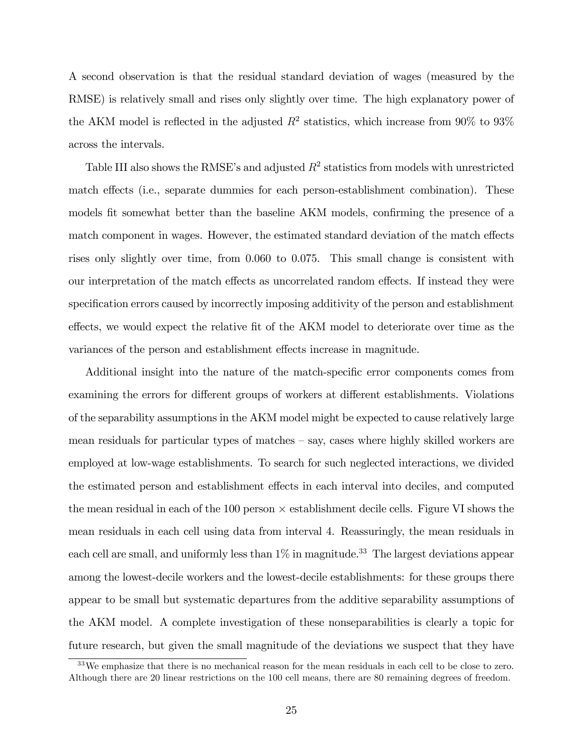A second observation is that the residual standard deviation of wages (measured by the RMSE) is relatively small and rises only slightly over time. The high explanatory power of the AKM model is reflected in the adjusted $R^2$ statistics, which increase from 90% to 93% across the intervals.

Table III also shows the RMSE's and adjusted $R^2$ statistics from models with unrestricted match effects (i.e., separate dummies for each person-establishment combination). These models fit somewhat better than the baseline AKM models, confirming the presence of a match component in wages. However, the estimated standard deviation of the match effects rises only slightly over time, from 0.060 to 0.075. This small change is consistent with our interpretation of the match effects as uncorrelated random effects. If instead they were specification errors caused by incorrectly imposing additivity of the person and establishment effects, we would expect the relative fit of the AKM model to deteriorate over time as the variances of the person and establishment effects increase in magnitude.

Additional insight into the nature of the match-specific error components comes from examining the errors for different groups of workers at different establishments. Violations of the separability assumptions in the AKM model might be expected to cause relatively large mean residuals for particular types of matches – say, cases where highly skilled workers are employed at low-wage establishments. To search for such neglected interactions, we divided the estimated person and establishment effects in each interval into deciles, and computed the mean residual in each of the 100 person $\times$ establishment decile cells. Figure VI shows the mean residuals in each cell using data from interval 4. Reassuringly, the mean residuals in each cell are small, and uniformly less than 1% in magnitude.[33] The largest deviations appear among the lowest-decile workers and the lowest-decile establishments: for these groups there appear to be small but systematic departures from the additive separability assumptions of the AKM model. A complete investigation of these nonseparabilities is clearly a topic for future research, but given the small magnitude of the deviations we suspect that they have

[33] We emphasize that there is no mechanical reason for the mean residuals in each cell to be close to zero. Although there are 20 linear restrictions on the 100 cell means, there are 80 remaining degrees of freedom.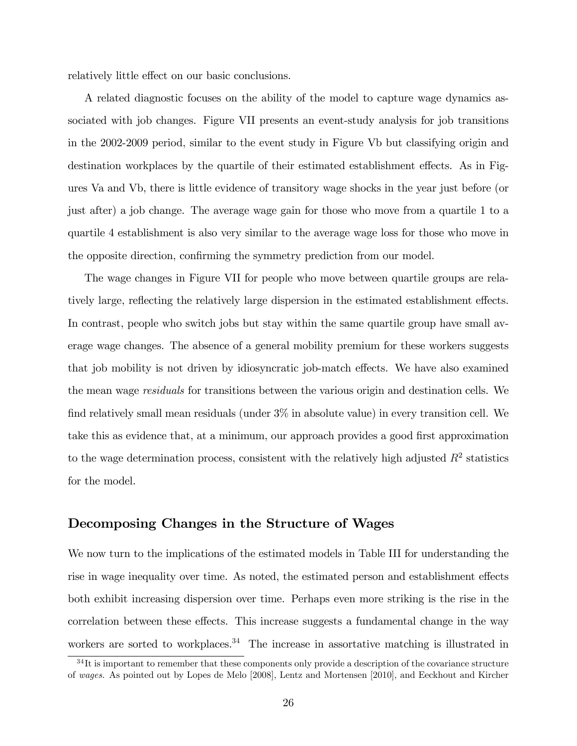relatively little effect on our basic conclusions.

A related diagnostic focuses on the ability of the model to capture wage dynamics associated with job changes. Figure VII presents an event-study analysis for job transitions in the 2002-2009 period, similar to the event study in Figure Vb but classifying origin and destination workplaces by the quartile of their estimated establishment effects. As in Figures Va and Vb, there is little evidence of transitory wage shocks in the year just before (or just after) a job change. The average wage gain for those who move from a quartile 1 to a quartile 4 establishment is also very similar to the average wage loss for those who move in the opposite direction, confirming the symmetry prediction from our model.

The wage changes in Figure VII for people who move between quartile groups are relatively large, reflecting the relatively large dispersion in the estimated establishment effects. In contrast, people who switch jobs but stay within the same quartile group have small average wage changes. The absence of a general mobility premium for these workers suggests that job mobility is not driven by idiosyncratic job-match effects. We have also examined the mean wage *residuals* for transitions between the various origin and destination cells. We find relatively small mean residuals (under 3% in absolute value) in every transition cell. We take this as evidence that, at a minimum, our approach provides a good first approximation to the wage determination process, consistent with the relatively high adjusted $R^2$ statistics for the model.

## Decomposing Changes in the Structure of Wages

We now turn to the implications of the estimated models in Table III for understanding the rise in wage inequality over time. As noted, the estimated person and establishment effects both exhibit increasing dispersion over time. Perhaps even more striking is the rise in the correlation between these effects. This increase suggests a fundamental change in the way workers are sorted to workplaces.[34] The increase in assortative matching is illustrated in

[34] It is important to remember that these components only provide a description of the covariance structure of *wages*. As pointed out by Lopes de Melo [2008], Lentz and Mortensen [2010], and Eeckhout and Kircher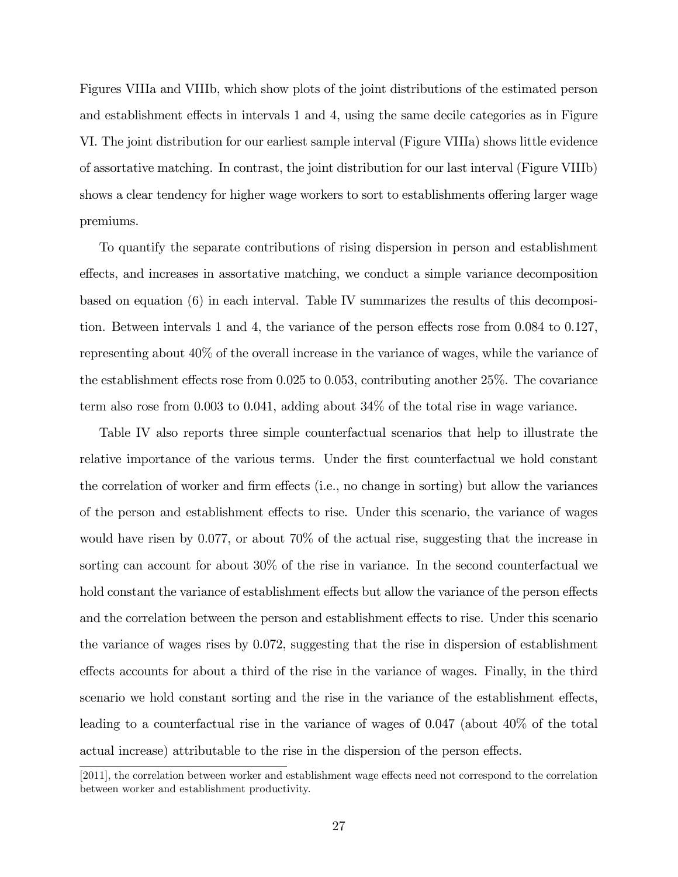Figures VIIIa and VIIIb, which show plots of the joint distributions of the estimated person and establishment effects in intervals 1 and 4, using the same decile categories as in Figure VI. The joint distribution for our earliest sample interval (Figure VIIIa) shows little evidence of assortative matching. In contrast, the joint distribution for our last interval (Figure VIIIb) shows a clear tendency for higher wage workers to sort to establishments offering larger wage premiums.

To quantify the separate contributions of rising dispersion in person and establishment effects, and increases in assortative matching, we conduct a simple variance decomposition based on equation (6) in each interval. Table IV summarizes the results of this decomposition. Between intervals 1 and 4, the variance of the person effects rose from 0.084 to 0.127, representing about 40% of the overall increase in the variance of wages, while the variance of the establishment effects rose from 0.025 to 0.053, contributing another 25%. The covariance term also rose from 0.003 to 0.041, adding about 34% of the total rise in wage variance.

Table IV also reports three simple counterfactual scenarios that help to illustrate the relative importance of the various terms. Under the first counterfactual we hold constant the correlation of worker and firm effects (i.e., no change in sorting) but allow the variances of the person and establishment effects to rise. Under this scenario, the variance of wages would have risen by 0.077, or about 70% of the actual rise, suggesting that the increase in sorting can account for about 30% of the rise in variance. In the second counterfactual we hold constant the variance of establishment effects but allow the variance of the person effects and the correlation between the person and establishment effects to rise. Under this scenario the variance of wages rises by 0.072, suggesting that the rise in dispersion of establishment effects accounts for about a third of the rise in the variance of wages. Finally, in the third scenario we hold constant sorting and the rise in the variance of the establishment effects, leading to a counterfactual rise in the variance of wages of 0.047 (about 40% of the total actual increase) attributable to the rise in the dispersion of the person effects.

[2011], the correlation between worker and establishment wage effects need not correspond to the correlation between worker and establishment productivity.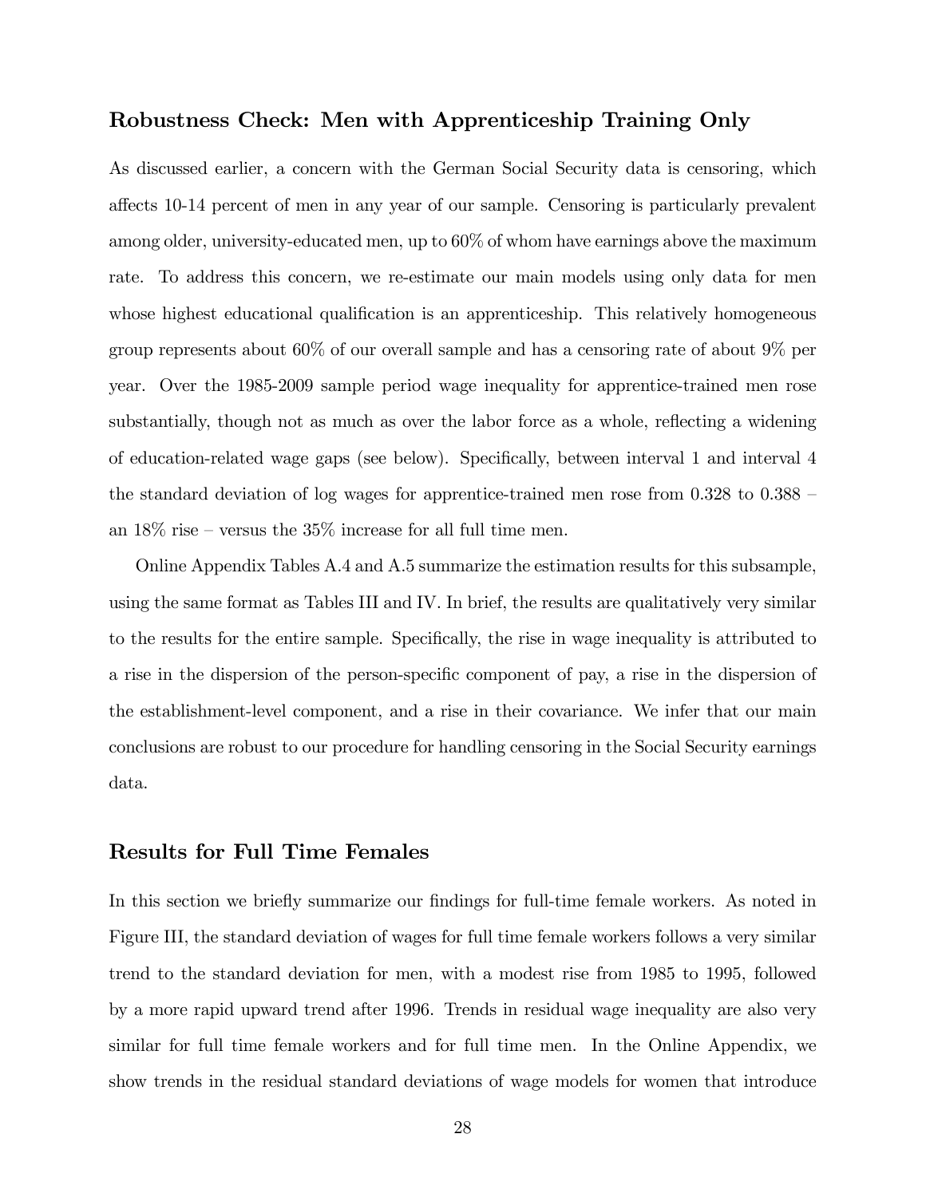### Robustness Check: Men with Apprenticeship Training Only

As discussed earlier, a concern with the German Social Security data is censoring, which affects 10-14 percent of men in any year of our sample. Censoring is particularly prevalent among older, university-educated men, up to 60% of whom have earnings above the maximum rate. To address this concern, we re-estimate our main models using only data for men whose highest educational qualification is an apprenticeship. This relatively homogeneous group represents about 60% of our overall sample and has a censoring rate of about 9% per year. Over the 1985-2009 sample period wage inequality for apprentice-trained men rose substantially, though not as much as over the labor force as a whole, reflecting a widening of education-related wage gaps (see below). Specifically, between interval 1 and interval 4 the standard deviation of log wages for apprentice-trained men rose from 0.328 to 0.388 – an 18% rise – versus the 35% increase for all full time men.

Online Appendix Tables A.4 and A.5 summarize the estimation results for this subsample, using the same format as Tables III and IV. In brief, the results are qualitatively very similar to the results for the entire sample. Specifically, the rise in wage inequality is attributed to a rise in the dispersion of the person-specific component of pay, a rise in the dispersion of the establishment-level component, and a rise in their covariance. We infer that our main conclusions are robust to our procedure for handling censoring in the Social Security earnings data.

### Results for Full Time Females

In this section we briefly summarize our findings for full-time female workers. As noted in Figure III, the standard deviation of wages for full time female workers follows a very similar trend to the standard deviation for men, with a modest rise from 1985 to 1995, followed by a more rapid upward trend after 1996. Trends in residual wage inequality are also very similar for full time female workers and for full time men. In the Online Appendix, we show trends in the residual standard deviations of wage models for women that introduce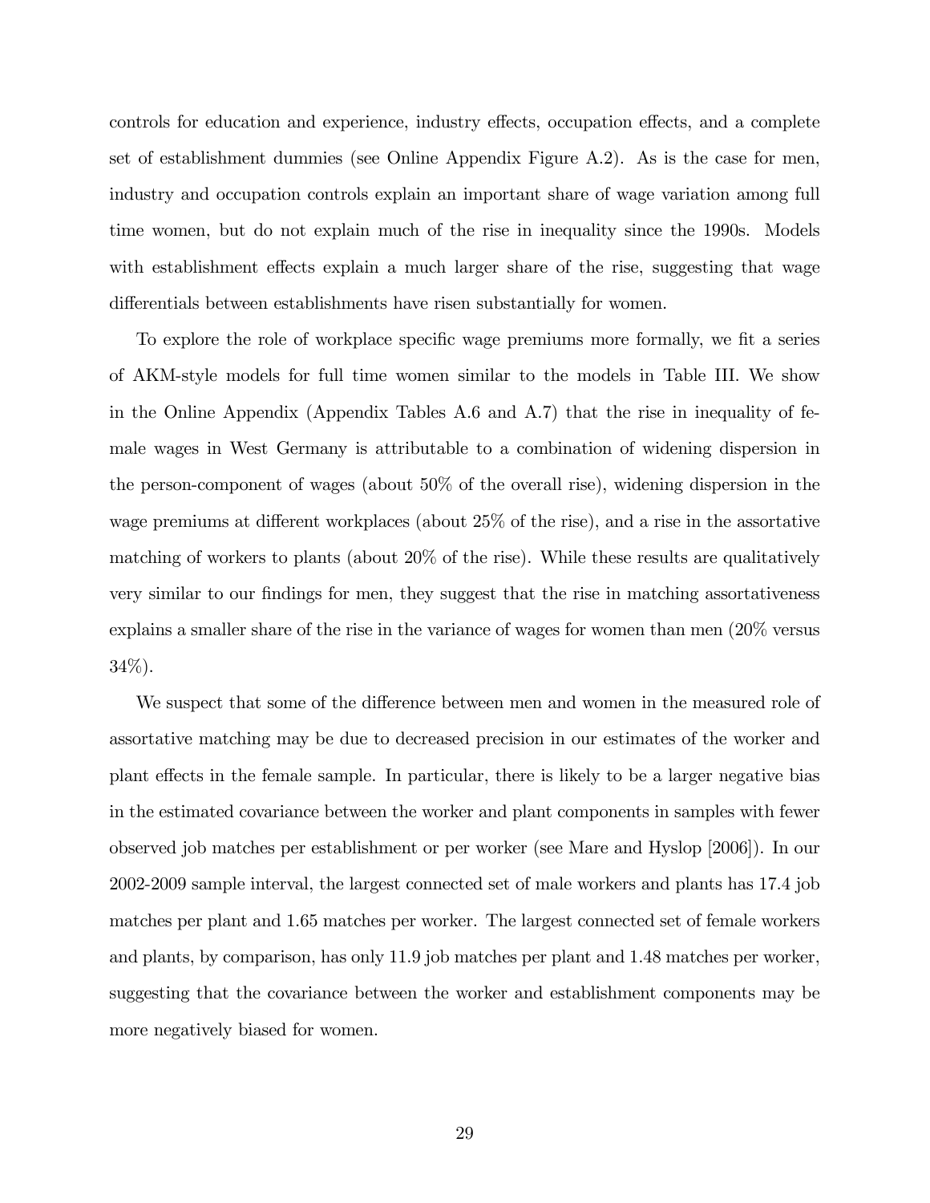controls for education and experience, industry effects, occupation effects, and a complete set of establishment dummies (see Online Appendix Figure A.2). As is the case for men, industry and occupation controls explain an important share of wage variation among full time women, but do not explain much of the rise in inequality since the 1990s. Models with establishment effects explain a much larger share of the rise, suggesting that wage differentials between establishments have risen substantially for women.

To explore the role of workplace specific wage premiums more formally, we fit a series of AKM-style models for full time women similar to the models in Table III. We show in the Online Appendix (Appendix Tables A.6 and A.7) that the rise in inequality of female wages in West Germany is attributable to a combination of widening dispersion in the person-component of wages (about 50% of the overall rise), widening dispersion in the wage premiums at different workplaces (about 25% of the rise), and a rise in the assortative matching of workers to plants (about 20% of the rise). While these results are qualitatively very similar to our findings for men, they suggest that the rise in matching assortativeness explains a smaller share of the rise in the variance of wages for women than men (20% versus 34%).

We suspect that some of the difference between men and women in the measured role of assortative matching may be due to decreased precision in our estimates of the worker and plant effects in the female sample. In particular, there is likely to be a larger negative bias in the estimated covariance between the worker and plant components in samples with fewer observed job matches per establishment or per worker (see Mare and Hyslop [2006]). In our 2002-2009 sample interval, the largest connected set of male workers and plants has 17.4 job matches per plant and 1.65 matches per worker. The largest connected set of female workers and plants, by comparison, has only 11.9 job matches per plant and 1.48 matches per worker, suggesting that the covariance between the worker and establishment components may be more negatively biased for women.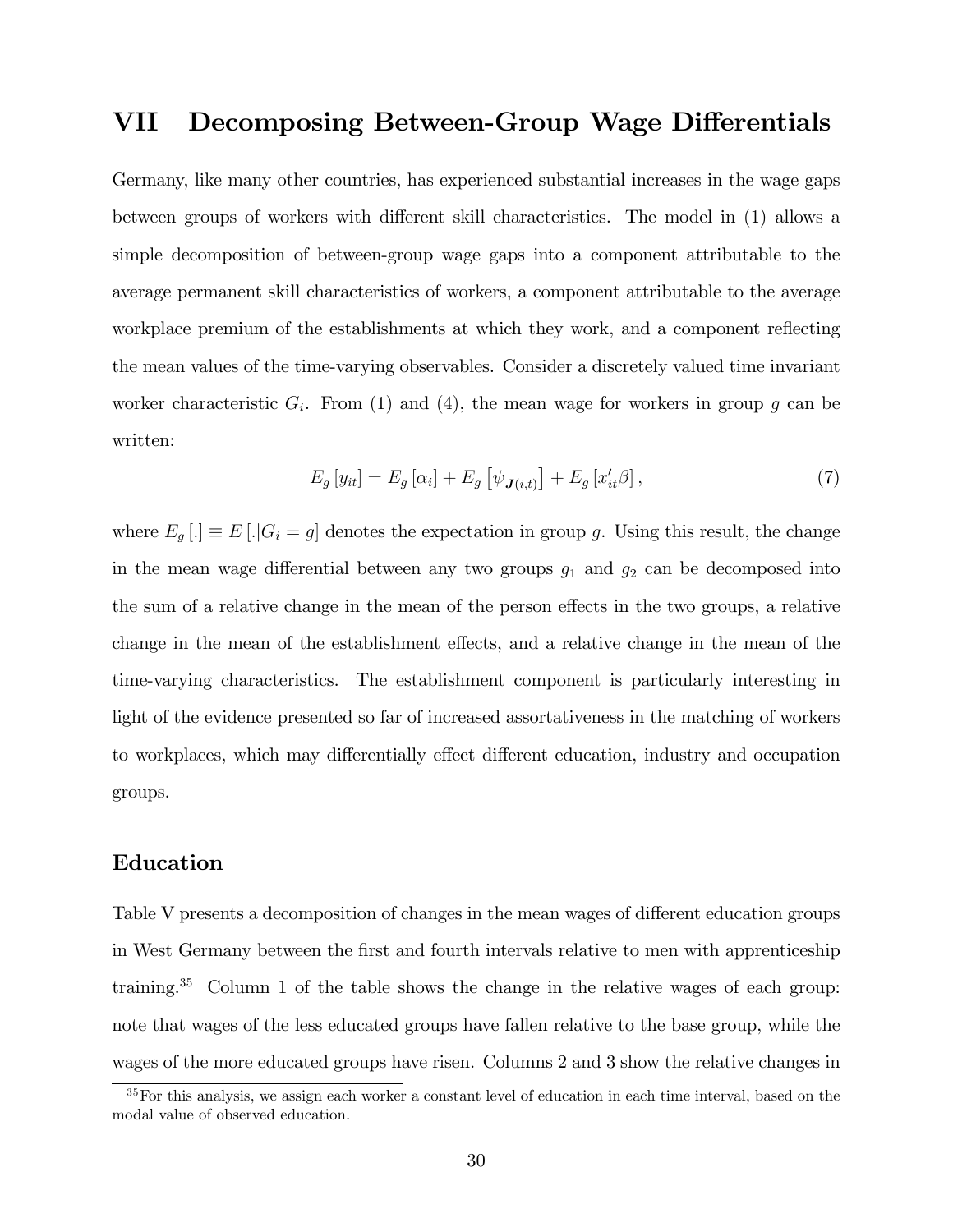# VII Decomposing Between-Group Wage Differentials

Germany, like many other countries, has experienced substantial increases in the wage gaps between groups of workers with different skill characteristics. The model in (1) allows a simple decomposition of between-group wage gaps into a component attributable to the average permanent skill characteristics of workers, a component attributable to the average workplace premium of the establishments at which they work, and a component reflecting the mean values of the time-varying observables. Consider a discretely valued time invariant worker characteristic $G_i$. From (1) and (4), the mean wage for workers in group $g$ can be written:

$$E_g\left[y_{it}\right] = E_g\left[\alpha_i\right] + E_g\left[\psi_{\boldsymbol{J}(i,t)}\right] + E_g\left[x_{it}'\beta\right], \tag{7}$$

where $E_g\left[.\right] \equiv E\left[.|G_i = g\right]$ denotes the expectation in group $g$. Using this result, the change in the mean wage differential between any two groups $g_1$ and $g_2$ can be decomposed into the sum of a relative change in the mean of the person effects in the two groups, a relative change in the mean of the establishment effects, and a relative change in the mean of the time-varying characteristics. The establishment component is particularly interesting in light of the evidence presented so far of increased assortativeness in the matching of workers to workplaces, which may differentially effect different education, industry and occupation groups.

## Education

Table V presents a decomposition of changes in the mean wages of different education groups in West Germany between the first and fourth intervals relative to men with apprenticeship training.[35] Column 1 of the table shows the change in the relative wages of each group: note that wages of the less educated groups have fallen relative to the base group, while the wages of the more educated groups have risen. Columns 2 and 3 show the relative changes in

[35] For this analysis, we assign each worker a constant level of education in each time interval, based on the modal value of observed education.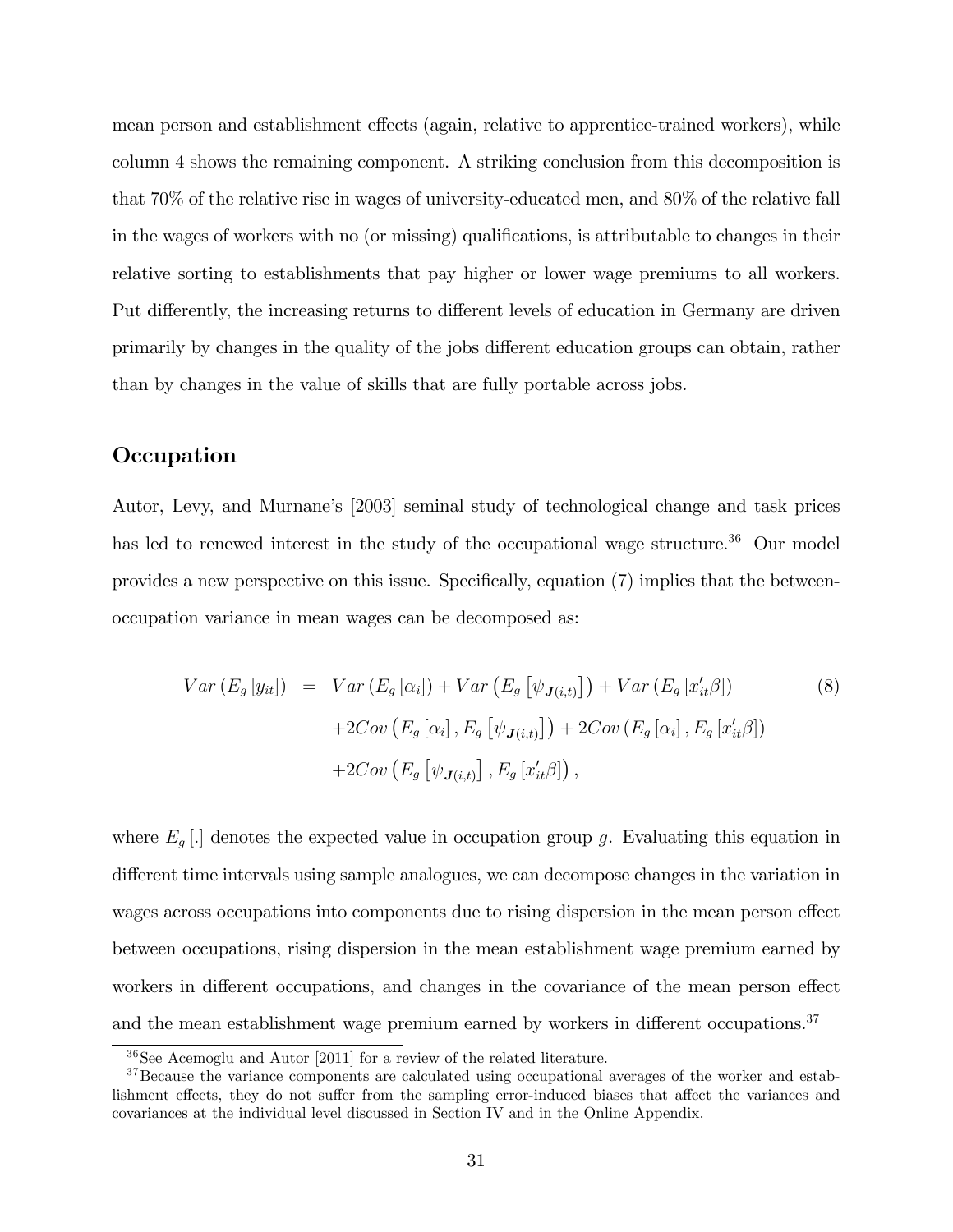mean person and establishment effects (again, relative to apprentice-trained workers), while column 4 shows the remaining component. A striking conclusion from this decomposition is that 70% of the relative rise in wages of university-educated men, and 80% of the relative fall in the wages of workers with no (or missing) qualifications, is attributable to changes in their relative sorting to establishments that pay higher or lower wage premiums to all workers. Put differently, the increasing returns to different levels of education in Germany are driven primarily by changes in the quality of the jobs different education groups can obtain, rather than by changes in the value of skills that are fully portable across jobs.

## Occupation

Autor, Levy, and Murnane's [2003] seminal study of technological change and task prices has led to renewed interest in the study of the occupational wage structure.[36] Our model provides a new perspective on this issue. Specifically, equation (7) implies that the between-occupation variance in mean wages can be decomposed as:

$$
\begin{aligned}
Var\left(E_g\left[y_{it}\right]\right) &= Var\left(E_g\left[\alpha_i\right]\right) + Var\left(E_g\left[\psi_{\boldsymbol{J}(i,t)}\right]\right) + Var\left(E_g\left[x_{it}'\beta\right]\right) \\
&\quad + 2Cov\left(E_g\left[\alpha_i\right], E_g\left[\psi_{\boldsymbol{J}(i,t)}\right]\right) + 2Cov\left(E_g\left[\alpha_i\right], E_g\left[x_{it}'\beta\right]\right) \\
&\quad + 2Cov\left(E_g\left[\psi_{\boldsymbol{J}(i,t)}\right], E_g\left[x_{it}'\beta\right]\right),
\end{aligned}
\tag{8}
$$

where $E_g\left[.\right]$ denotes the expected value in occupation group $g$. Evaluating this equation in different time intervals using sample analogues, we can decompose changes in the variation in wages across occupations into components due to rising dispersion in the mean person effect between occupations, rising dispersion in the mean establishment wage premium earned by workers in different occupations, and changes in the covariance of the mean person effect and the mean establishment wage premium earned by workers in different occupations.[37]

[36] See Acemoglu and Autor [2011] for a review of the related literature.

[37] Because the variance components are calculated using occupational averages of the worker and establishment effects, they do not suffer from the sampling error-induced biases that affect the variances and covariances at the individual level discussed in Section IV and in the Online Appendix.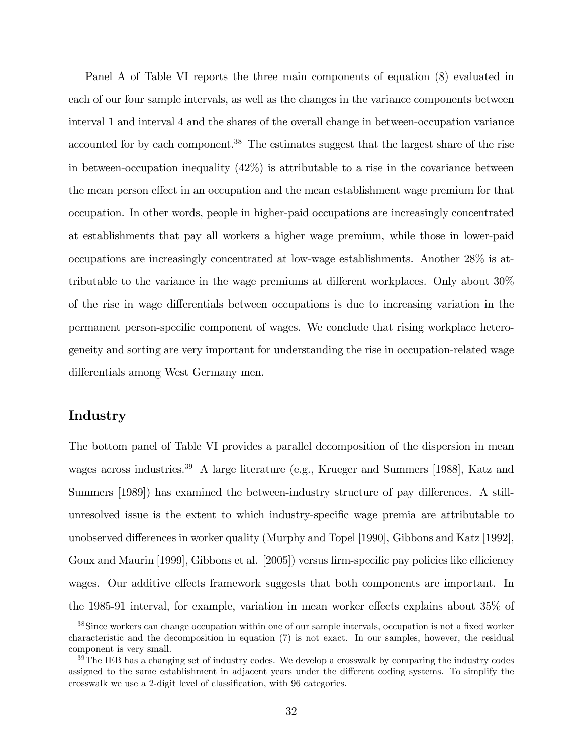Panel A of Table VI reports the three main components of equation (8) evaluated in each of our four sample intervals, as well as the changes in the variance components between interval 1 and interval 4 and the shares of the overall change in between-occupation variance accounted for by each component.[38] The estimates suggest that the largest share of the rise in between-occupation inequality (42%) is attributable to a rise in the covariance between the mean person effect in an occupation and the mean establishment wage premium for that occupation. In other words, people in higher-paid occupations are increasingly concentrated at establishments that pay all workers a higher wage premium, while those in lower-paid occupations are increasingly concentrated at low-wage establishments. Another 28% is attributable to the variance in the wage premiums at different workplaces. Only about 30% of the rise in wage differentials between occupations is due to increasing variation in the permanent person-specific component of wages. We conclude that rising workplace heterogeneity and sorting are very important for understanding the rise in occupation-related wage differentials among West Germany men.

## Industry

The bottom panel of Table VI provides a parallel decomposition of the dispersion in mean wages across industries.[39] A large literature (e.g., Krueger and Summers [1988], Katz and Summers [1989]) has examined the between-industry structure of pay differences. A still-unresolved issue is the extent to which industry-specific wage premia are attributable to unobserved differences in worker quality (Murphy and Topel [1990], Gibbons and Katz [1992], Goux and Maurin [1999], Gibbons et al. [2005]) versus firm-specific pay policies like efficiency wages. Our additive effects framework suggests that both components are important. In the 1985-91 interval, for example, variation in mean worker effects explains about 35% of

[38] Since workers can change occupation within one of our sample intervals, occupation is not a fixed worker characteristic and the decomposition in equation (7) is not exact. In our samples, however, the residual component is very small.

[39] The IEB has a changing set of industry codes. We develop a crosswalk by comparing the industry codes assigned to the same establishment in adjacent years under the different coding systems. To simplify the crosswalk we use a 2-digit level of classification, with 96 categories.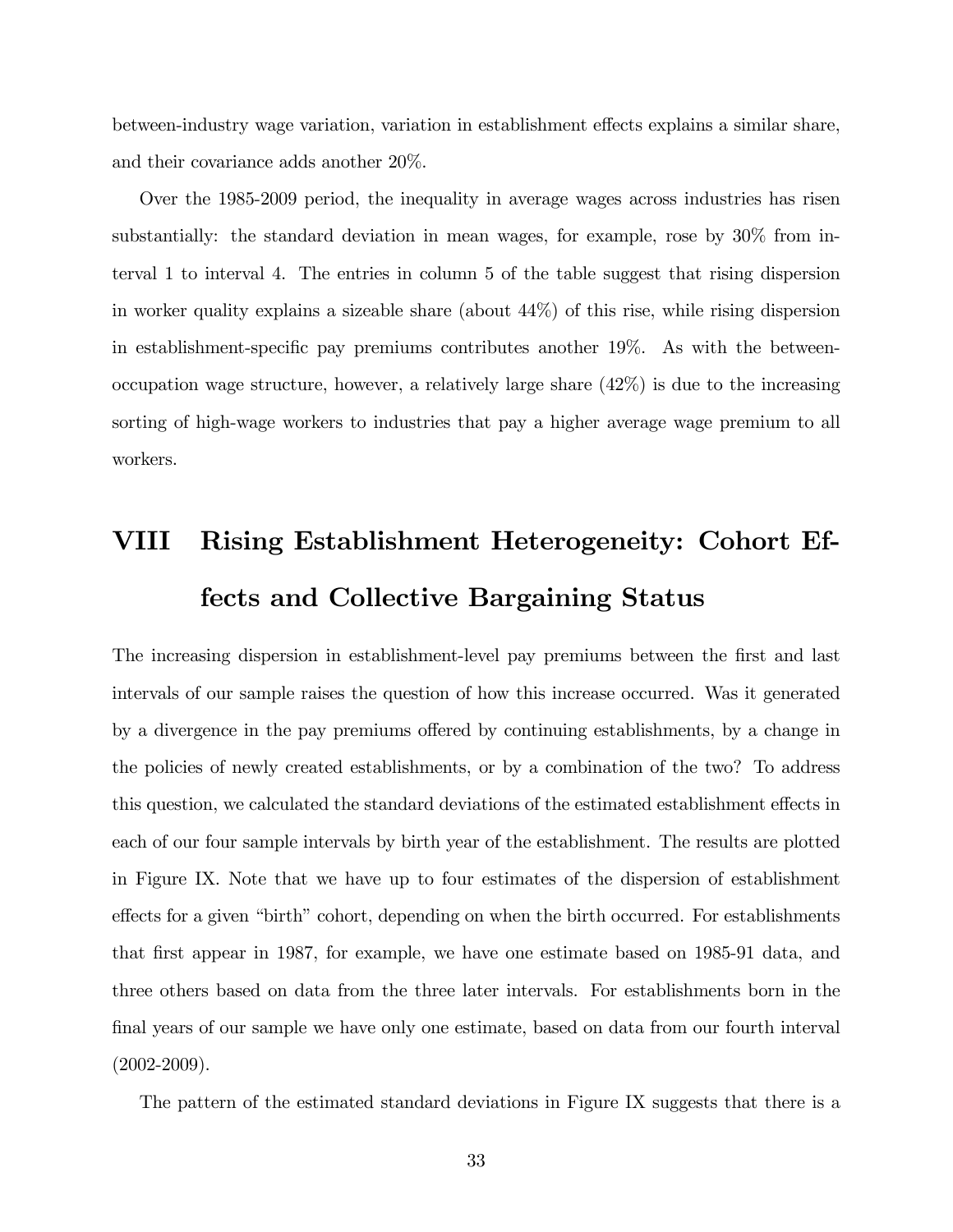between-industry wage variation, variation in establishment effects explains a similar share, and their covariance adds another 20%.

Over the 1985-2009 period, the inequality in average wages across industries has risen substantially: the standard deviation in mean wages, for example, rose by 30% from interval 1 to interval 4. The entries in column 5 of the table suggest that rising dispersion in worker quality explains a sizeable share (about 44%) of this rise, while rising dispersion in establishment-specific pay premiums contributes another 19%. As with the between-occupation wage structure, however, a relatively large share (42%) is due to the increasing sorting of high-wage workers to industries that pay a higher average wage premium to all workers.

# VIII Rising Establishment Heterogeneity: Cohort Effects and Collective Bargaining Status

The increasing dispersion in establishment-level pay premiums between the first and last intervals of our sample raises the question of how this increase occurred. Was it generated by a divergence in the pay premiums offered by continuing establishments, by a change in the policies of newly created establishments, or by a combination of the two? To address this question, we calculated the standard deviations of the estimated establishment effects in each of our four sample intervals by birth year of the establishment. The results are plotted in Figure IX. Note that we have up to four estimates of the dispersion of establishment effects for a given "birth" cohort, depending on when the birth occurred. For establishments that first appear in 1987, for example, we have one estimate based on 1985-91 data, and three others based on data from the three later intervals. For establishments born in the final years of our sample we have only one estimate, based on data from our fourth interval (2002-2009).

The pattern of the estimated standard deviations in Figure IX suggests that there is a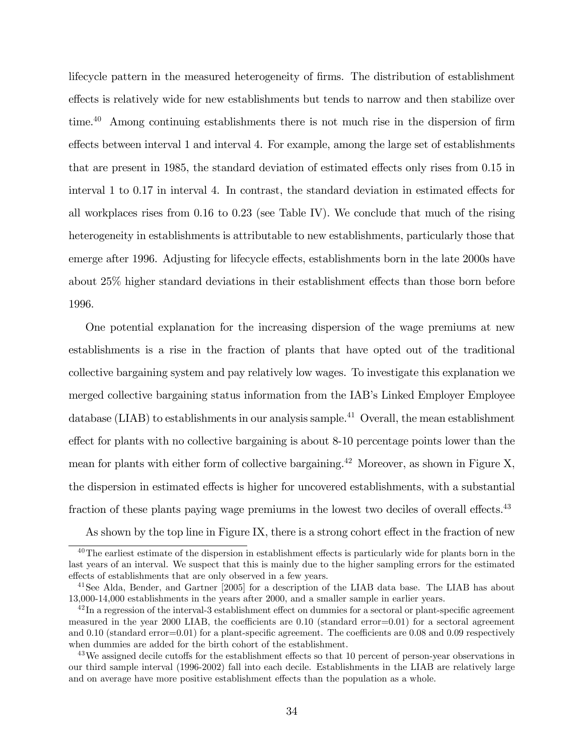lifecycle pattern in the measured heterogeneity of firms. The distribution of establishment effects is relatively wide for new establishments but tends to narrow and then stabilize over time.[40] Among continuing establishments there is not much rise in the dispersion of firm effects between interval 1 and interval 4. For example, among the large set of establishments that are present in 1985, the standard deviation of estimated effects only rises from 0.15 in interval 1 to 0.17 in interval 4. In contrast, the standard deviation in estimated effects for all workplaces rises from 0.16 to 0.23 (see Table IV). We conclude that much of the rising heterogeneity in establishments is attributable to new establishments, particularly those that emerge after 1996. Adjusting for lifecycle effects, establishments born in the late 2000s have about 25% higher standard deviations in their establishment effects than those born before 1996.

One potential explanation for the increasing dispersion of the wage premiums at new establishments is a rise in the fraction of plants that have opted out of the traditional collective bargaining system and pay relatively low wages. To investigate this explanation we merged collective bargaining status information from the IAB's Linked Employer Employee database (LIAB) to establishments in our analysis sample.[41] Overall, the mean establishment effect for plants with no collective bargaining is about 8-10 percentage points lower than the mean for plants with either form of collective bargaining.[42] Moreover, as shown in Figure X, the dispersion in estimated effects is higher for uncovered establishments, with a substantial fraction of these plants paying wage premiums in the lowest two deciles of overall effects.[43]

As shown by the top line in Figure IX, there is a strong cohort effect in the fraction of new

---

[40] The earliest estimate of the dispersion in establishment effects is particularly wide for plants born in the last years of an interval. We suspect that this is mainly due to the higher sampling errors for the estimated effects of establishments that are only observed in a few years.

[41] See Alda, Bender, and Gartner [2005] for a description of the LIAB data base. The LIAB has about 13,000-14,000 establishments in the years after 2000, and a smaller sample in earlier years.

[42] In a regression of the interval-3 establishment effect on dummies for a sectoral or plant-specific agreement measured in the year 2000 LIAB, the coefficients are 0.10 (standard error=0.01) for a sectoral agreement and 0.10 (standard error=0.01) for a plant-specific agreement. The coefficients are 0.08 and 0.09 respectively when dummies are added for the birth cohort of the establishment.

[43] We assigned decile cutoffs for the establishment effects so that 10 percent of person-year observations in our third sample interval (1996-2002) fall into each decile. Establishments in the LIAB are relatively large and on average have more positive establishment effects than the population as a whole.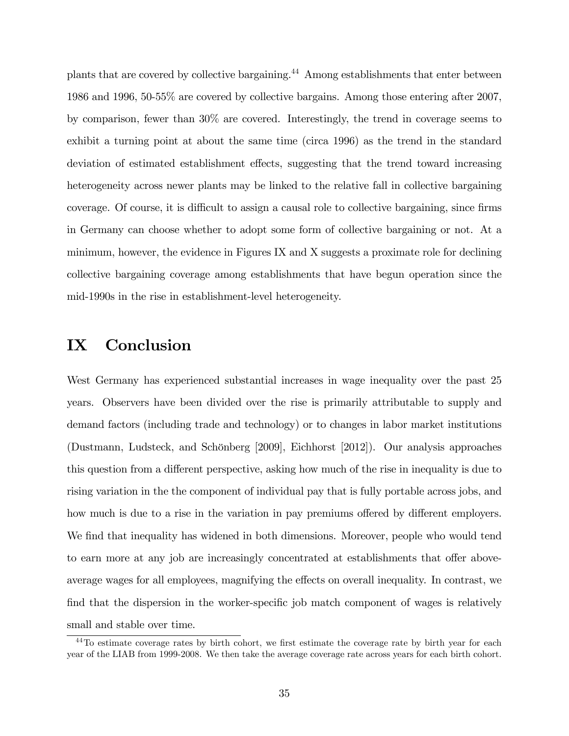plants that are covered by collective bargaining.[44] Among establishments that enter between 1986 and 1996, 50-55% are covered by collective bargains. Among those entering after 2007, by comparison, fewer than 30% are covered. Interestingly, the trend in coverage seems to exhibit a turning point at about the same time (circa 1996) as the trend in the standard deviation of estimated establishment effects, suggesting that the trend toward increasing heterogeneity across newer plants may be linked to the relative fall in collective bargaining coverage. Of course, it is difficult to assign a causal role to collective bargaining, since firms in Germany can choose whether to adopt some form of collective bargaining or not. At a minimum, however, the evidence in Figures IX and X suggests a proximate role for declining collective bargaining coverage among establishments that have begun operation since the mid-1990s in the rise in establishment-level heterogeneity.

# IX Conclusion

West Germany has experienced substantial increases in wage inequality over the past 25 years. Observers have been divided over the rise is primarily attributable to supply and demand factors (including trade and technology) or to changes in labor market institutions (Dustmann, Ludsteck, and Schönberg [2009], Eichhorst [2012]). Our analysis approaches this question from a different perspective, asking how much of the rise in inequality is due to rising variation in the the component of individual pay that is fully portable across jobs, and how much is due to a rise in the variation in pay premiums offered by different employers. We find that inequality has widened in both dimensions. Moreover, people who would tend to earn more at any job are increasingly concentrated at establishments that offer above-average wages for all employees, magnifying the effects on overall inequality. In contrast, we find that the dispersion in the worker-specific job match component of wages is relatively small and stable over time.

[44] To estimate coverage rates by birth cohort, we first estimate the coverage rate by birth year for each year of the LIAB from 1999-2008. We then take the average coverage rate across years for each birth cohort.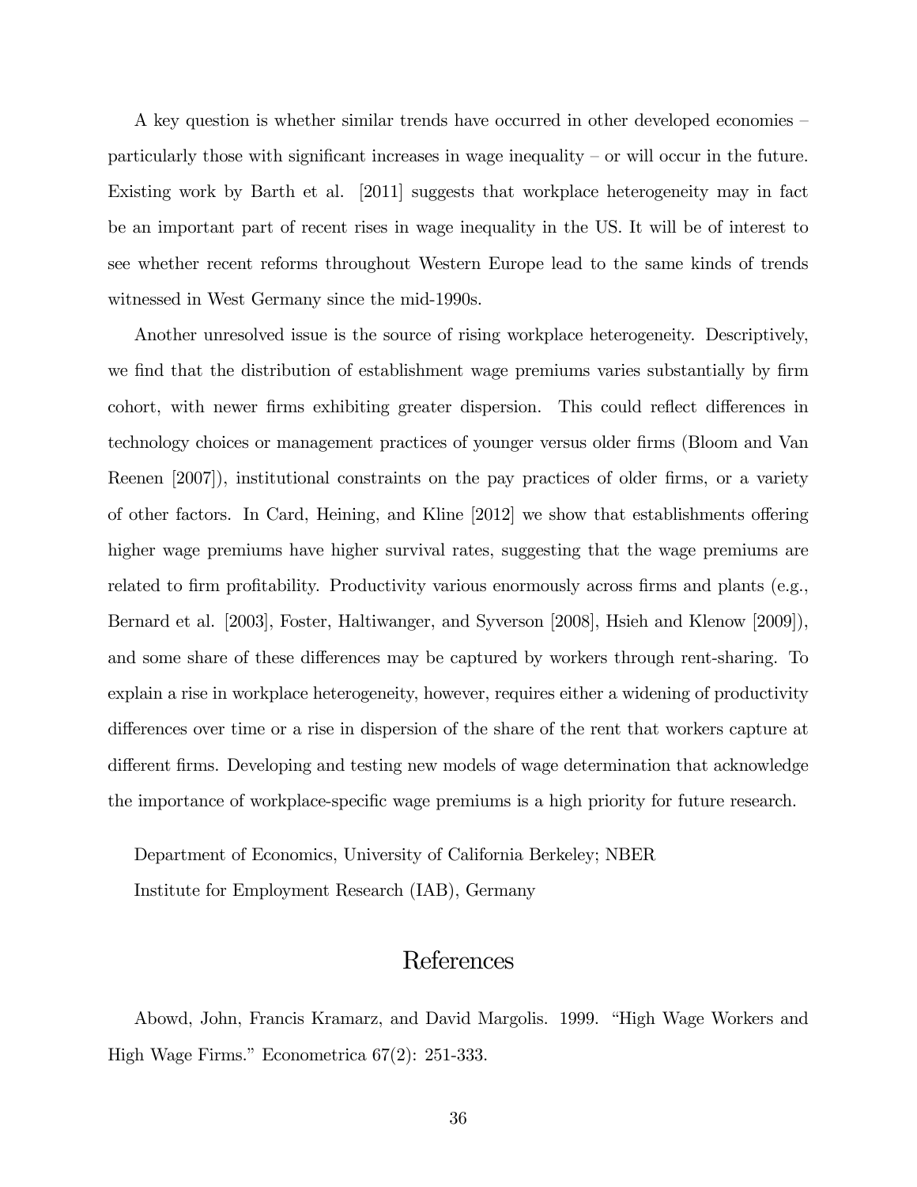A key question is whether similar trends have occurred in other developed economies – particularly those with significant increases in wage inequality – or will occur in the future. Existing work by Barth et al. [2011] suggests that workplace heterogeneity may in fact be an important part of recent rises in wage inequality in the US. It will be of interest to see whether recent reforms throughout Western Europe lead to the same kinds of trends witnessed in West Germany since the mid-1990s.

Another unresolved issue is the source of rising workplace heterogeneity. Descriptively, we find that the distribution of establishment wage premiums varies substantially by firm cohort, with newer firms exhibiting greater dispersion. This could reflect differences in technology choices or management practices of younger versus older firms (Bloom and Van Reenen [2007]), institutional constraints on the pay practices of older firms, or a variety of other factors. In Card, Heining, and Kline [2012] we show that establishments offering higher wage premiums have higher survival rates, suggesting that the wage premiums are related to firm profitability. Productivity various enormously across firms and plants (e.g., Bernard et al. [2003], Foster, Haltiwanger, and Syverson [2008], Hsieh and Klenow [2009]), and some share of these differences may be captured by workers through rent-sharing. To explain a rise in workplace heterogeneity, however, requires either a widening of productivity differences over time or a rise in dispersion of the share of the rent that workers capture at different firms. Developing and testing new models of wage determination that acknowledge the importance of workplace-specific wage premiums is a high priority for future research.

Department of Economics, University of California Berkeley; NBER

Institute for Employment Research (IAB), Germany

# References

Abowd, John, Francis Kramarz, and David Margolis. 1999. "High Wage Workers and High Wage Firms." Econometrica 67(2): 251-333.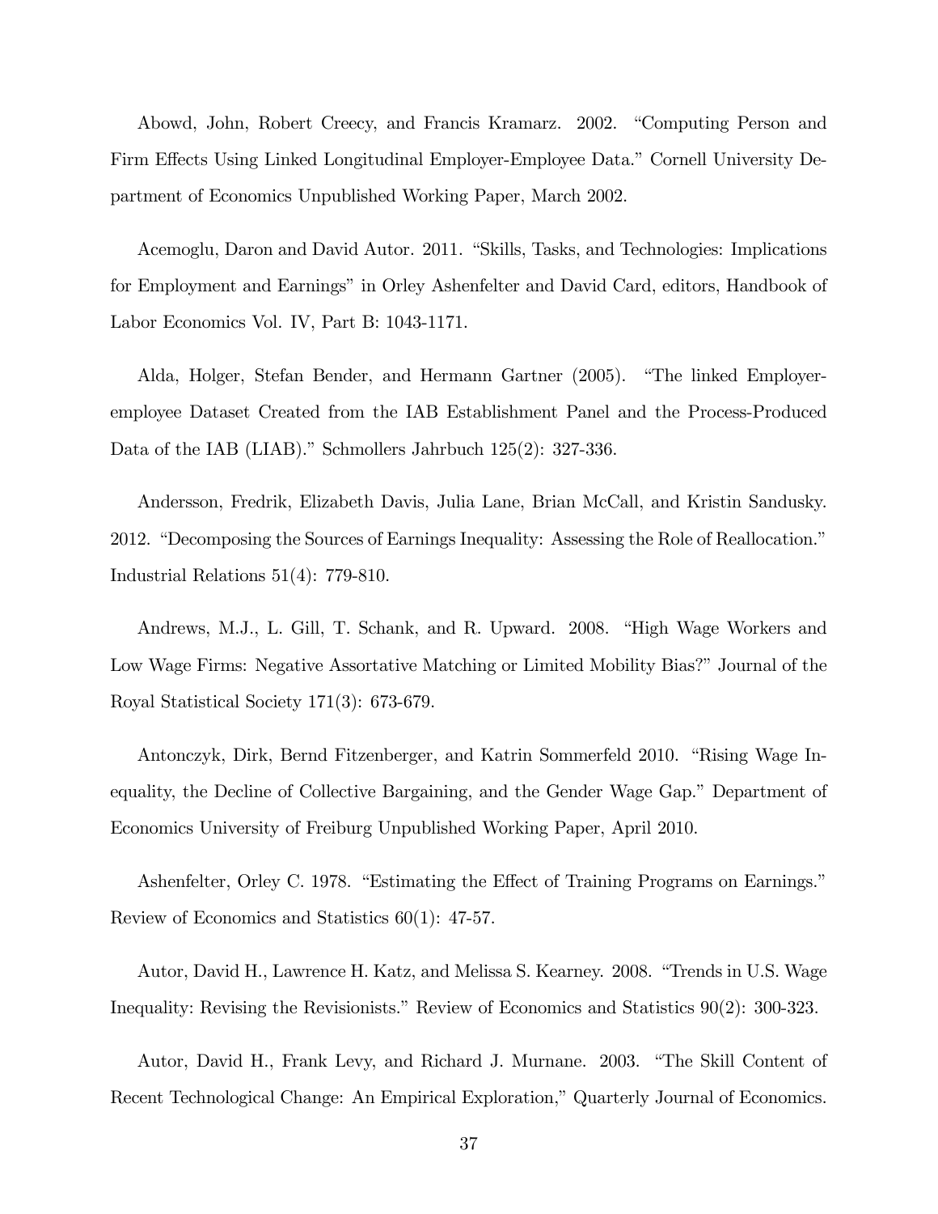Abowd, John, Robert Creecy, and Francis Kramarz. 2002. "Computing Person and Firm Effects Using Linked Longitudinal Employer-Employee Data." Cornell University Department of Economics Unpublished Working Paper, March 2002.

Acemoglu, Daron and David Autor. 2011. "Skills, Tasks, and Technologies: Implications for Employment and Earnings" in Orley Ashenfelter and David Card, editors, Handbook of Labor Economics Vol. IV, Part B: 1043-1171.

Alda, Holger, Stefan Bender, and Hermann Gartner (2005). "The linked Employer-employee Dataset Created from the IAB Establishment Panel and the Process-Produced Data of the IAB (LIAB)." Schmollers Jahrbuch 125(2): 327-336.

Andersson, Fredrik, Elizabeth Davis, Julia Lane, Brian McCall, and Kristin Sandusky. 2012. "Decomposing the Sources of Earnings Inequality: Assessing the Role of Reallocation." Industrial Relations 51(4): 779-810.

Andrews, M.J., L. Gill, T. Schank, and R. Upward. 2008. "High Wage Workers and Low Wage Firms: Negative Assortative Matching or Limited Mobility Bias?" Journal of the Royal Statistical Society 171(3): 673-679.

Antonczyk, Dirk, Bernd Fitzenberger, and Katrin Sommerfeld 2010. "Rising Wage Inequality, the Decline of Collective Bargaining, and the Gender Wage Gap." Department of Economics University of Freiburg Unpublished Working Paper, April 2010.

Ashenfelter, Orley C. 1978. "Estimating the Effect of Training Programs on Earnings." Review of Economics and Statistics 60(1): 47-57.

Autor, David H., Lawrence H. Katz, and Melissa S. Kearney. 2008. "Trends in U.S. Wage Inequality: Revising the Revisionists." Review of Economics and Statistics 90(2): 300-323.

Autor, David H., Frank Levy, and Richard J. Murnane. 2003. "The Skill Content of Recent Technological Change: An Empirical Exploration," Quarterly Journal of Economics.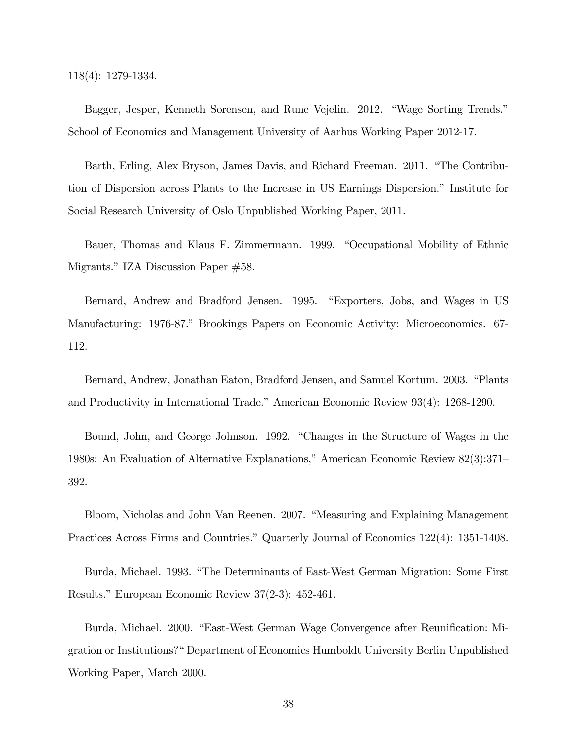118(4): 1279-1334.

Bagger, Jesper, Kenneth Sorensen, and Rune Vejelin. 2012. "Wage Sorting Trends." School of Economics and Management University of Aarhus Working Paper 2012-17.

Barth, Erling, Alex Bryson, James Davis, and Richard Freeman. 2011. "The Contribution of Dispersion across Plants to the Increase in US Earnings Dispersion." Institute for Social Research University of Oslo Unpublished Working Paper, 2011.

Bauer, Thomas and Klaus F. Zimmermann. 1999. "Occupational Mobility of Ethnic Migrants." IZA Discussion Paper #58.

Bernard, Andrew and Bradford Jensen. 1995. "Exporters, Jobs, and Wages in US Manufacturing: 1976-87." Brookings Papers on Economic Activity: Microeconomics. 67-112.

Bernard, Andrew, Jonathan Eaton, Bradford Jensen, and Samuel Kortum. 2003. "Plants and Productivity in International Trade." American Economic Review 93(4): 1268-1290.

Bound, John, and George Johnson. 1992. "Changes in the Structure of Wages in the 1980s: An Evaluation of Alternative Explanations," American Economic Review 82(3):371–392.

Bloom, Nicholas and John Van Reenen. 2007. "Measuring and Explaining Management Practices Across Firms and Countries." Quarterly Journal of Economics 122(4): 1351-1408.

Burda, Michael. 1993. "The Determinants of East-West German Migration: Some First Results." European Economic Review 37(2-3): 452-461.

Burda, Michael. 2000. "East-West German Wage Convergence after Reunification: Migration or Institutions?" Department of Economics Humboldt University Berlin Unpublished Working Paper, March 2000.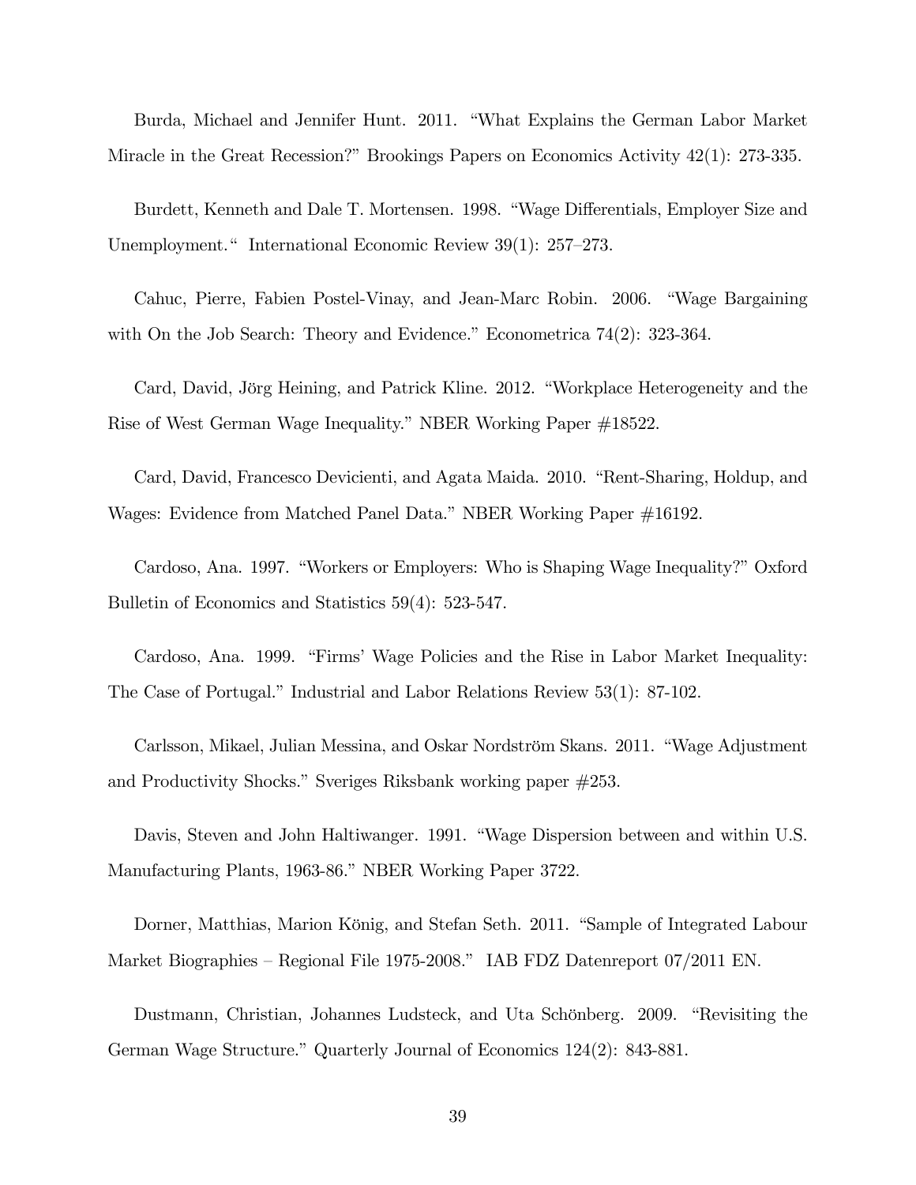Burda, Michael and Jennifer Hunt. 2011. "What Explains the German Labor Market Miracle in the Great Recession?" Brookings Papers on Economics Activity 42(1): 273-335.

Burdett, Kenneth and Dale T. Mortensen. 1998. "Wage Differentials, Employer Size and Unemployment." International Economic Review 39(1): 257–273.

Cahuc, Pierre, Fabien Postel-Vinay, and Jean-Marc Robin. 2006. "Wage Bargaining with On the Job Search: Theory and Evidence." Econometrica 74(2): 323-364.

Card, David, Jörg Heining, and Patrick Kline. 2012. "Workplace Heterogeneity and the Rise of West German Wage Inequality." NBER Working Paper #18522.

Card, David, Francesco Devicienti, and Agata Maida. 2010. "Rent-Sharing, Holdup, and Wages: Evidence from Matched Panel Data." NBER Working Paper #16192.

Cardoso, Ana. 1997. "Workers or Employers: Who is Shaping Wage Inequality?" Oxford Bulletin of Economics and Statistics 59(4): 523-547.

Cardoso, Ana. 1999. "Firms' Wage Policies and the Rise in Labor Market Inequality: The Case of Portugal." Industrial and Labor Relations Review 53(1): 87-102.

Carlsson, Mikael, Julian Messina, and Oskar Nordström Skans. 2011. "Wage Adjustment and Productivity Shocks." Sveriges Riksbank working paper #253.

Davis, Steven and John Haltiwanger. 1991. "Wage Dispersion between and within U.S. Manufacturing Plants, 1963-86." NBER Working Paper 3722.

Dorner, Matthias, Marion König, and Stefan Seth. 2011. "Sample of Integrated Labour Market Biographies – Regional File 1975-2008." IAB FDZ Datenreport 07/2011 EN.

Dustmann, Christian, Johannes Ludsteck, and Uta Schönberg. 2009. "Revisiting the German Wage Structure." Quarterly Journal of Economics 124(2): 843-881.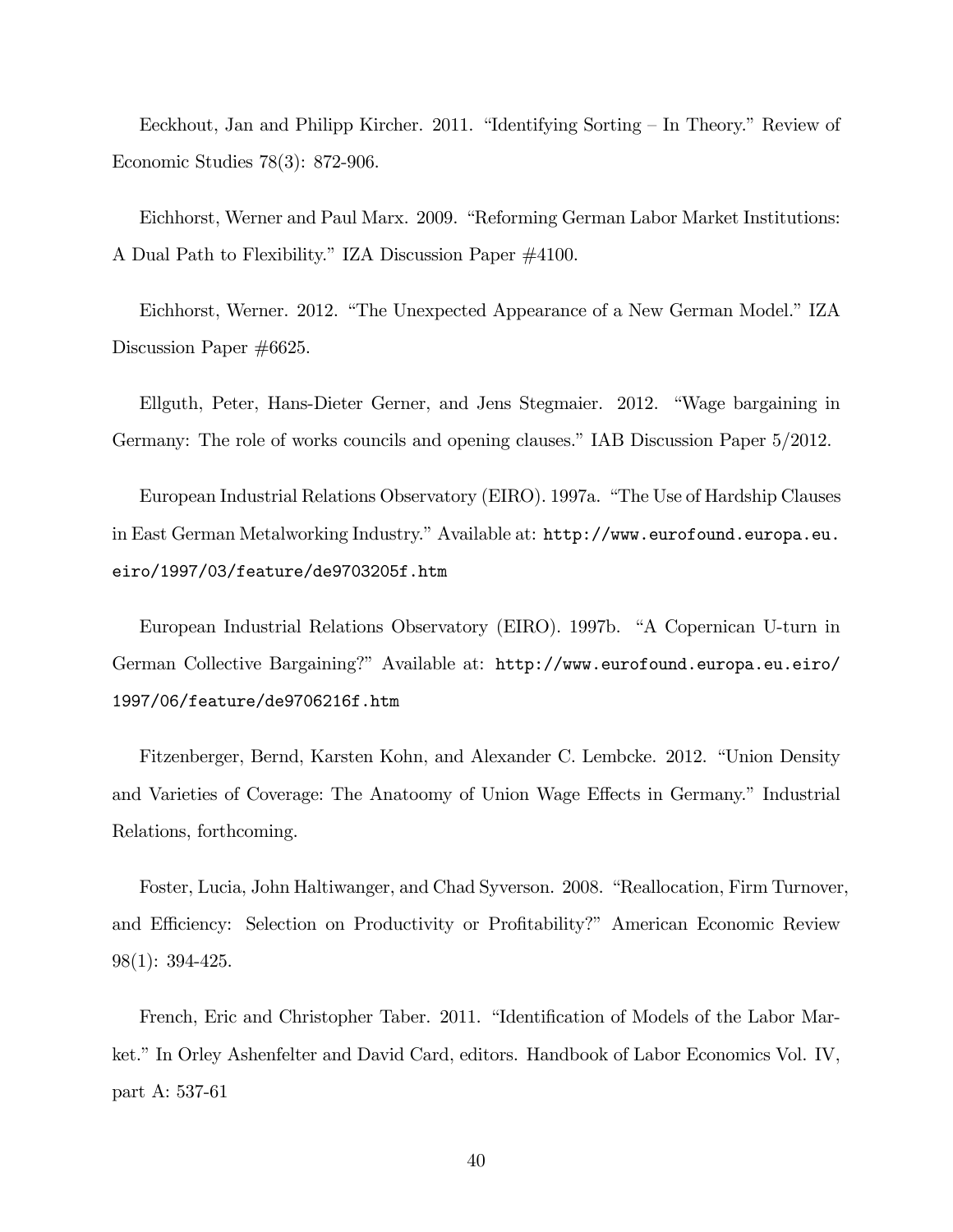Eeckhout, Jan and Philipp Kircher. 2011. "Identifying Sorting – In Theory." Review of Economic Studies 78(3): 872-906.

Eichhorst, Werner and Paul Marx. 2009. "Reforming German Labor Market Institutions: A Dual Path to Flexibility." IZA Discussion Paper #4100.

Eichhorst, Werner. 2012. "The Unexpected Appearance of a New German Model." IZA Discussion Paper #6625.

Ellguth, Peter, Hans-Dieter Gerner, and Jens Stegmaier. 2012. "Wage bargaining in Germany: The role of works councils and opening clauses." IAB Discussion Paper 5/2012.

European Industrial Relations Observatory (EIRO). 1997a. "The Use of Hardship Clauses in East German Metalworking Industry." Available at: http://www.eurofound.europa.eu.eiro/1997/03/feature/de9703205f.htm

European Industrial Relations Observatory (EIRO). 1997b. "A Copernican U-turn in German Collective Bargaining?" Available at: http://www.eurofound.europa.eu.eiro/1997/06/feature/de9706216f.htm

Fitzenberger, Bernd, Karsten Kohn, and Alexander C. Lembcke. 2012. "Union Density and Varieties of Coverage: The Anatoomy of Union Wage Effects in Germany." Industrial Relations, forthcoming.

Foster, Lucia, John Haltiwanger, and Chad Syverson. 2008. "Reallocation, Firm Turnover, and Efficiency: Selection on Productivity or Profitability?" American Economic Review 98(1): 394-425.

French, Eric and Christopher Taber. 2011. "Identification of Models of the Labor Market." In Orley Ashenfelter and David Card, editors. Handbook of Labor Economics Vol. IV, part A: 537-61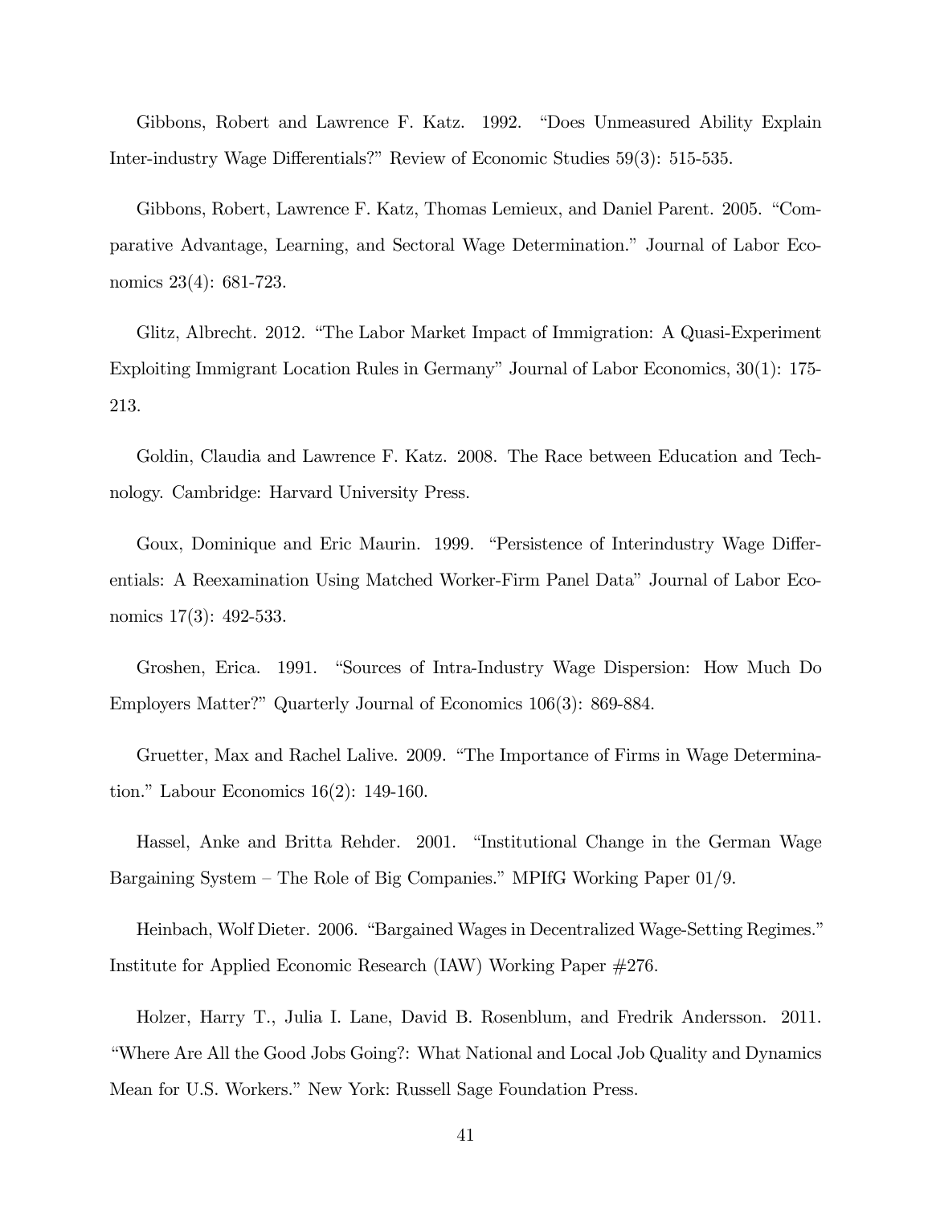Gibbons, Robert and Lawrence F. Katz. 1992. "Does Unmeasured Ability Explain Inter-industry Wage Differentials?" Review of Economic Studies 59(3): 515-535.

Gibbons, Robert, Lawrence F. Katz, Thomas Lemieux, and Daniel Parent. 2005. "Comparative Advantage, Learning, and Sectoral Wage Determination." Journal of Labor Economics 23(4): 681-723.

Glitz, Albrecht. 2012. "The Labor Market Impact of Immigration: A Quasi-Experiment Exploiting Immigrant Location Rules in Germany" Journal of Labor Economics, 30(1): 175-213.

Goldin, Claudia and Lawrence F. Katz. 2008. The Race between Education and Technology. Cambridge: Harvard University Press.

Goux, Dominique and Eric Maurin. 1999. "Persistence of Interindustry Wage Differentials: A Reexamination Using Matched Worker-Firm Panel Data" Journal of Labor Economics 17(3): 492-533.

Groshen, Erica. 1991. "Sources of Intra-Industry Wage Dispersion: How Much Do Employers Matter?" Quarterly Journal of Economics 106(3): 869-884.

Gruetter, Max and Rachel Lalive. 2009. "The Importance of Firms in Wage Determination." Labour Economics 16(2): 149-160.

Hassel, Anke and Britta Rehder. 2001. "Institutional Change in the German Wage Bargaining System – The Role of Big Companies." MPIfG Working Paper 01/9.

Heinbach, Wolf Dieter. 2006. "Bargained Wages in Decentralized Wage-Setting Regimes." Institute for Applied Economic Research (IAW) Working Paper #276.

Holzer, Harry T., Julia I. Lane, David B. Rosenblum, and Fredrik Andersson. 2011. "Where Are All the Good Jobs Going?: What National and Local Job Quality and Dynamics Mean for U.S. Workers." New York: Russell Sage Foundation Press.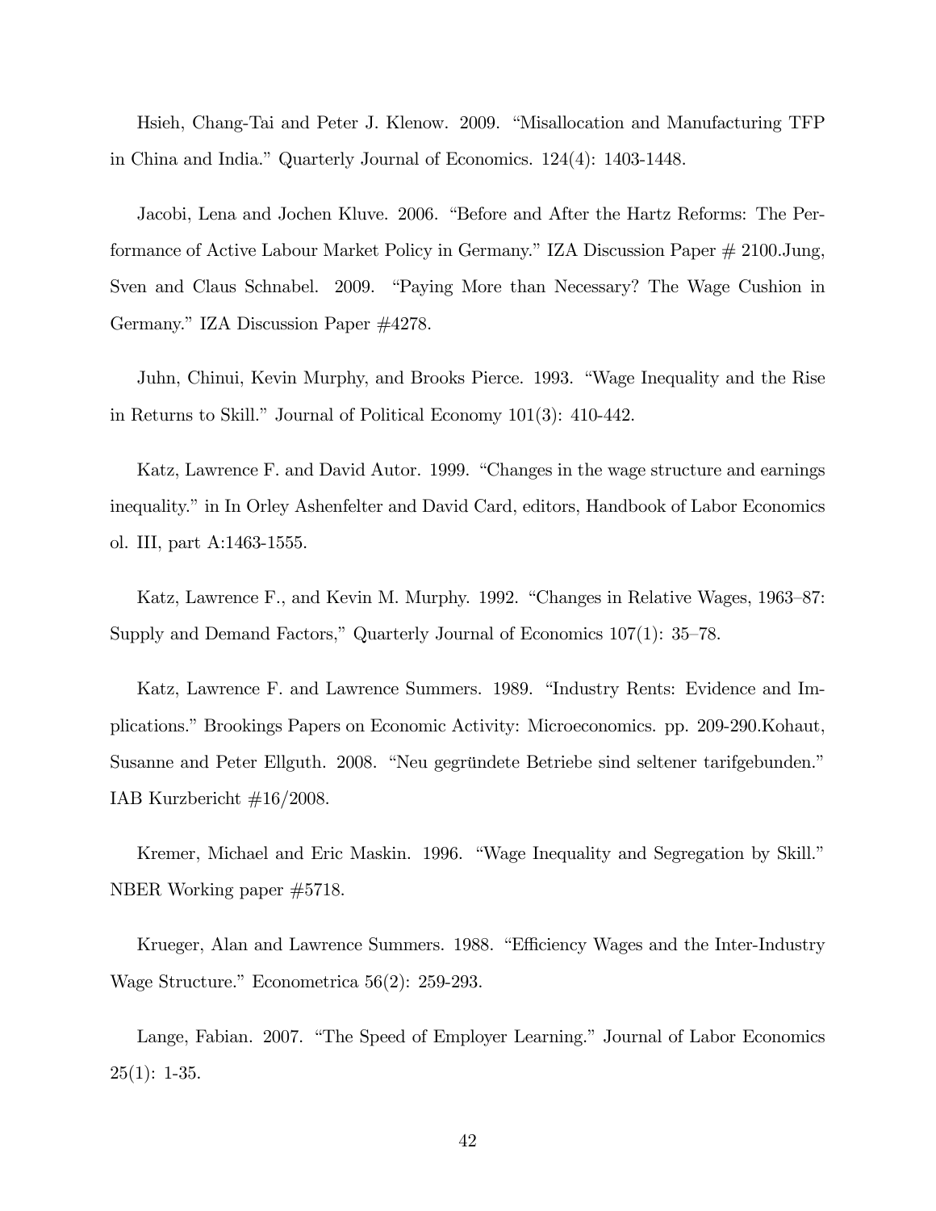Hsieh, Chang-Tai and Peter J. Klenow. 2009. "Misallocation and Manufacturing TFP in China and India." Quarterly Journal of Economics. 124(4): 1403-1448.

Jacobi, Lena and Jochen Kluve. 2006. "Before and After the Hartz Reforms: The Performance of Active Labour Market Policy in Germany." IZA Discussion Paper # 2100.Jung, Sven and Claus Schnabel. 2009. "Paying More than Necessary? The Wage Cushion in Germany." IZA Discussion Paper #4278.

Juhn, Chinui, Kevin Murphy, and Brooks Pierce. 1993. "Wage Inequality and the Rise in Returns to Skill." Journal of Political Economy 101(3): 410-442.

Katz, Lawrence F. and David Autor. 1999. "Changes in the wage structure and earnings inequality." in In Orley Ashenfelter and David Card, editors, Handbook of Labor Economics ol. III, part A:1463-1555.

Katz, Lawrence F., and Kevin M. Murphy. 1992. "Changes in Relative Wages, 1963–87: Supply and Demand Factors," Quarterly Journal of Economics 107(1): 35–78.

Katz, Lawrence F. and Lawrence Summers. 1989. "Industry Rents: Evidence and Implications." Brookings Papers on Economic Activity: Microeconomics. pp. 209-290.Kohaut, Susanne and Peter Ellguth. 2008. "Neu gegründete Betriebe sind seltener tarifgebunden." IAB Kurzbericht #16/2008.

Kremer, Michael and Eric Maskin. 1996. "Wage Inequality and Segregation by Skill." NBER Working paper #5718.

Krueger, Alan and Lawrence Summers. 1988. "Efficiency Wages and the Inter-Industry Wage Structure." Econometrica 56(2): 259-293.

Lange, Fabian. 2007. "The Speed of Employer Learning." Journal of Labor Economics 25(1): 1-35.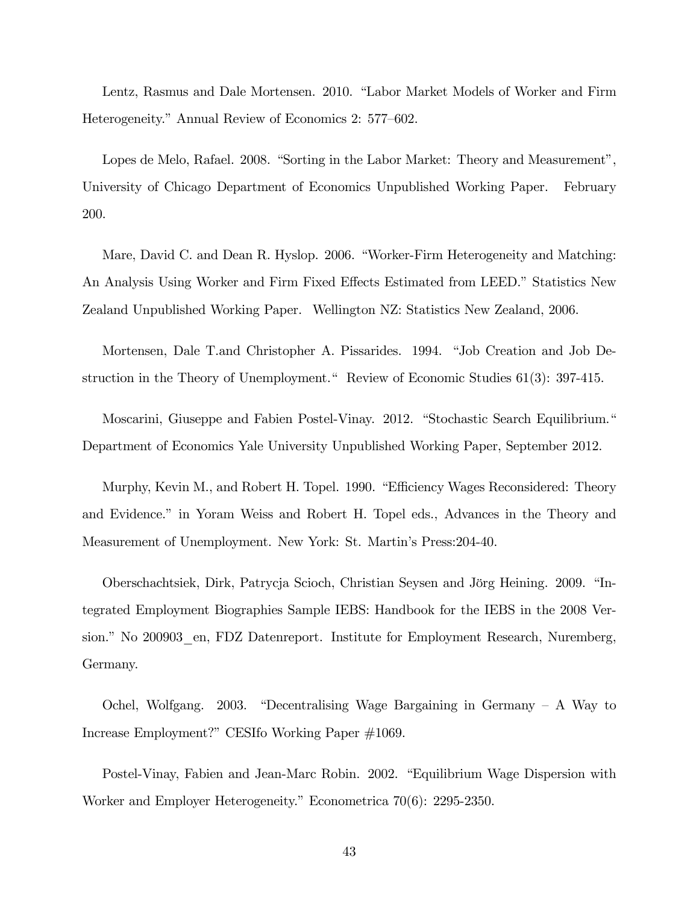Lentz, Rasmus and Dale Mortensen. 2010. "Labor Market Models of Worker and Firm Heterogeneity." Annual Review of Economics 2: 577–602.

Lopes de Melo, Rafael. 2008. "Sorting in the Labor Market: Theory and Measurement", University of Chicago Department of Economics Unpublished Working Paper. February 200.

Mare, David C. and Dean R. Hyslop. 2006. "Worker-Firm Heterogeneity and Matching: An Analysis Using Worker and Firm Fixed Effects Estimated from LEED." Statistics New Zealand Unpublished Working Paper. Wellington NZ: Statistics New Zealand, 2006.

Mortensen, Dale T.and Christopher A. Pissarides. 1994. "Job Creation and Job Destruction in the Theory of Unemployment." Review of Economic Studies 61(3): 397-415.

Moscarini, Giuseppe and Fabien Postel-Vinay. 2012. "Stochastic Search Equilibrium." Department of Economics Yale University Unpublished Working Paper, September 2012.

Murphy, Kevin M., and Robert H. Topel. 1990. "Efficiency Wages Reconsidered: Theory and Evidence." in Yoram Weiss and Robert H. Topel eds., Advances in the Theory and Measurement of Unemployment. New York: St. Martin's Press:204-40.

Oberschachtsiek, Dirk, Patrycja Scioch, Christian Seysen and Jörg Heining. 2009. "Integrated Employment Biographies Sample IEBS: Handbook for the IEBS in the 2008 Version." No 200903_en, FDZ Datenreport. Institute for Employment Research, Nuremberg, Germany.

Ochel, Wolfgang. 2003. "Decentralising Wage Bargaining in Germany – A Way to Increase Employment?" CESIfo Working Paper #1069.

Postel-Vinay, Fabien and Jean-Marc Robin. 2002. "Equilibrium Wage Dispersion with Worker and Employer Heterogeneity." Econometrica 70(6): 2295-2350.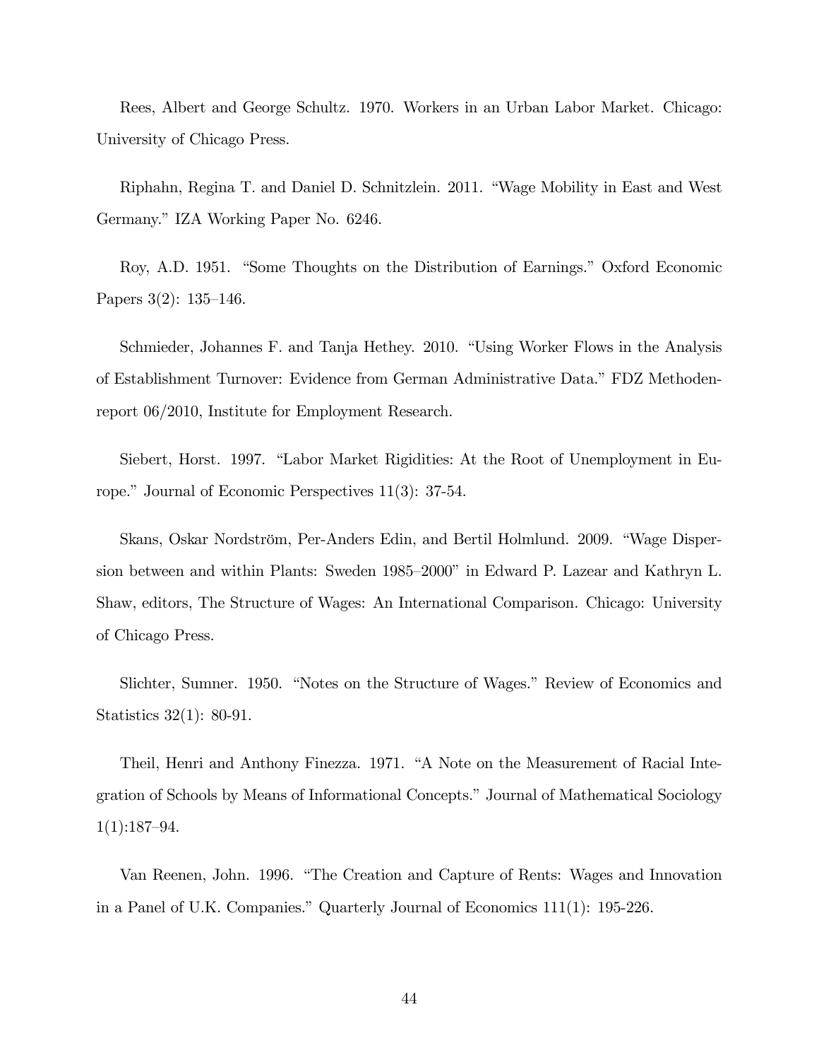Rees, Albert and George Schultz. 1970. Workers in an Urban Labor Market. Chicago: University of Chicago Press.

Riphahn, Regina T. and Daniel D. Schnitzlein. 2011. "Wage Mobility in East and West Germany." IZA Working Paper No. 6246.

Roy, A.D. 1951. "Some Thoughts on the Distribution of Earnings." Oxford Economic Papers 3(2): 135–146.

Schmieder, Johannes F. and Tanja Hethey. 2010. "Using Worker Flows in the Analysis of Establishment Turnover: Evidence from German Administrative Data." FDZ Methodenreport 06/2010, Institute for Employment Research.

Siebert, Horst. 1997. "Labor Market Rigidities: At the Root of Unemployment in Europe." Journal of Economic Perspectives 11(3): 37-54.

Skans, Oskar Nordström, Per-Anders Edin, and Bertil Holmlund. 2009. "Wage Dispersion between and within Plants: Sweden 1985–2000" in Edward P. Lazear and Kathryn L. Shaw, editors, The Structure of Wages: An International Comparison. Chicago: University of Chicago Press.

Slichter, Sumner. 1950. "Notes on the Structure of Wages." Review of Economics and Statistics 32(1): 80-91.

Theil, Henri and Anthony Finezza. 1971. "A Note on the Measurement of Racial Integration of Schools by Means of Informational Concepts." Journal of Mathematical Sociology 1(1):187–94.

Van Reenen, John. 1996. "The Creation and Capture of Rents: Wages and Innovation in a Panel of U.K. Companies." Quarterly Journal of Economics 111(1): 195-226.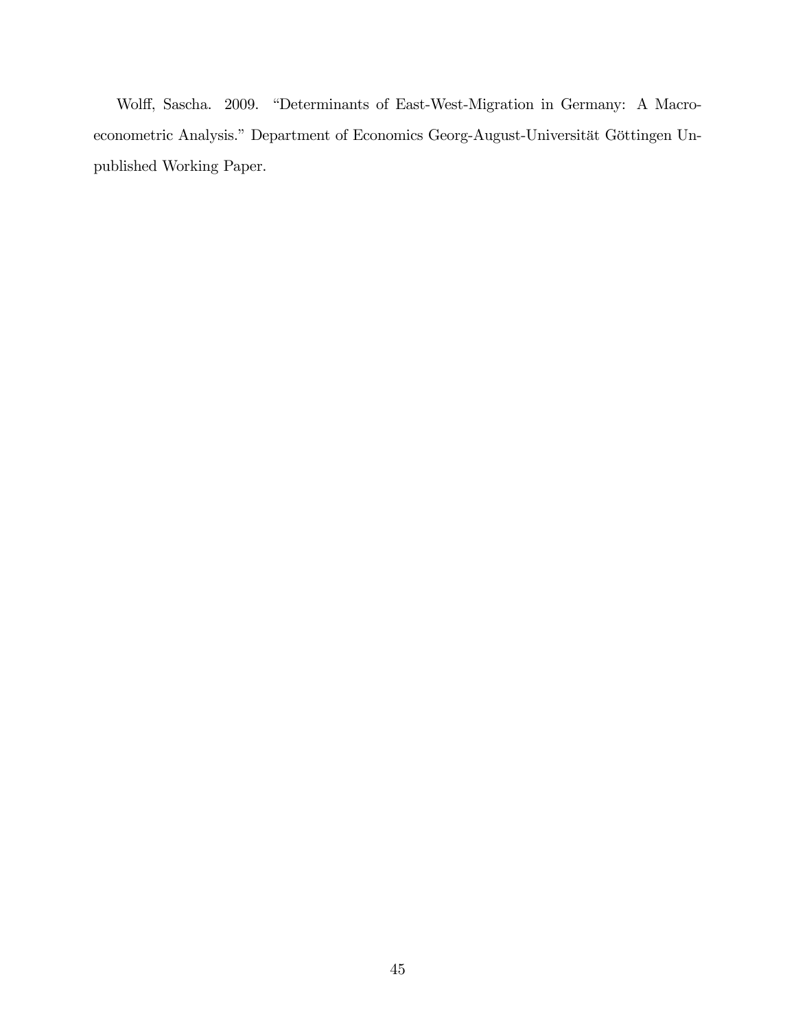Wolff, Sascha. 2009. "Determinants of East-West-Migration in Germany: A Macroeconometric Analysis." Department of Economics Georg-August-Universität Göttingen Unpublished Working Paper.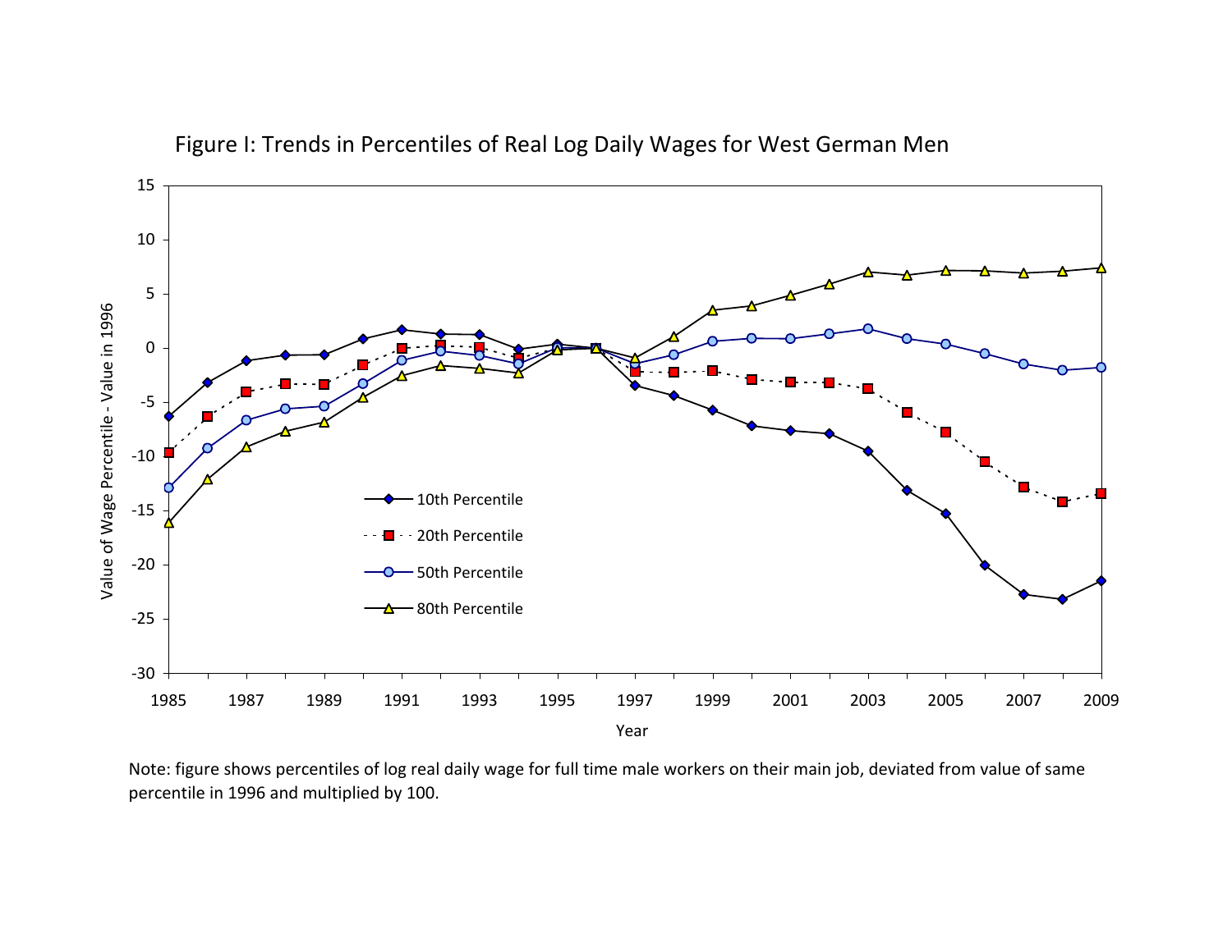Figure I: Trends in Percentiles of Real Log Daily Wages for West German Men

Note: figure shows percentiles of log real daily wage for full time male workers on their main job, deviated from value of same percentile in 1996 and multiplied by 100.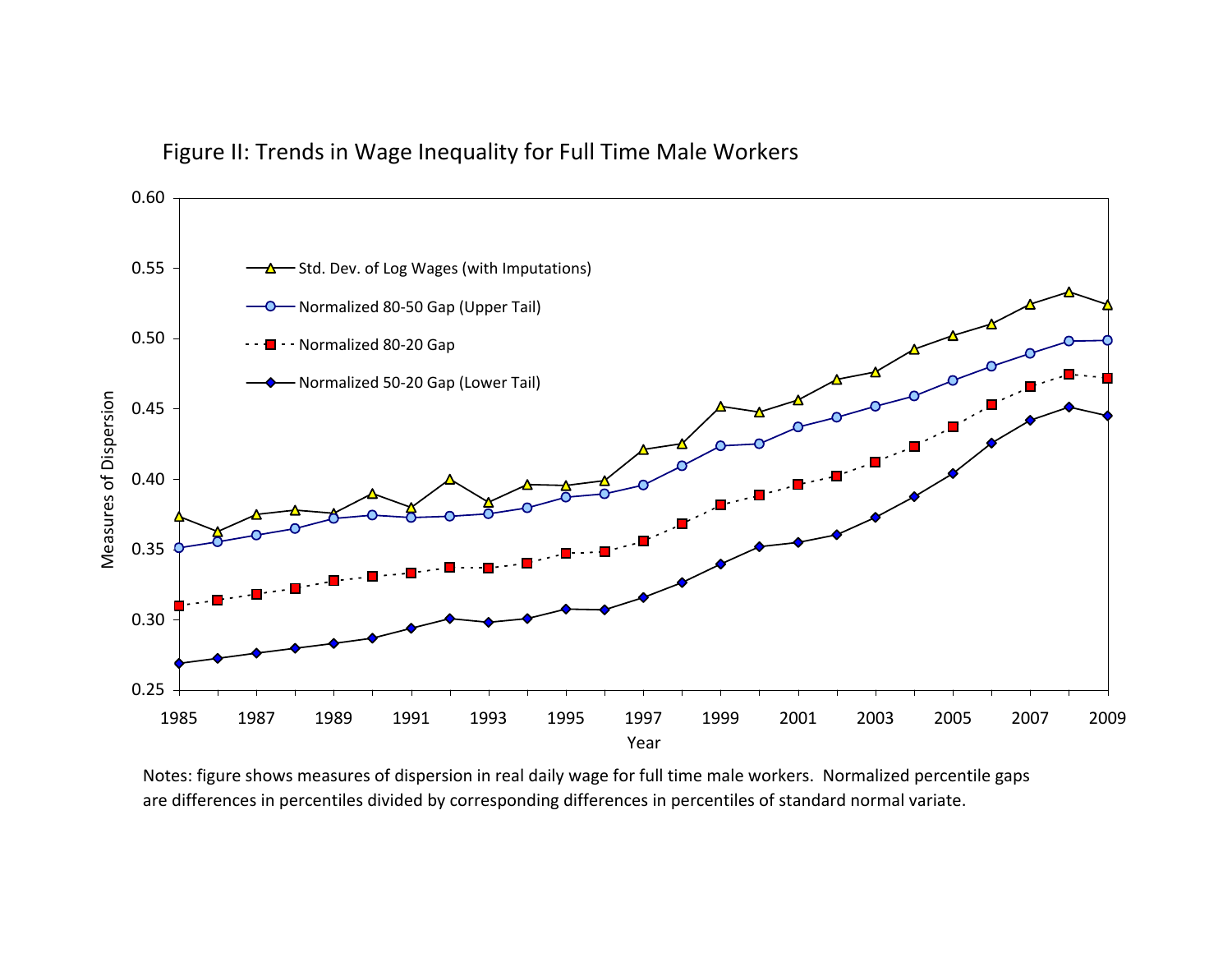Figure II: Trends in Wage Inequality for Full Time Male Workers

Notes: figure shows measures of dispersion in real daily wage for full time male workers. Normalized percentile gaps are differences in percentiles divided by corresponding differences in percentiles of standard normal variate.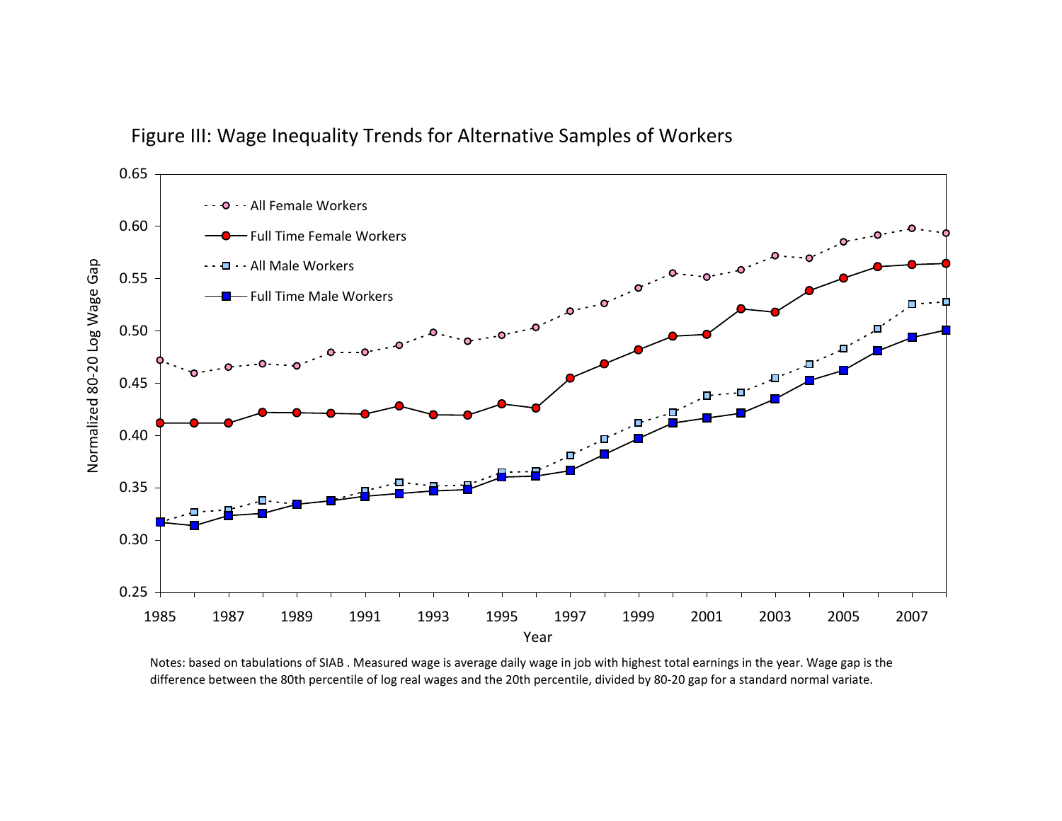Figure III: Wage Inequality Trends for Alternative Samples of Workers

Notes: based on tabulations of SIAB . Measured wage is average daily wage in job with highest total earnings in the year. Wage gap is the difference between the 80th percentile of log real wages and the 20th percentile, divided by 80-20 gap for a standard normal variate.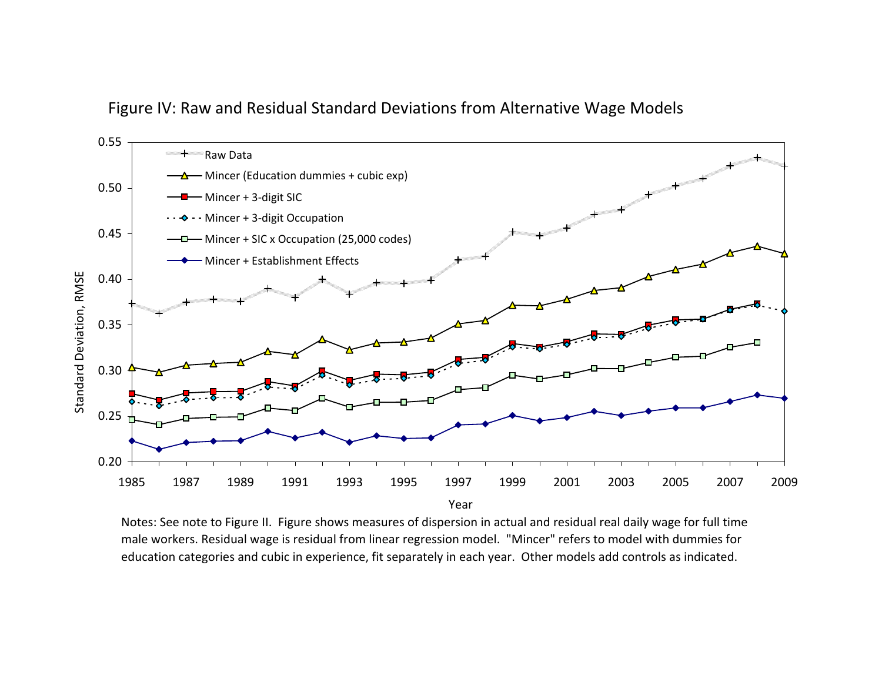Figure IV: Raw and Residual Standard Deviations from Alternative Wage Models

Notes: See note to Figure II. Figure shows measures of dispersion in actual and residual real daily wage for full time male workers. Residual wage is residual from linear regression model. "Mincer" refers to model with dummies for education categories and cubic in experience, fit separately in each year. Other models add controls as indicated.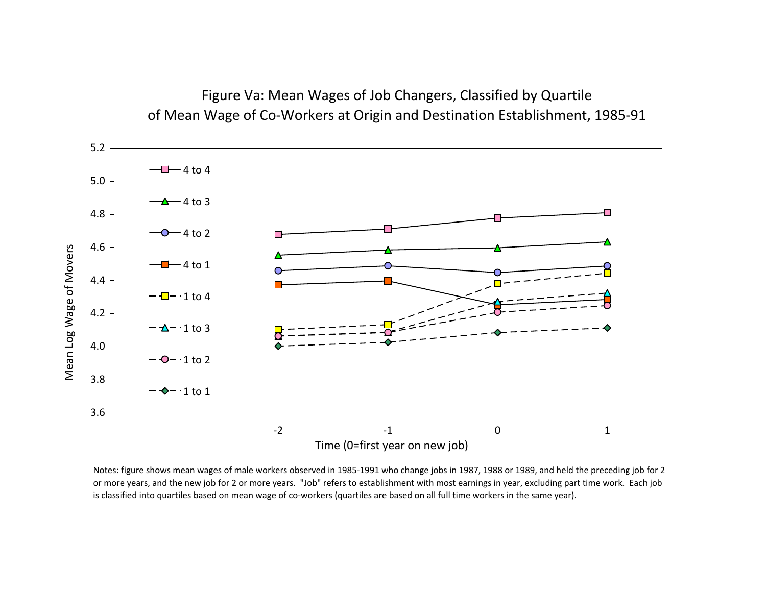# Figure Va: Mean Wages of Job Changers, Classified by Quartile of Mean Wage of Co-Workers at Origin and Destination Establishment, 1985-91

Notes: figure shows mean wages of male workers observed in 1985-1991 who change jobs in 1987, 1988 or 1989, and held the preceding job for 2 or more years, and the new job for 2 or more years. "Job" refers to establishment with most earnings in year, excluding part time work. Each job is classified into quartiles based on mean wage of co-workers (quartiles are based on all full time workers in the same year).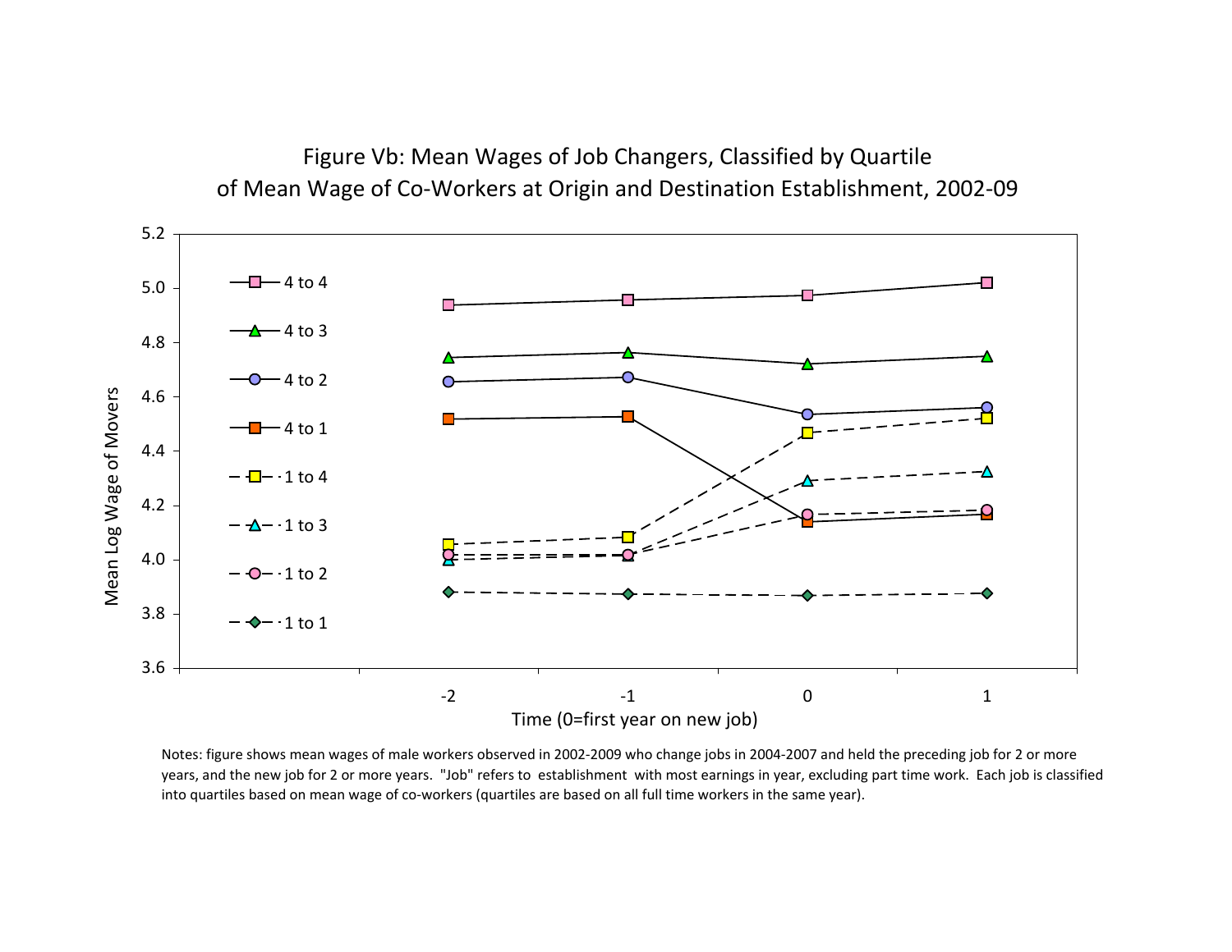# Figure Vb: Mean Wages of Job Changers, Classified by Quartile of Mean Wage of Co-Workers at Origin and Destination Establishment, 2002-09

Notes: figure shows mean wages of male workers observed in 2002-2009 who change jobs in 2004-2007 and held the preceding job for 2 or more years, and the new job for 2 or more years. "Job" refers to establishment with most earnings in year, excluding part time work. Each job is classified into quartiles based on mean wage of co-workers (quartiles are based on all full time workers in the same year).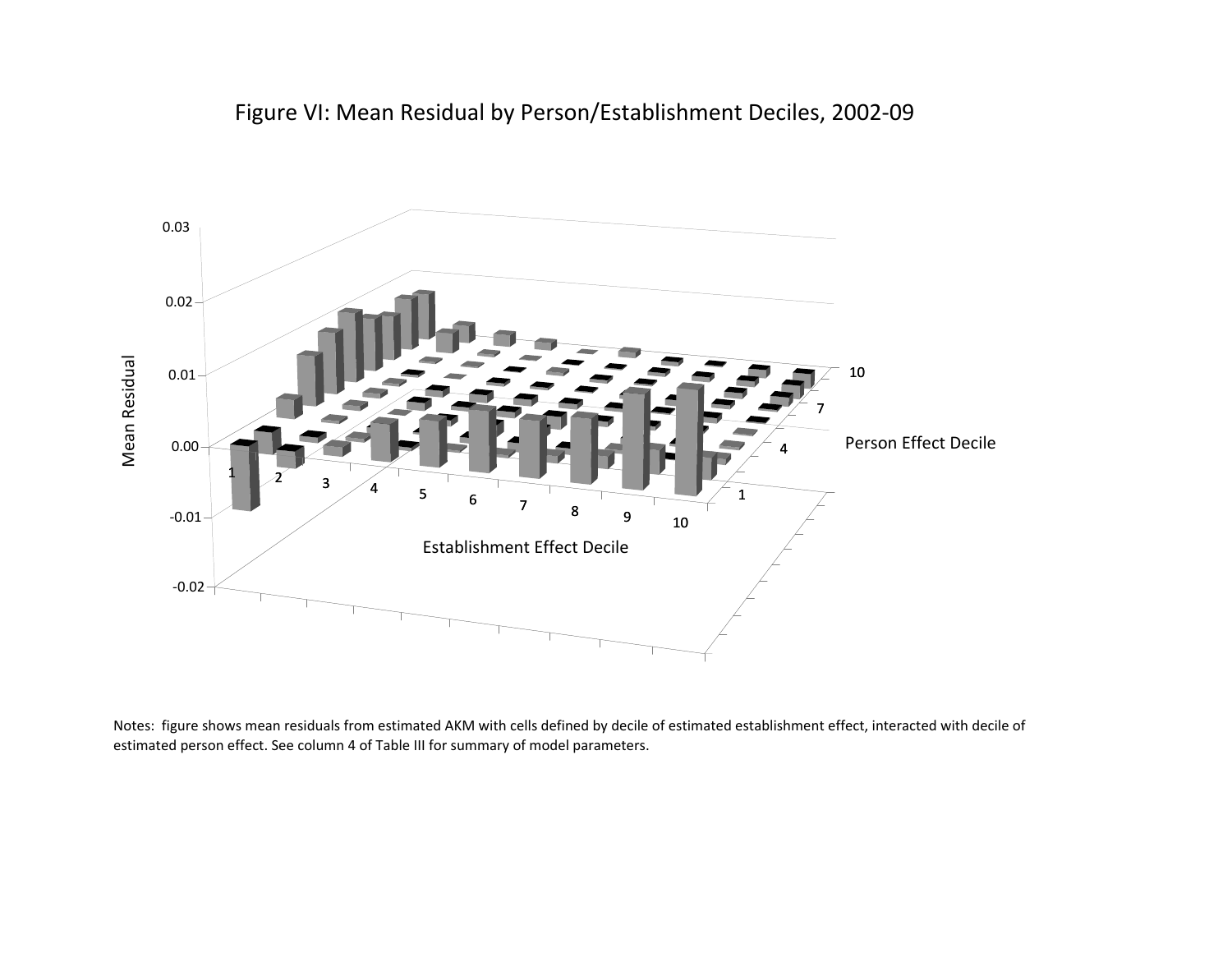Figure VI: Mean Residual by Person/Establishment Deciles, 2002-09

Notes: figure shows mean residuals from estimated AKM with cells defined by decile of estimated establishment effect, interacted with decile of estimated person effect. See column 4 of Table III for summary of model parameters.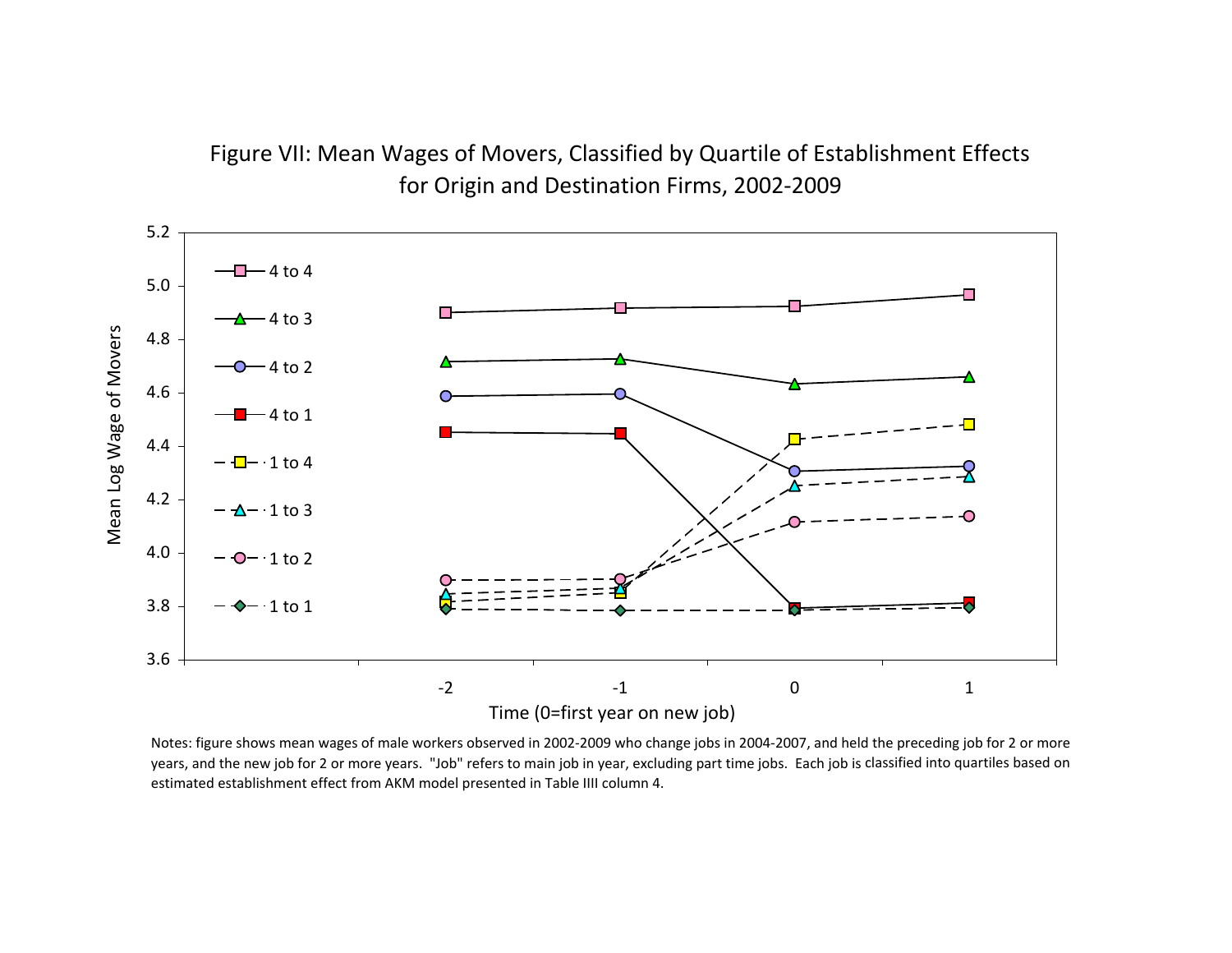Figure VII: Mean Wages of Movers, Classified by Quartile of Establishment Effects for Origin and Destination Firms, 2002-2009

Notes: figure shows mean wages of male workers observed in 2002-2009 who change jobs in 2004-2007, and held the preceding job for 2 or more years, and the new job for 2 or more years. "Job" refers to main job in year, excluding part time jobs. Each job is classified into quartiles based on estimated establishment effect from AKM model presented in Table IIII column 4.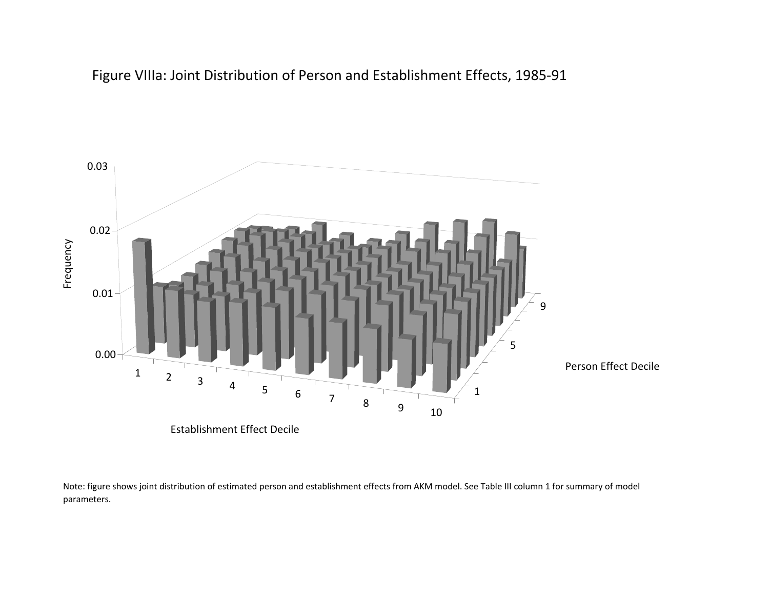Figure VIIIa: Joint Distribution of Person and Establishment Effects, 1985-91

Note: figure shows joint distribution of estimated person and establishment effects from AKM model. See Table III column 1 for summary of model parameters.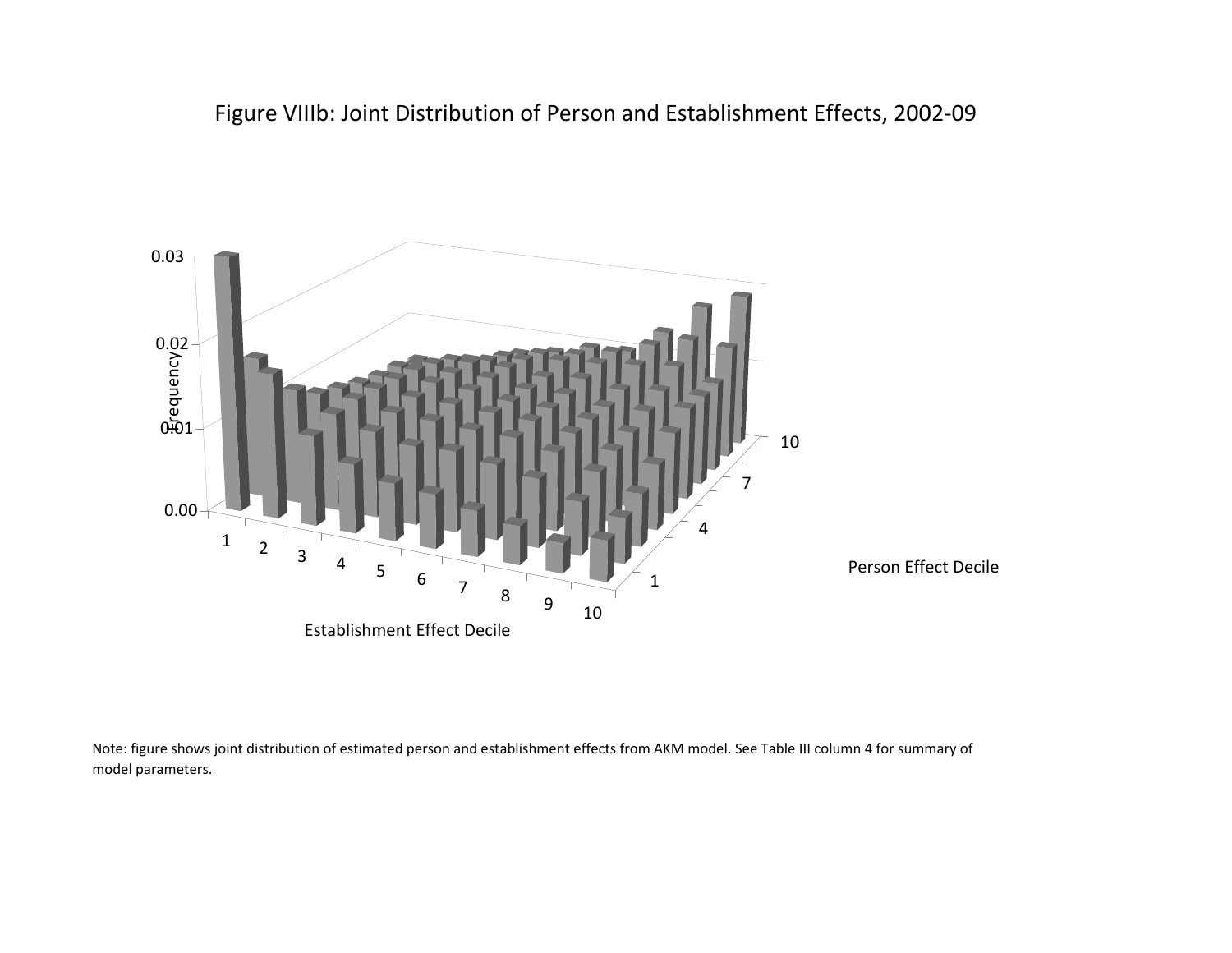Figure VIIIb: Joint Distribution of Person and Establishment Effects, 2002-09

Note: figure shows joint distribution of estimated person and establishment effects from AKM model. See Table III column 4 for summary of model parameters.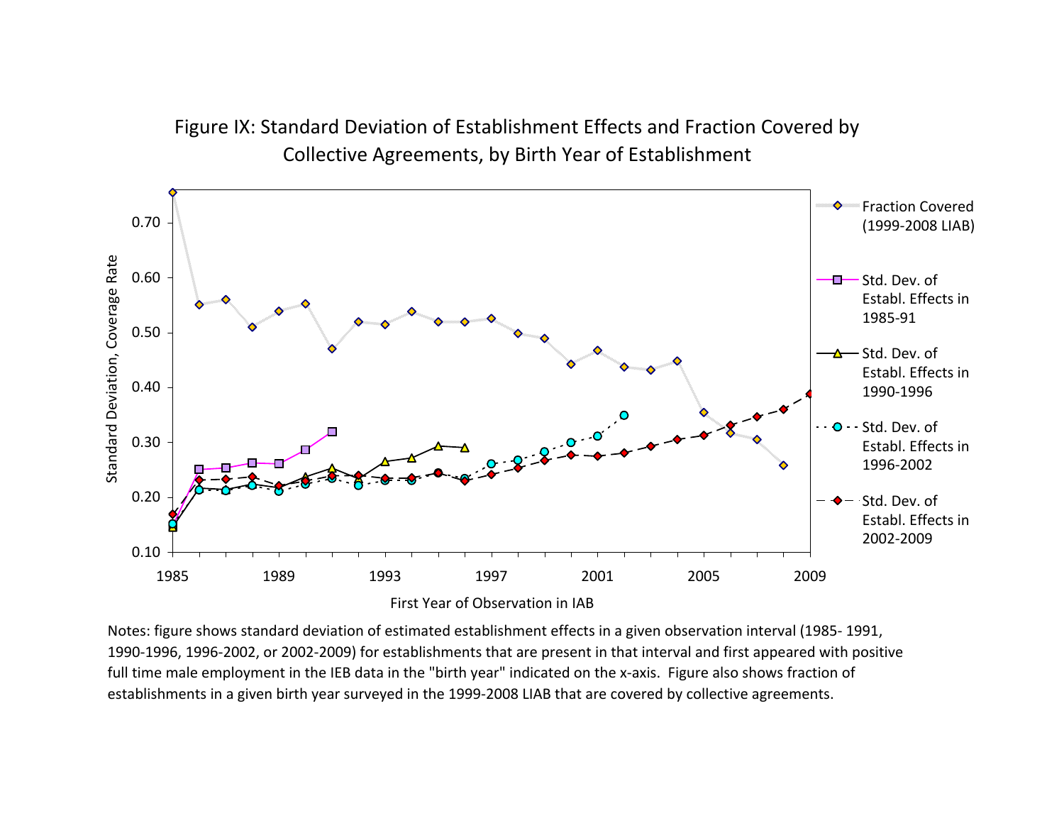# Figure IX: Standard Deviation of Establishment Effects and Fraction Covered by Collective Agreements, by Birth Year of Establishment

Notes: figure shows standard deviation of estimated establishment effects in a given observation interval (1985- 1991, 1990-1996, 1996-2002, or 2002-2009) for establishments that are present in that interval and first appeared with positive full time male employment in the IEB data in the "birth year" indicated on the x-axis. Figure also shows fraction of establishments in a given birth year surveyed in the 1999-2008 LIAB that are covered by collective agreements.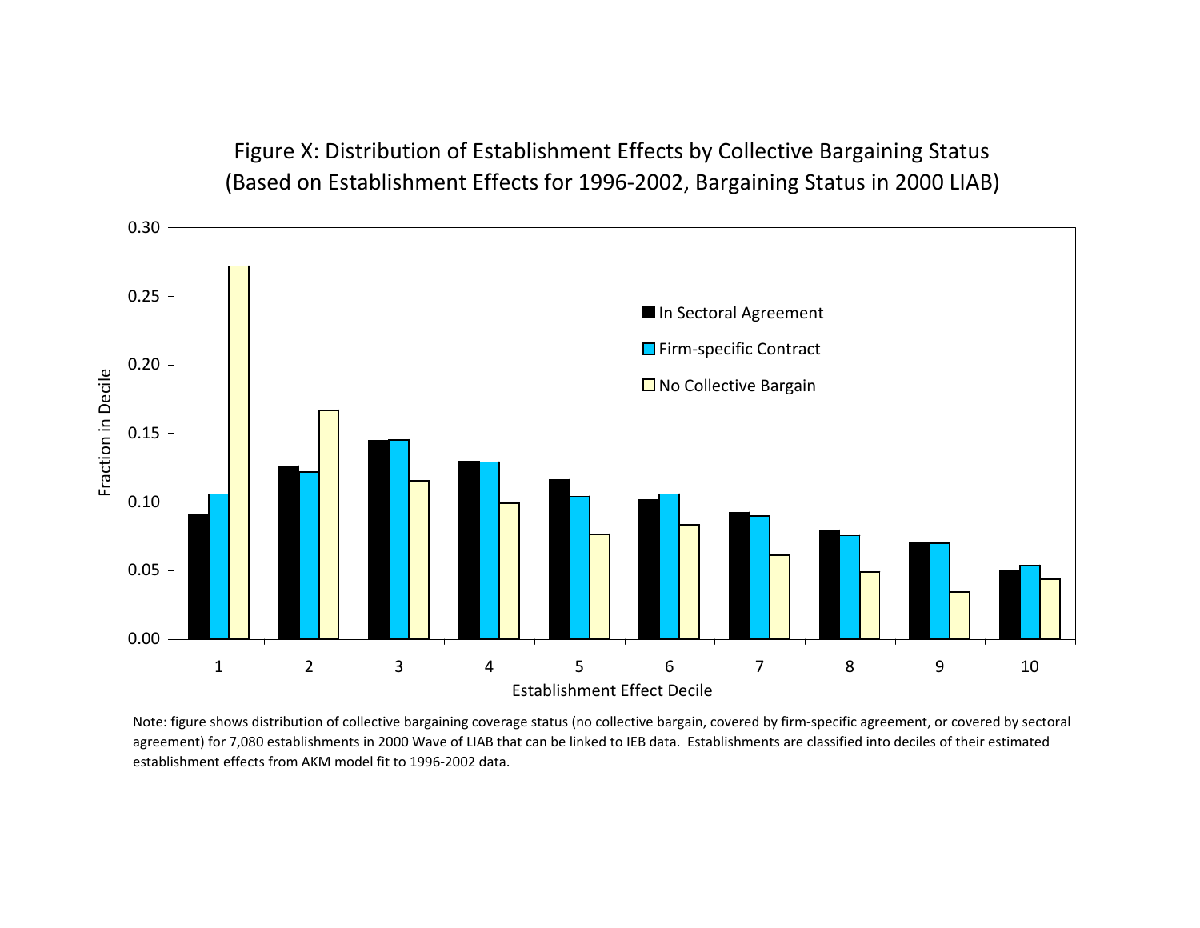Figure X: Distribution of Establishment Effects by Collective Bargaining Status
(Based on Establishment Effects for 1996-2002, Bargaining Status in 2000 LIAB)

Note: figure shows distribution of collective bargaining coverage status (no collective bargain, covered by firm-specific agreement, or covered by sectoral agreement) for 7,080 establishments in 2000 Wave of LIAB that can be linked to IEB data. Establishments are classified into deciles of their estimated establishment effects from AKM model fit to 1996-2002 data.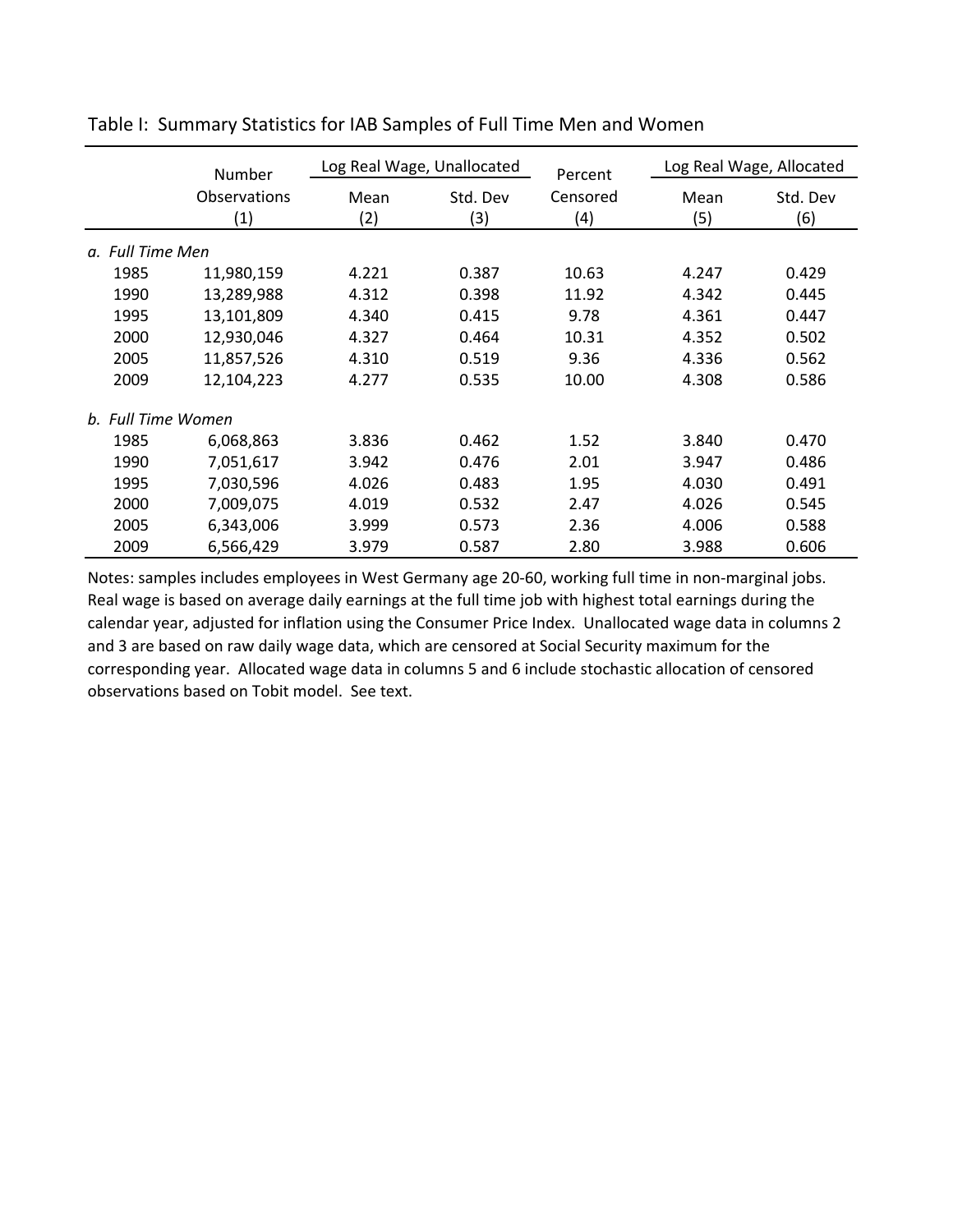Table I: Summary Statistics for IAB Samples of Full Time Men and Women

| | Number Observations (1) | Log Real Wage, Unallocated Mean (2) | Log Real Wage, Unallocated Std. Dev (3) | Percent Censored (4) | Log Real Wage, Allocated Mean (5) | Log Real Wage, Allocated Std. Dev (6) |
|---|---|---|---|---|---|---|
| *a. Full Time Men* | | | | | | |
| 1985 | 11,980,159 | 4.221 | 0.387 | 10.63 | 4.247 | 0.429 |
| 1990 | 13,289,988 | 4.312 | 0.398 | 11.92 | 4.342 | 0.445 |
| 1995 | 13,101,809 | 4.340 | 0.415 | 9.78 | 4.361 | 0.447 |
| 2000 | 12,930,046 | 4.327 | 0.464 | 10.31 | 4.352 | 0.502 |
| 2005 | 11,857,526 | 4.310 | 0.519 | 9.36 | 4.336 | 0.562 |
| 2009 | 12,104,223 | 4.277 | 0.535 | 10.00 | 4.308 | 0.586 |
| *b. Full Time Women* | | | | | | |
| 1985 | 6,068,863 | 3.836 | 0.462 | 1.52 | 3.840 | 0.470 |
| 1990 | 7,051,617 | 3.942 | 0.476 | 2.01 | 3.947 | 0.486 |
| 1995 | 7,030,596 | 4.026 | 0.483 | 1.95 | 4.030 | 0.491 |
| 2000 | 7,009,075 | 4.019 | 0.532 | 2.47 | 4.026 | 0.545 |
| 2005 | 6,343,006 | 3.999 | 0.573 | 2.36 | 4.006 | 0.588 |
| 2009 | 6,566,429 | 3.979 | 0.587 | 2.80 | 3.988 | 0.606 |

Notes: samples includes employees in West Germany age 20-60, working full time in non-marginal jobs. Real wage is based on average daily earnings at the full time job with highest total earnings during the calendar year, adjusted for inflation using the Consumer Price Index. Unallocated wage data in columns 2 and 3 are based on raw daily wage data, which are censored at Social Security maximum for the corresponding year. Allocated wage data in columns 5 and 6 include stochastic allocation of censored observations based on Tobit model. See text.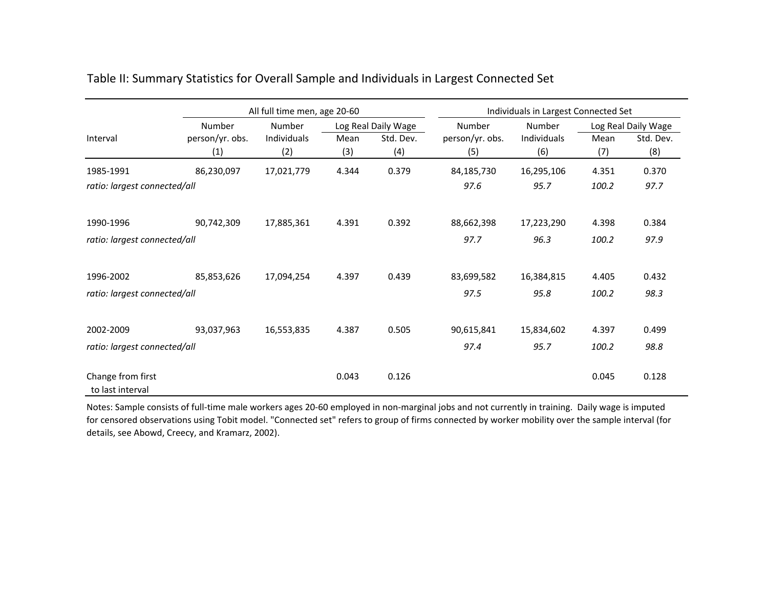# Table II: Summary Statistics for Overall Sample and Individuals in Largest Connected Set

| | All full time men, age 20-60 | | | | Individuals in Largest Connected Set | | | |
|---|---|---|---|---|---|---|---|---|
| | Number | Number | Log Real Daily Wage | | Number | Number | Log Real Daily Wage | |
| Interval | person/yr. obs. | Individuals | Mean | Std. Dev. | person/yr. obs. | Individuals | Mean | Std. Dev. |
| | (1) | (2) | (3) | (4) | (5) | (6) | (7) | (8) |
| 1985-1991 | 86,230,097 | 17,021,779 | 4.344 | 0.379 | 84,185,730 | 16,295,106 | 4.351 | 0.370 |
| *ratio: largest connected/all* | | | | | *97.6* | *95.7* | *100.2* | *97.7* |
| 1990-1996 | 90,742,309 | 17,885,361 | 4.391 | 0.392 | 88,662,398 | 17,223,290 | 4.398 | 0.384 |
| *ratio: largest connected/all* | | | | | *97.7* | *96.3* | *100.2* | *97.9* |
| 1996-2002 | 85,853,626 | 17,094,254 | 4.397 | 0.439 | 83,699,582 | 16,384,815 | 4.405 | 0.432 |
| *ratio: largest connected/all* | | | | | *97.5* | *95.8* | *100.2* | *98.3* |
| 2002-2009 | 93,037,963 | 16,553,835 | 4.387 | 0.505 | 90,615,841 | 15,834,602 | 4.397 | 0.499 |
| *ratio: largest connected/all* | | | | | *97.4* | *95.7* | *100.2* | *98.8* |
| Change from first to last interval | | | 0.043 | 0.126 | | | 0.045 | 0.128 |

Notes: Sample consists of full-time male workers ages 20-60 employed in non-marginal jobs and not currently in training. Daily wage is imputed for censored observations using Tobit model. "Connected set" refers to group of firms connected by worker mobility over the sample interval (for details, see Abowd, Creecy, and Kramarz, 2002).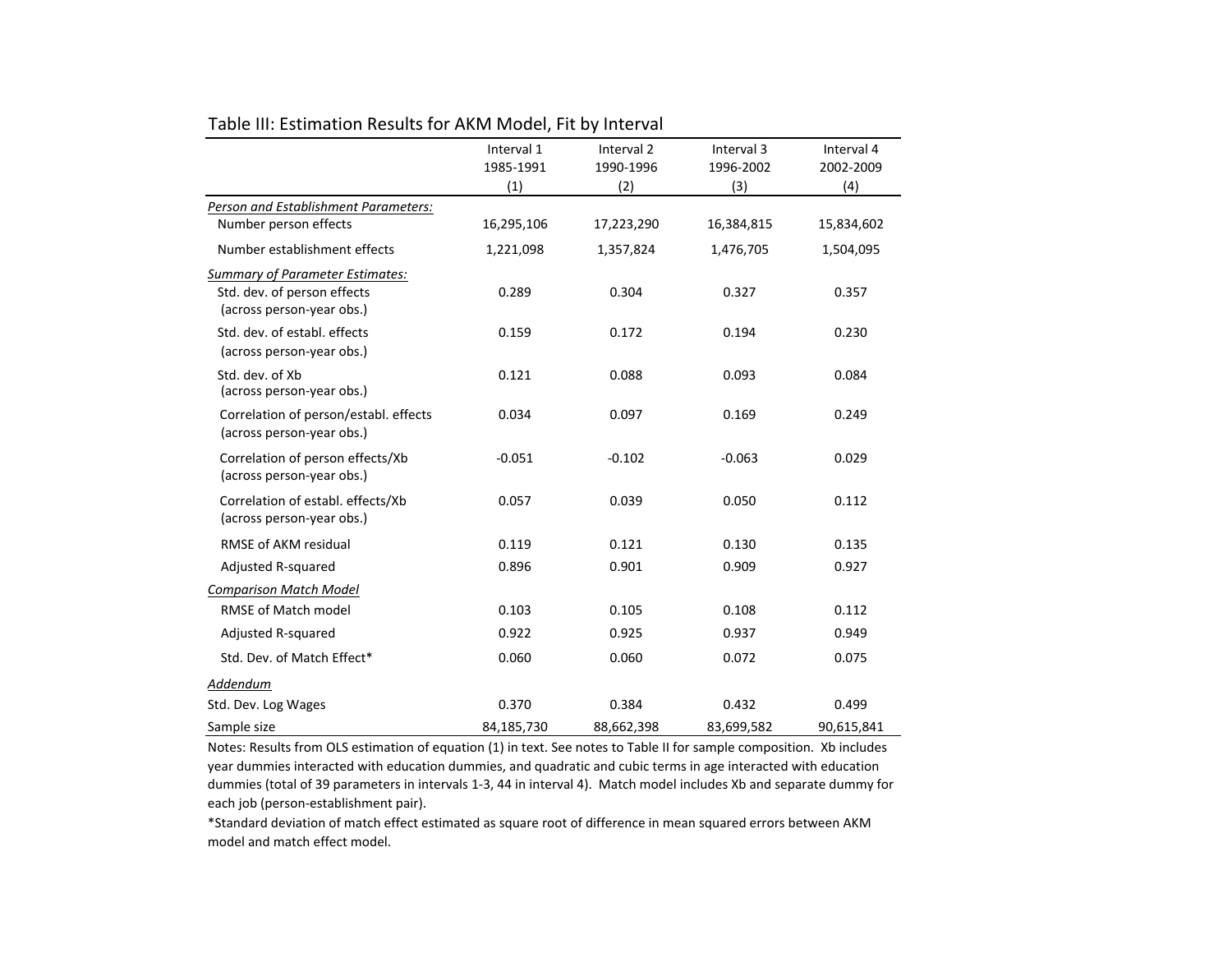Table III: Estimation Results for AKM Model, Fit by Interval

| | Interval 1 1985-1991 (1) | Interval 2 1990-1996 (2) | Interval 3 1996-2002 (3) | Interval 4 2002-2009 (4) |
|---|---|---|---|---|
| *Person and Establishment Parameters:* | | | | |
| Number person effects | 16,295,106 | 17,223,290 | 16,384,815 | 15,834,602 |
| Number establishment effects | 1,221,098 | 1,357,824 | 1,476,705 | 1,504,095 |
| *Summary of Parameter Estimates:* | | | | |
| Std. dev. of person effects (across person-year obs.) | 0.289 | 0.304 | 0.327 | 0.357 |
| Std. dev. of establ. effects (across person-year obs.) | 0.159 | 0.172 | 0.194 | 0.230 |
| Std. dev. of Xb (across person-year obs.) | 0.121 | 0.088 | 0.093 | 0.084 |
| Correlation of person/establ. effects (across person-year obs.) | 0.034 | 0.097 | 0.169 | 0.249 |
| Correlation of person effects/Xb (across person-year obs.) | -0.051 | -0.102 | -0.063 | 0.029 |
| Correlation of establ. effects/Xb (across person-year obs.) | 0.057 | 0.039 | 0.050 | 0.112 |
| RMSE of AKM residual | 0.119 | 0.121 | 0.130 | 0.135 |
| Adjusted R-squared | 0.896 | 0.901 | 0.909 | 0.927 |
| *Comparison Match Model* | | | | |
| RMSE of Match model | 0.103 | 0.105 | 0.108 | 0.112 |
| Adjusted R-squared | 0.922 | 0.925 | 0.937 | 0.949 |
| Std. Dev. of Match Effect* | 0.060 | 0.060 | 0.072 | 0.075 |
| *Addendum* | | | | |
| Std. Dev. Log Wages | 0.370 | 0.384 | 0.432 | 0.499 |
| Sample size | 84,185,730 | 88,662,398 | 83,699,582 | 90,615,841 |

Notes: Results from OLS estimation of equation (1) in text. See notes to Table II for sample composition. Xb includes year dummies interacted with education dummies, and quadratic and cubic terms in age interacted with education dummies (total of 39 parameters in intervals 1-3, 44 in interval 4). Match model includes Xb and separate dummy for each job (person-establishment pair).

*Standard deviation of match effect estimated as square root of difference in mean squared errors between AKM model and match effect model.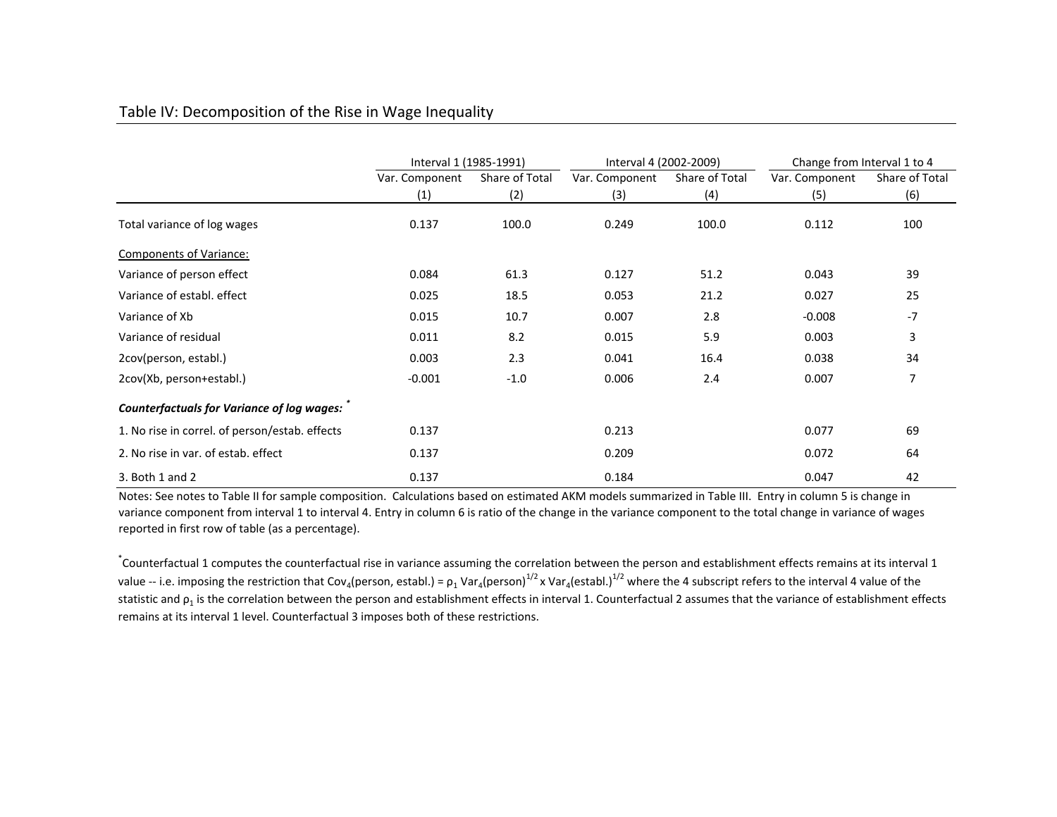## Table IV: Decomposition of the Rise in Wage Inequality

| | Interval 1 (1985-1991) | | Interval 4 (2002-2009) | | Change from Interval 1 to 4 | |
|---|---|---|---|---|---|---|
| | Var. Component | Share of Total | Var. Component | Share of Total | Var. Component | Share of Total |
| | (1) | (2) | (3) | (4) | (5) | (6) |
| Total variance of log wages | 0.137 | 100.0 | 0.249 | 100.0 | 0.112 | 100 |
| <u>Components of Variance:</u> | | | | | | |
| Variance of person effect | 0.084 | 61.3 | 0.127 | 51.2 | 0.043 | 39 |
| Variance of establ. effect | 0.025 | 18.5 | 0.053 | 21.2 | 0.027 | 25 |
| Variance of Xb | 0.015 | 10.7 | 0.007 | 2.8 | -0.008 | -7 |
| Variance of residual | 0.011 | 8.2 | 0.015 | 5.9 | 0.003 | 3 |
| 2cov(person, establ.) | 0.003 | 2.3 | 0.041 | 16.4 | 0.038 | 34 |
| 2cov(Xb, person+establ.) | -0.001 | -1.0 | 0.006 | 2.4 | 0.007 | 7 |
| ***Counterfactuals for Variance of log wages:*** * | | | | | | |
| 1. No rise in correl. of person/estab. effects | 0.137 | | 0.213 | | 0.077 | 69 |
| 2. No rise in var. of estab. effect | 0.137 | | 0.209 | | 0.072 | 64 |
| 3. Both 1 and 2 | 0.137 | | 0.184 | | 0.047 | 42 |

Notes: See notes to Table II for sample composition. Calculations based on estimated AKM models summarized in Table III. Entry in column 5 is change in variance component from interval 1 to interval 4. Entry in column 6 is ratio of the change in the variance component to the total change in variance of wages reported in first row of table (as a percentage).

*Counterfactual 1 computes the counterfactual rise in variance assuming the correlation between the person and establishment effects remains at its interval 1 value -- i.e. imposing the restriction that $Cov_4(\text{person, establ.}) = \rho_1 \, Var_4(\text{person})^{1/2} \times Var_4(\text{establ.})^{1/2}$ where the 4 subscript refers to the interval 4 value of the statistic and $\rho_1$ is the correlation between the person and establishment effects in interval 1. Counterfactual 2 assumes that the variance of establishment effects remains at its interval 1 level. Counterfactual 3 imposes both of these restrictions.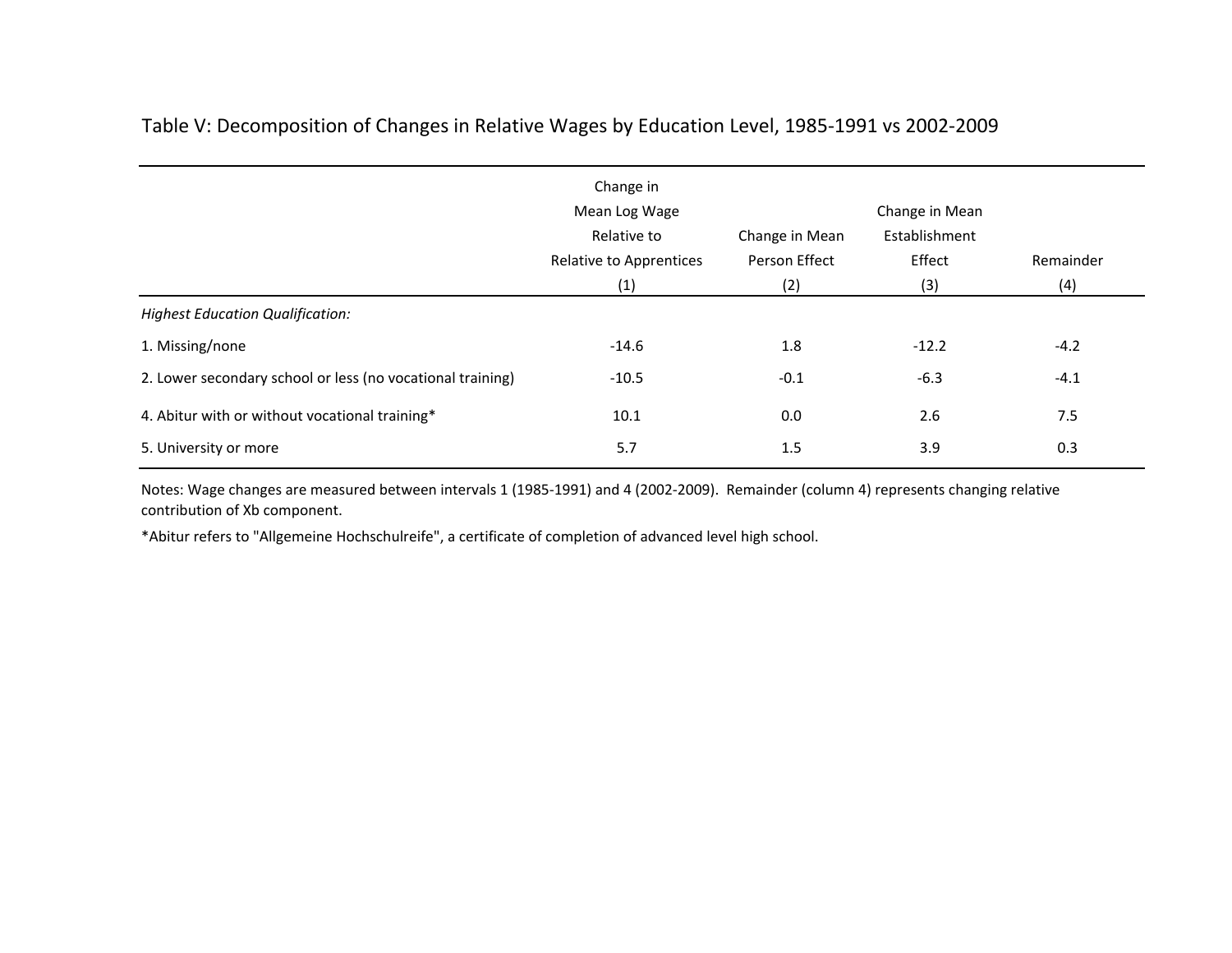Table V: Decomposition of Changes in Relative Wages by Education Level, 1985-1991 vs 2002-2009

| | Change in Mean Log Wage Relative to Relative to Apprentices | Change in Mean Person Effect | Change in Mean Establishment Effect | Remainder |
|---|---|---|---|---|
| | (1) | (2) | (3) | (4) |
| *Highest Education Qualification:* | | | | |
| 1. Missing/none | -14.6 | 1.8 | -12.2 | -4.2 |
| 2. Lower secondary school or less (no vocational training) | -10.5 | -0.1 | -6.3 | -4.1 |
| 4. Abitur with or without vocational training* | 10.1 | 0.0 | 2.6 | 7.5 |
| 5. University or more | 5.7 | 1.5 | 3.9 | 0.3 |

Notes: Wage changes are measured between intervals 1 (1985-1991) and 4 (2002-2009). Remainder (column 4) represents changing relative contribution of Xb component.

*Abitur refers to "Allgemeine Hochschulreife", a certificate of completion of advanced level high school.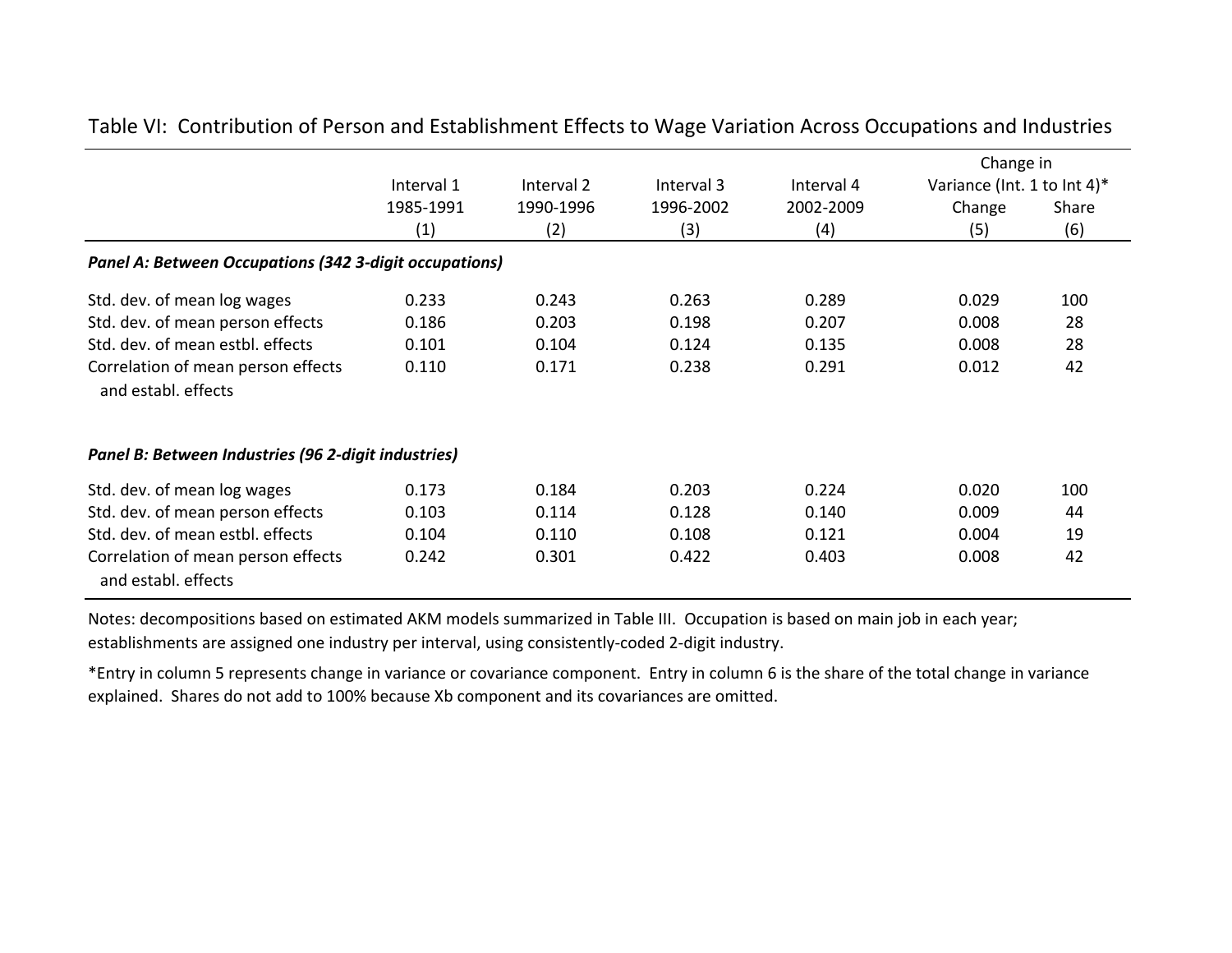Table VI: Contribution of Person and Establishment Effects to Wage Variation Across Occupations and Industries

| | Interval 1 1985-1991 (1) | Interval 2 1990-1996 (2) | Interval 3 1996-2002 (3) | Interval 4 2002-2009 (4) | Change in Variance (Int. 1 to Int 4)* Change (5) | Share (6) |
|---|---|---|---|---|---|---|
| ***Panel A: Between Occupations (342 3-digit occupations)*** | | | | | | |
| Std. dev. of mean log wages | 0.233 | 0.243 | 0.263 | 0.289 | 0.029 | 100 |
| Std. dev. of mean person effects | 0.186 | 0.203 | 0.198 | 0.207 | 0.008 | 28 |
| Std. dev. of mean estbl. effects | 0.101 | 0.104 | 0.124 | 0.135 | 0.008 | 28 |
| Correlation of mean person effects and establ. effects | 0.110 | 0.171 | 0.238 | 0.291 | 0.012 | 42 |
| ***Panel B: Between Industries (96 2-digit industries)*** | | | | | | |
| Std. dev. of mean log wages | 0.173 | 0.184 | 0.203 | 0.224 | 0.020 | 100 |
| Std. dev. of mean person effects | 0.103 | 0.114 | 0.128 | 0.140 | 0.009 | 44 |
| Std. dev. of mean estbl. effects | 0.104 | 0.110 | 0.108 | 0.121 | 0.004 | 19 |
| Correlation of mean person effects and establ. effects | 0.242 | 0.301 | 0.422 | 0.403 | 0.008 | 42 |

Notes: decompositions based on estimated AKM models summarized in Table III. Occupation is based on main job in each year; establishments are assigned one industry per interval, using consistently-coded 2-digit industry.

*Entry in column 5 represents change in variance or covariance component. Entry in column 6 is the share of the total change in variance explained. Shares do not add to 100% because Xb component and its covariances are omitted.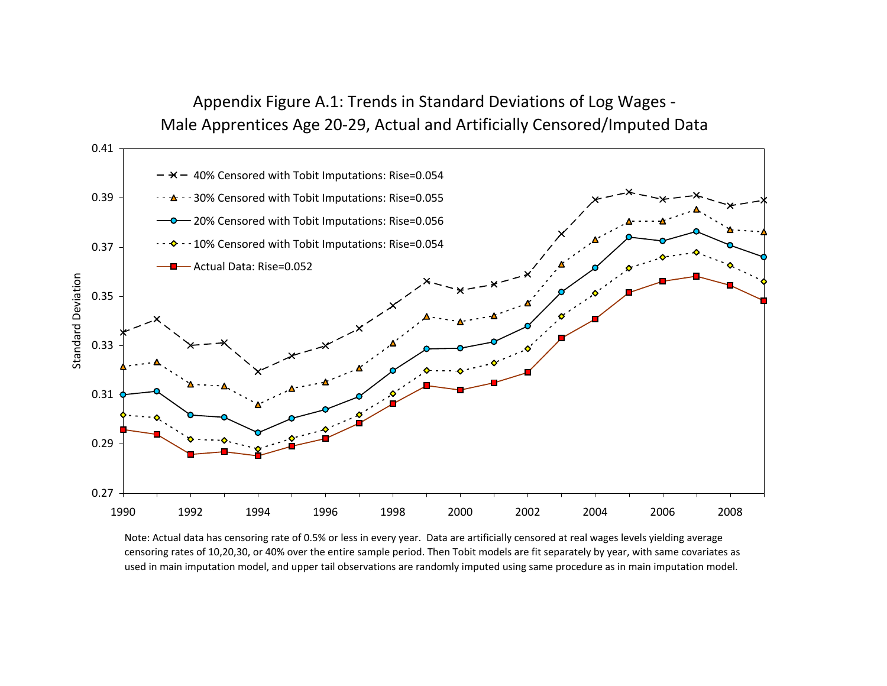# Appendix Figure A.1: Trends in Standard Deviations of Log Wages - Male Apprentices Age 20-29, Actual and Artificially Censored/Imputed Data

Note: Actual data has censoring rate of 0.5% or less in every year. Data are artificially censored at real wages levels yielding average censoring rates of 10,20,30, or 40% over the entire sample period. Then Tobit models are fit separately by year, with same covariates as used in main imputation model, and upper tail observations are randomly imputed using same procedure as in main imputation model.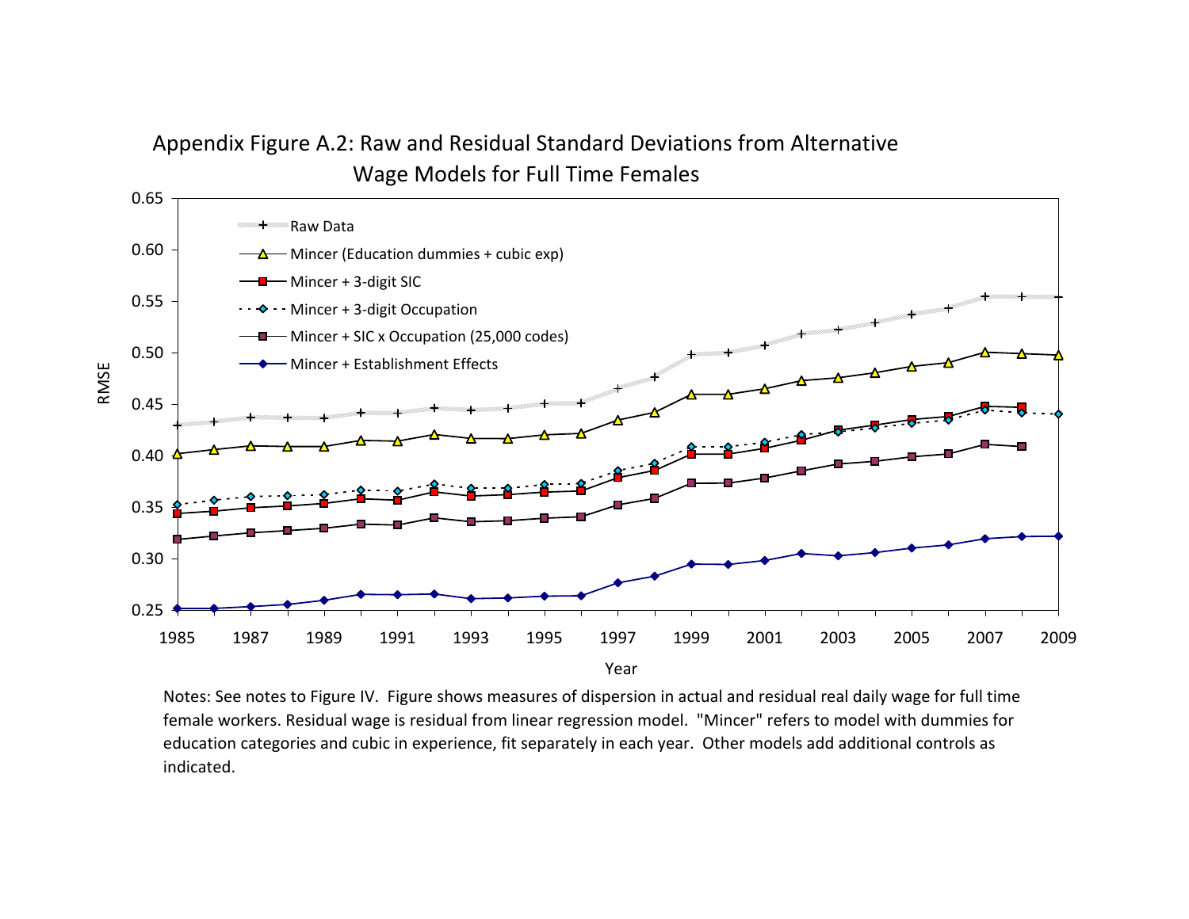Appendix Figure A.2: Raw and Residual Standard Deviations from Alternative Wage Models for Full Time Females

Notes: See notes to Figure IV. Figure shows measures of dispersion in actual and residual real daily wage for full time female workers. Residual wage is residual from linear regression model. "Mincer" refers to model with dummies for education categories and cubic in experience, fit separately in each year. Other models add additional controls as indicated.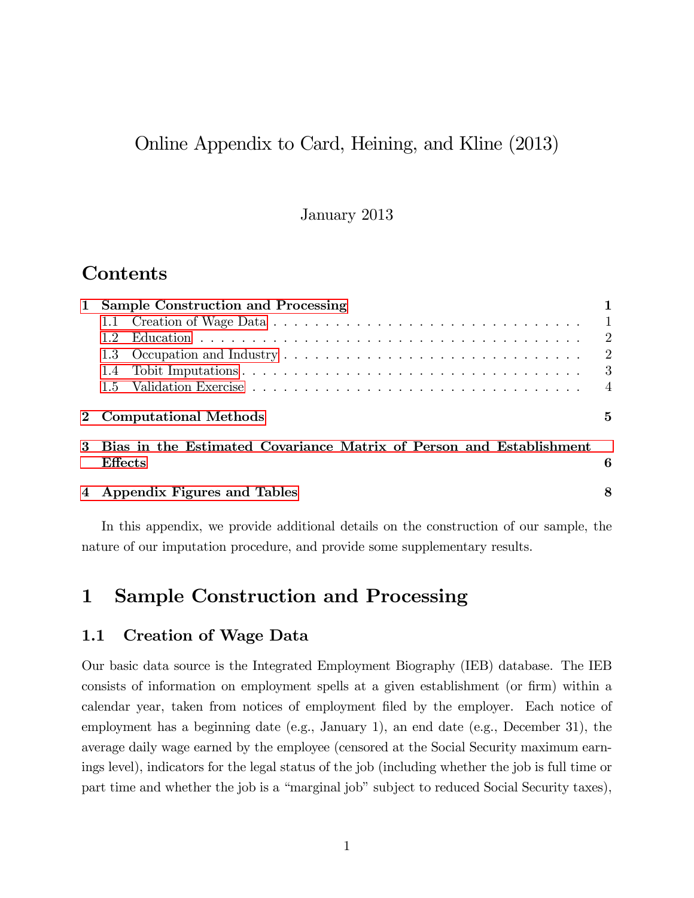# Online Appendix to Card, Heining, and Kline (2013)

January 2013

## Contents

1 Sample Construction and Processing — 1
- 1.1 Creation of Wage Data — 1
- 1.2 Education — 2
- 1.3 Occupation and Industry — 2
- 1.4 Tobit Imputations — 3
- 1.5 Validation Exercise — 4

2 Computational Methods — 5

3 Bias in the Estimated Covariance Matrix of Person and Establishment Effects — 6

4 Appendix Figures and Tables — 8

In this appendix, we provide additional details on the construction of our sample, the nature of our imputation procedure, and provide some supplementary results.

# 1 Sample Construction and Processing

## 1.1 Creation of Wage Data

Our basic data source is the Integrated Employment Biography (IEB) database. The IEB consists of information on employment spells at a given establishment (or firm) within a calendar year, taken from notices of employment filed by the employer. Each notice of employment has a beginning date (e.g., January 1), an end date (e.g., December 31), the average daily wage earned by the employee (censored at the Social Security maximum earnings level), indicators for the legal status of the job (including whether the job is full time or part time and whether the job is a "marginal job" subject to reduced Social Security taxes),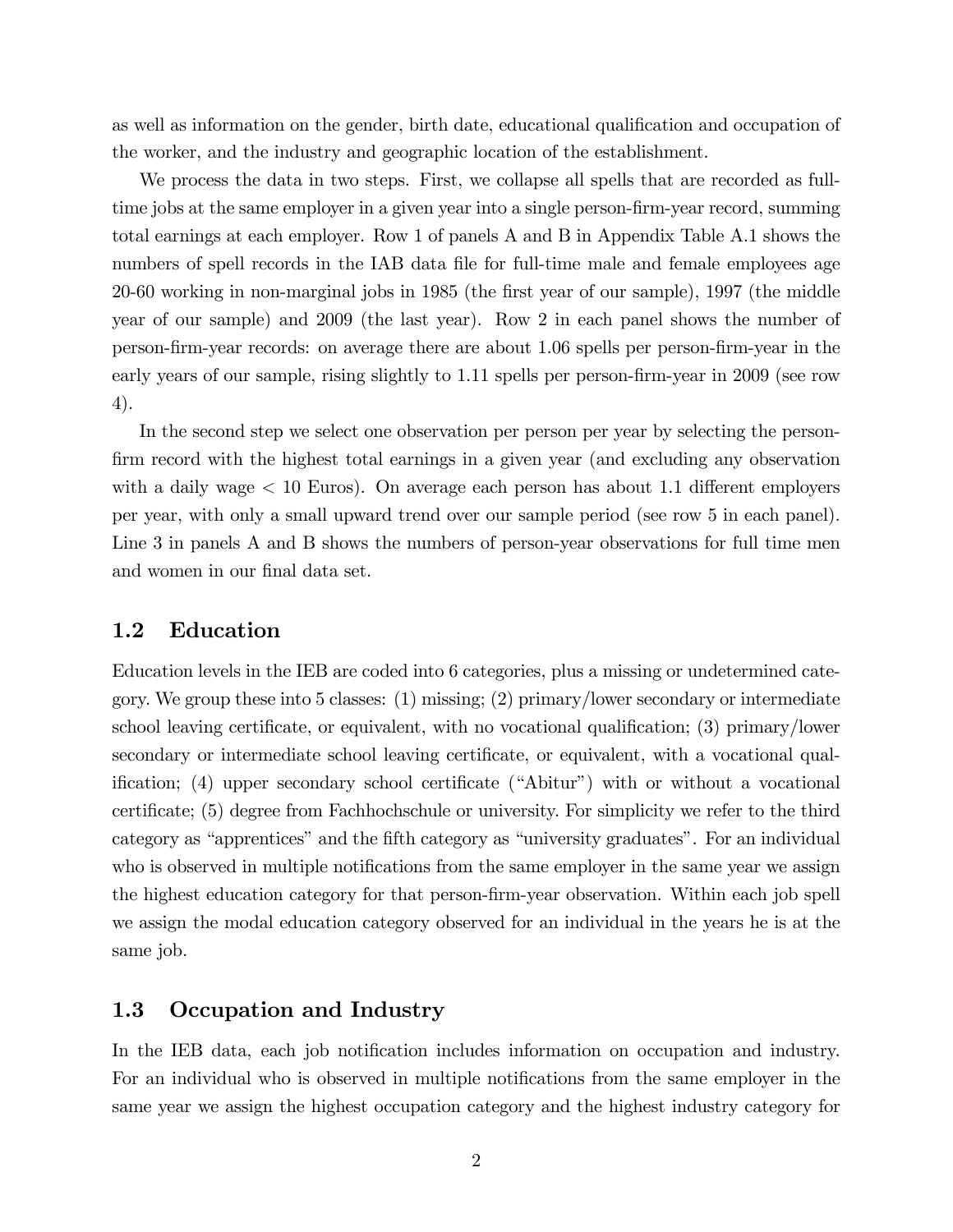as well as information on the gender, birth date, educational qualification and occupation of the worker, and the industry and geographic location of the establishment.

We process the data in two steps. First, we collapse all spells that are recorded as full-time jobs at the same employer in a given year into a single person-firm-year record, summing total earnings at each employer. Row 1 of panels A and B in Appendix Table A.1 shows the numbers of spell records in the IAB data file for full-time male and female employees age 20-60 working in non-marginal jobs in 1985 (the first year of our sample), 1997 (the middle year of our sample) and 2009 (the last year). Row 2 in each panel shows the number of person-firm-year records: on average there are about 1.06 spells per person-firm-year in the early years of our sample, rising slightly to 1.11 spells per person-firm-year in 2009 (see row 4).

In the second step we select one observation per person per year by selecting the person-firm record with the highest total earnings in a given year (and excluding any observation with a daily wage < 10 Euros). On average each person has about 1.1 different employers per year, with only a small upward trend over our sample period (see row 5 in each panel). Line 3 in panels A and B shows the numbers of person-year observations for full time men and women in our final data set.

## 1.2 Education

Education levels in the IEB are coded into 6 categories, plus a missing or undetermined category. We group these into 5 classes: (1) missing; (2) primary/lower secondary or intermediate school leaving certificate, or equivalent, with no vocational qualification; (3) primary/lower secondary or intermediate school leaving certificate, or equivalent, with a vocational qualification; (4) upper secondary school certificate ("Abitur") with or without a vocational certificate; (5) degree from Fachhochschule or university. For simplicity we refer to the third category as "apprentices" and the fifth category as "university graduates". For an individual who is observed in multiple notifications from the same employer in the same year we assign the highest education category for that person-firm-year observation. Within each job spell we assign the modal education category observed for an individual in the years he is at the same job.

## 1.3 Occupation and Industry

In the IEB data, each job notification includes information on occupation and industry. For an individual who is observed in multiple notifications from the same employer in the same year we assign the highest occupation category and the highest industry category for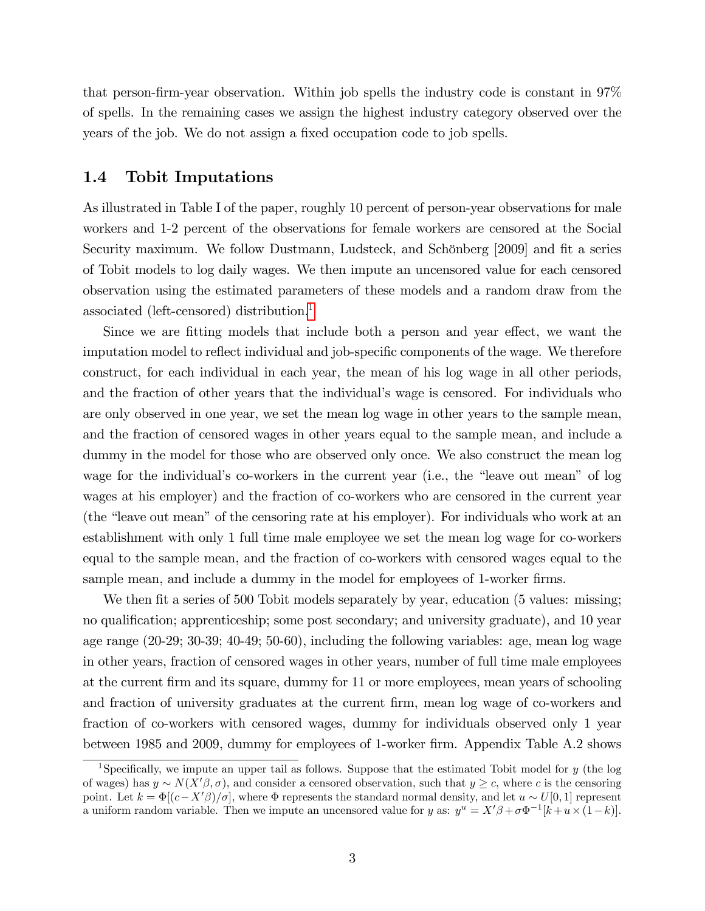that person-firm-year observation. Within job spells the industry code is constant in 97% of spells. In the remaining cases we assign the highest industry category observed over the years of the job. We do not assign a fixed occupation code to job spells.

## 1.4 Tobit Imputations

As illustrated in Table I of the paper, roughly 10 percent of person-year observations for male workers and 1-2 percent of the observations for female workers are censored at the Social Security maximum. We follow Dustmann, Ludsteck, and Schönberg [2009] and fit a series of Tobit models to log daily wages. We then impute an uncensored value for each censored observation using the estimated parameters of these models and a random draw from the associated (left-censored) distribution.[1]

Since we are fitting models that include both a person and year effect, we want the imputation model to reflect individual and job-specific components of the wage. We therefore construct, for each individual in each year, the mean of his log wage in all other periods, and the fraction of other years that the individual's wage is censored. For individuals who are only observed in one year, we set the mean log wage in other years to the sample mean, and the fraction of censored wages in other years equal to the sample mean, and include a dummy in the model for those who are observed only once. We also construct the mean log wage for the individual's co-workers in the current year (i.e., the "leave out mean" of log wages at his employer) and the fraction of co-workers who are censored in the current year (the "leave out mean" of the censoring rate at his employer). For individuals who work at an establishment with only 1 full time male employee we set the mean log wage for co-workers equal to the sample mean, and the fraction of co-workers with censored wages equal to the sample mean, and include a dummy in the model for employees of 1-worker firms.

We then fit a series of 500 Tobit models separately by year, education (5 values: missing; no qualification; apprenticeship; some post secondary; and university graduate), and 10 year age range (20-29; 30-39; 40-49; 50-60), including the following variables: age, mean log wage in other years, fraction of censored wages in other years, number of full time male employees at the current firm and its square, dummy for 11 or more employees, mean years of schooling and fraction of university graduates at the current firm, mean log wage of co-workers and fraction of co-workers with censored wages, dummy for individuals observed only 1 year between 1985 and 2009, dummy for employees of 1-worker firm. Appendix Table A.2 shows

[1] Specifically, we impute an upper tail as follows. Suppose that the estimated Tobit model for $y$ (the log of wages) has $y \sim N(X'\beta, \sigma)$, and consider a censored observation, such that $y \geq c$, where $c$ is the censoring point. Let $k = \Phi[(c - X'\beta)/\sigma]$, where $\Phi$ represents the standard normal density, and let $u \sim U[0, 1]$ represent a uniform random variable. Then we impute an uncensored value for $y$ as: $y^u = X'\beta + \sigma\Phi^{-1}[k + u \times (1 - k)]$.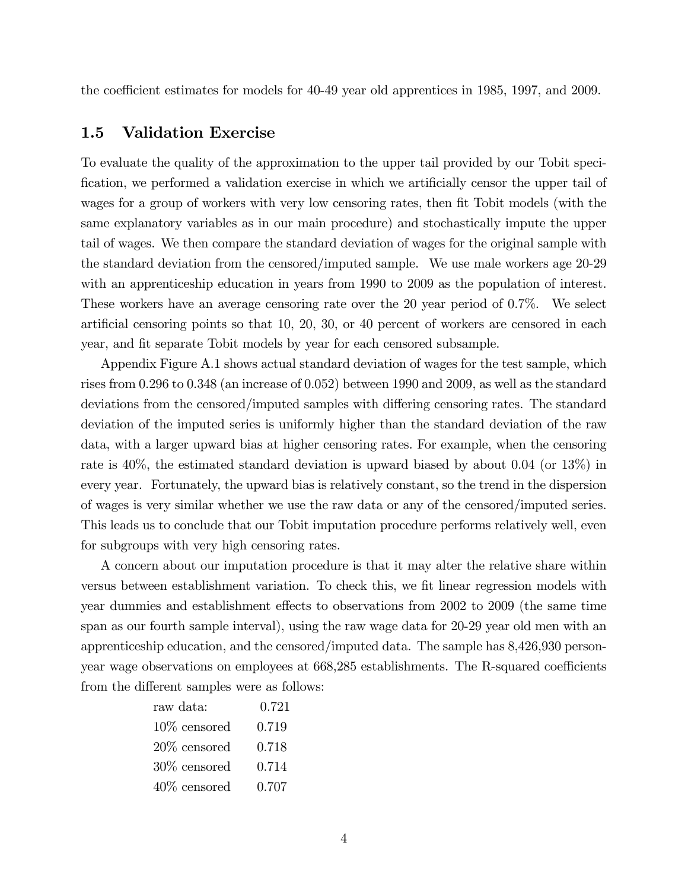the coefficient estimates for models for 40-49 year old apprentices in 1985, 1997, and 2009.

## 1.5 Validation Exercise

To evaluate the quality of the approximation to the upper tail provided by our Tobit specification, we performed a validation exercise in which we artificially censor the upper tail of wages for a group of workers with very low censoring rates, then fit Tobit models (with the same explanatory variables as in our main procedure) and stochastically impute the upper tail of wages. We then compare the standard deviation of wages for the original sample with the standard deviation from the censored/imputed sample. We use male workers age 20-29 with an apprenticeship education in years from 1990 to 2009 as the population of interest. These workers have an average censoring rate over the 20 year period of 0.7%. We select artificial censoring points so that 10, 20, 30, or 40 percent of workers are censored in each year, and fit separate Tobit models by year for each censored subsample.

Appendix Figure A.1 shows actual standard deviation of wages for the test sample, which rises from 0.296 to 0.348 (an increase of 0.052) between 1990 and 2009, as well as the standard deviations from the censored/imputed samples with differing censoring rates. The standard deviation of the imputed series is uniformly higher than the standard deviation of the raw data, with a larger upward bias at higher censoring rates. For example, when the censoring rate is 40%, the estimated standard deviation is upward biased by about 0.04 (or 13%) in every year. Fortunately, the upward bias is relatively constant, so the trend in the dispersion of wages is very similar whether we use the raw data or any of the censored/imputed series. This leads us to conclude that our Tobit imputation procedure performs relatively well, even for subgroups with very high censoring rates.

A concern about our imputation procedure is that it may alter the relative share within versus between establishment variation. To check this, we fit linear regression models with year dummies and establishment effects to observations from 2002 to 2009 (the same time span as our fourth sample interval), using the raw wage data for 20-29 year old men with an apprenticeship education, and the censored/imputed data. The sample has 8,426,930 person-year wage observations on employees at 668,285 establishments. The R-squared coefficients from the different samples were as follows:

| | |
|---|---|
| raw data: | 0.721 |
| 10% censored | 0.719 |
| 20% censored | 0.718 |
| 30% censored | 0.714 |
| 40% censored | 0.707 |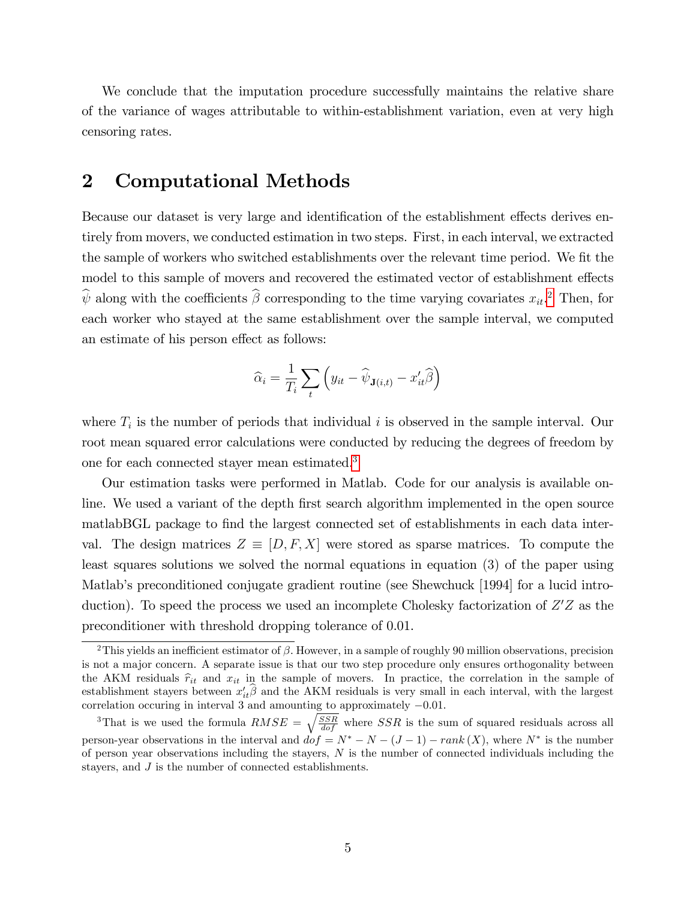We conclude that the imputation procedure successfully maintains the relative share of the variance of wages attributable to within-establishment variation, even at very high censoring rates.

# 2 Computational Methods

Because our dataset is very large and identification of the establishment effects derives entirely from movers, we conducted estimation in two steps. First, in each interval, we extracted the sample of workers who switched establishments over the relevant time period. We fit the model to this sample of movers and recovered the estimated vector of establishment effects $\widehat{\psi}$ along with the coefficients $\widehat{\beta}$ corresponding to the time varying covariates $x_{it}$.[2] Then, for each worker who stayed at the same establishment over the sample interval, we computed an estimate of his person effect as follows:

$$\widehat{\alpha}_i = \frac{1}{T_i} \sum_t \left( y_{it} - \widehat{\psi}_{\mathbf{J}(i,t)} - x_{it}'\widehat{\beta} \right)$$

where $T_i$ is the number of periods that individual $i$ is observed in the sample interval. Our root mean squared error calculations were conducted by reducing the degrees of freedom by one for each connected stayer mean estimated.[3]

Our estimation tasks were performed in Matlab. Code for our analysis is available online. We used a variant of the depth first search algorithm implemented in the open source matlabBGL package to find the largest connected set of establishments in each data interval. The design matrices $Z \equiv [D, F, X]$ were stored as sparse matrices. To compute the least squares solutions we solved the normal equations in equation (3) of the paper using Matlab's preconditioned conjugate gradient routine (see Shewchuck [1994] for a lucid introduction). To speed the process we used an incomplete Cholesky factorization of $Z'Z$ as the preconditioner with threshold dropping tolerance of 0.01.

---

[2] This yields an inefficient estimator of $\beta$. However, in a sample of roughly 90 million observations, precision is not a major concern. A separate issue is that our two step procedure only ensures orthogonality between the AKM residuals $\widehat{r}_{it}$ and $x_{it}$ in the sample of movers. In practice, the correlation in the sample of establishment stayers between $x_{it}'\widehat{\beta}$ and the AKM residuals is very small in each interval, with the largest correlation occuring in interval 3 and amounting to approximately $-0.01$.

[3] That is we used the formula $RMSE = \sqrt{\frac{SSR}{dof}}$ where $SSR$ is the sum of squared residuals across all person-year observations in the interval and $dof = N^* - N - (J-1) - rank(X)$, where $N^*$ is the number of person year observations including the stayers, $N$ is the number of connected individuals including the stayers, and $J$ is the number of connected establishments.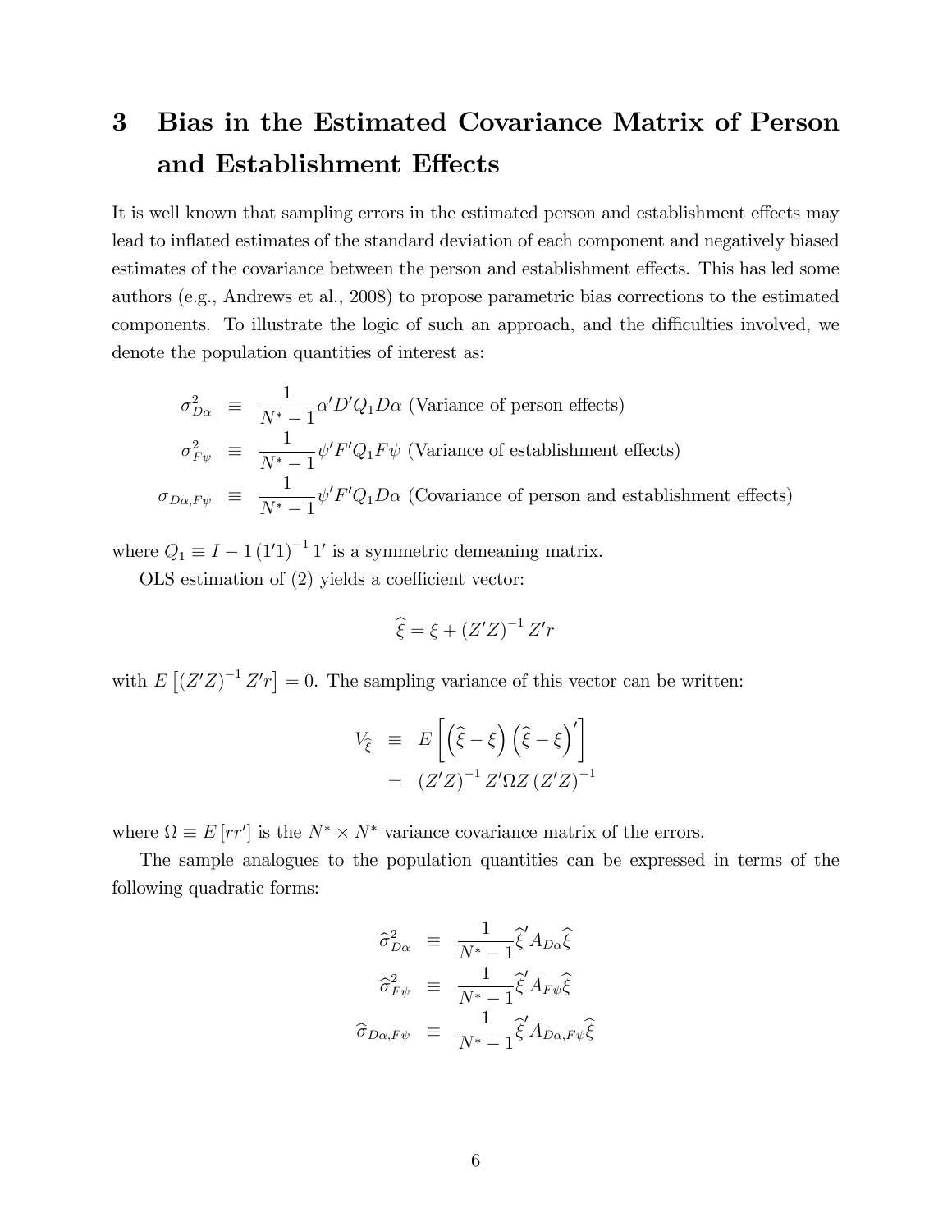# 3 Bias in the Estimated Covariance Matrix of Person and Establishment Effects

It is well known that sampling errors in the estimated person and establishment effects may lead to inflated estimates of the standard deviation of each component and negatively biased estimates of the covariance between the person and establishment effects. This has led some authors (e.g., Andrews et al., 2008) to propose parametric bias corrections to the estimated components. To illustrate the logic of such an approach, and the difficulties involved, we denote the population quantities of interest as:

$$
\begin{aligned}
\sigma^2_{D\alpha} &\equiv \frac{1}{N^*-1}\alpha' D' Q_1 D\alpha \text{ (Variance of person effects)} \\
\sigma^2_{F\psi} &\equiv \frac{1}{N^*-1}\psi' F' Q_1 F\psi \text{ (Variance of establishment effects)} \\
\sigma_{D\alpha,F\psi} &\equiv \frac{1}{N^*-1}\psi' F' Q_1 D\alpha \text{ (Covariance of person and establishment effects)}
\end{aligned}
$$

where $Q_1 \equiv I - 1\left(1'1\right)^{-1}1'$ is a symmetric demeaning matrix.

OLS estimation of (2) yields a coefficient vector:

$$
\widehat{\xi} = \xi + \left(Z'Z\right)^{-1} Z'r
$$

with $E\left[\left(Z'Z\right)^{-1} Z'r\right] = 0$. The sampling variance of this vector can be written:

$$
\begin{aligned}
V_{\widehat{\xi}} &\equiv E\left[\left(\widehat{\xi} - \xi\right)\left(\widehat{\xi} - \xi\right)'\right] \\
&= \left(Z'Z\right)^{-1} Z'\Omega Z \left(Z'Z\right)^{-1}
\end{aligned}
$$

where $\Omega \equiv E\left[rr'\right]$ is the $N^* \times N^*$ variance covariance matrix of the errors.

The sample analogues to the population quantities can be expressed in terms of the following quadratic forms:

$$
\begin{aligned}
\widehat{\sigma}^2_{D\alpha} &\equiv \frac{1}{N^*-1}\widehat{\xi}' A_{D\alpha}\widehat{\xi} \\
\widehat{\sigma}^2_{F\psi} &\equiv \frac{1}{N^*-1}\widehat{\xi}' A_{F\psi}\widehat{\xi} \\
\widehat{\sigma}_{D\alpha,F\psi} &\equiv \frac{1}{N^*-1}\widehat{\xi}' A_{D\alpha,F\psi}\widehat{\xi}
\end{aligned}
$$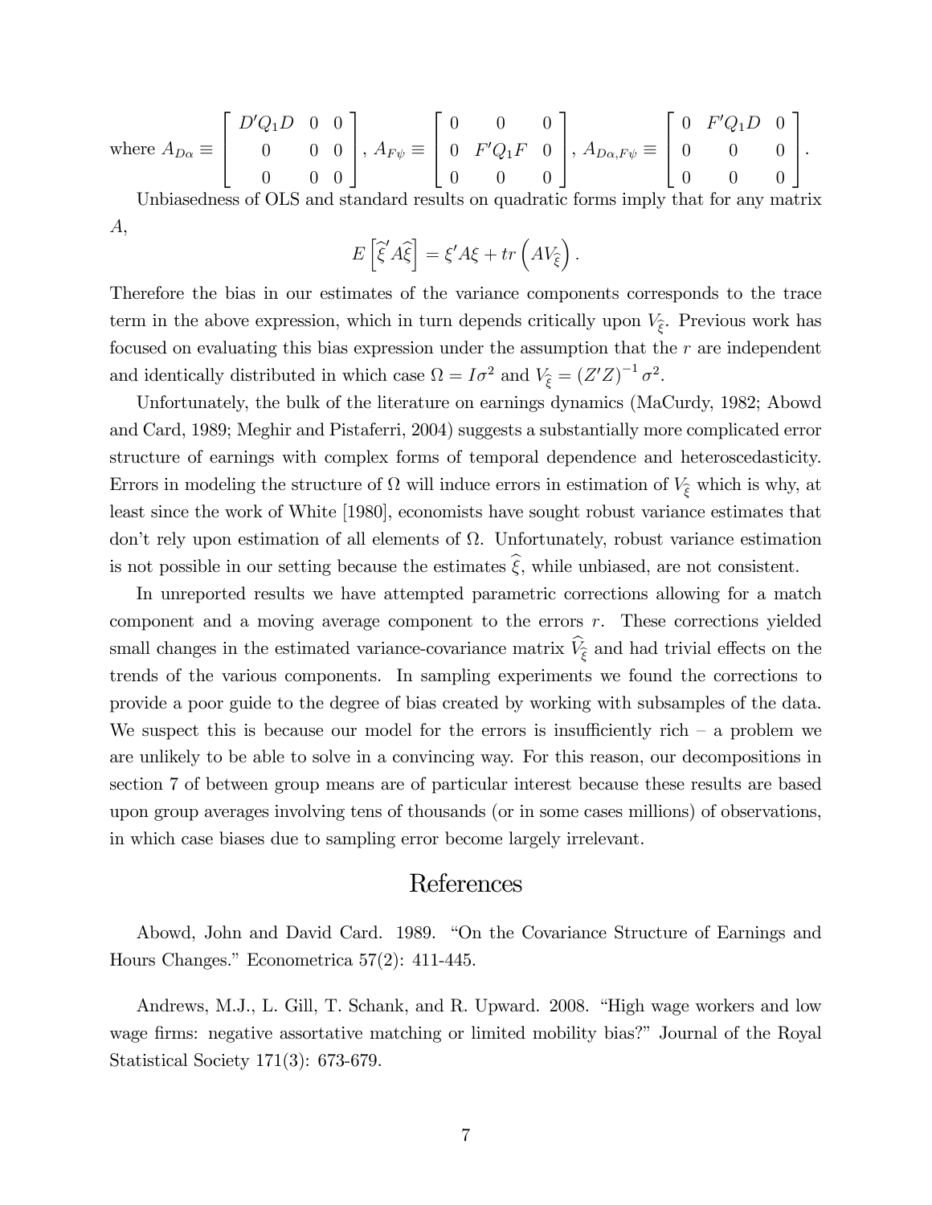where $A_{D\alpha} \equiv \begin{bmatrix} D'Q_1D & 0 & 0 \\ 0 & 0 & 0 \\ 0 & 0 & 0 \end{bmatrix}$, $A_{F\psi} \equiv \begin{bmatrix} 0 & 0 & 0 \\ 0 & F'Q_1F & 0 \\ 0 & 0 & 0 \end{bmatrix}$, $A_{D\alpha,F\psi} \equiv \begin{bmatrix} 0 & F'Q_1D & 0 \\ 0 & 0 & 0 \\ 0 & 0 & 0 \end{bmatrix}$.

Unbiasedness of OLS and standard results on quadratic forms imply that for any matrix $A$,

$$E\left[\widehat{\xi}' A \widehat{\xi}\right] = \xi' A \xi + tr\left(A V_{\widehat{\xi}}\right).$$

Therefore the bias in our estimates of the variance components corresponds to the trace term in the above expression, which in turn depends critically upon $V_{\widehat{\xi}}$. Previous work has focused on evaluating this bias expression under the assumption that the $r$ are independent and identically distributed in which case $\Omega = I\sigma^2$ and $V_{\widehat{\xi}} = (Z'Z)^{-1}\sigma^2$.

Unfortunately, the bulk of the literature on earnings dynamics (MaCurdy, 1982; Abowd and Card, 1989; Meghir and Pistaferri, 2004) suggests a substantially more complicated error structure of earnings with complex forms of temporal dependence and heteroscedasticity. Errors in modeling the structure of $\Omega$ will induce errors in estimation of $V_{\widehat{\xi}}$ which is why, at least since the work of White [1980], economists have sought robust variance estimates that don't rely upon estimation of all elements of $\Omega$. Unfortunately, robust variance estimation is not possible in our setting because the estimates $\widehat{\xi}$, while unbiased, are not consistent.

In unreported results we have attempted parametric corrections allowing for a match component and a moving average component to the errors $r$. These corrections yielded small changes in the estimated variance-covariance matrix $\widehat{V}_{\widehat{\xi}}$ and had trivial effects on the trends of the various components. In sampling experiments we found the corrections to provide a poor guide to the degree of bias created by working with subsamples of the data. We suspect this is because our model for the errors is insufficiently rich – a problem we are unlikely to be able to solve in a convincing way. For this reason, our decompositions in section 7 of between group means are of particular interest because these results are based upon group averages involving tens of thousands (or in some cases millions) of observations, in which case biases due to sampling error become largely irrelevant.

# References

Abowd, John and David Card. 1989. "On the Covariance Structure of Earnings and Hours Changes." Econometrica 57(2): 411-445.

Andrews, M.J., L. Gill, T. Schank, and R. Upward. 2008. "High wage workers and low wage firms: negative assortative matching or limited mobility bias?" Journal of the Royal Statistical Society 171(3): 673-679.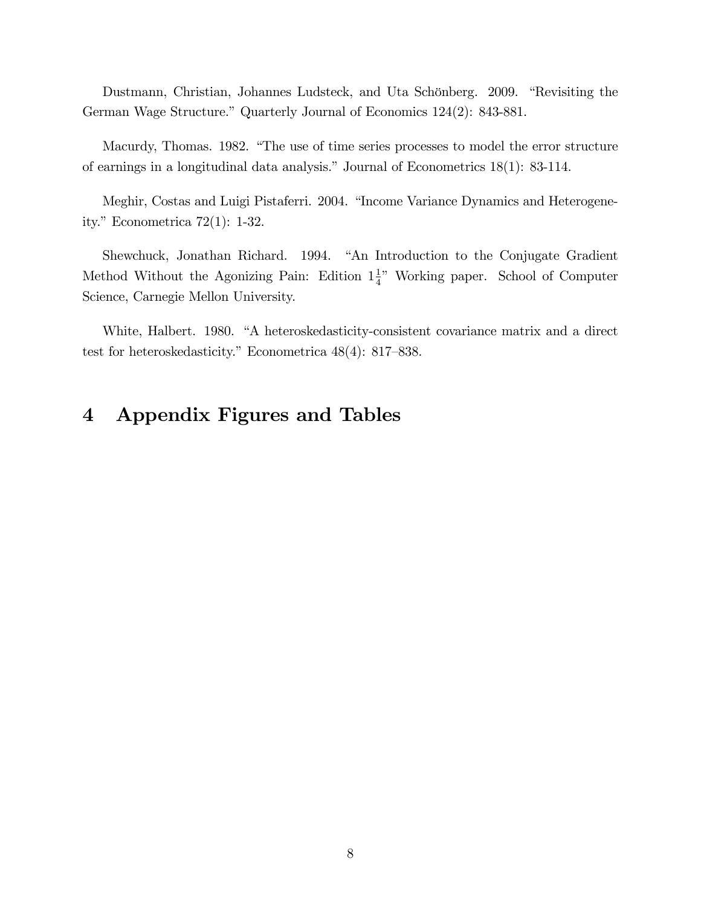Dustmann, Christian, Johannes Ludsteck, and Uta Schönberg. 2009. "Revisiting the German Wage Structure." Quarterly Journal of Economics 124(2): 843-881.

Macurdy, Thomas. 1982. "The use of time series processes to model the error structure of earnings in a longitudinal data analysis." Journal of Econometrics 18(1): 83-114.

Meghir, Costas and Luigi Pistaferri. 2004. "Income Variance Dynamics and Heterogeneity." Econometrica 72(1): 1-32.

Shewchuck, Jonathan Richard. 1994. "An Introduction to the Conjugate Gradient Method Without the Agonizing Pain: Edition $1\frac{1}{4}$" Working paper. School of Computer Science, Carnegie Mellon University.

White, Halbert. 1980. "A heteroskedasticity-consistent covariance matrix and a direct test for heteroskedasticity." Econometrica 48(4): 817–838.

# 4 Appendix Figures and Tables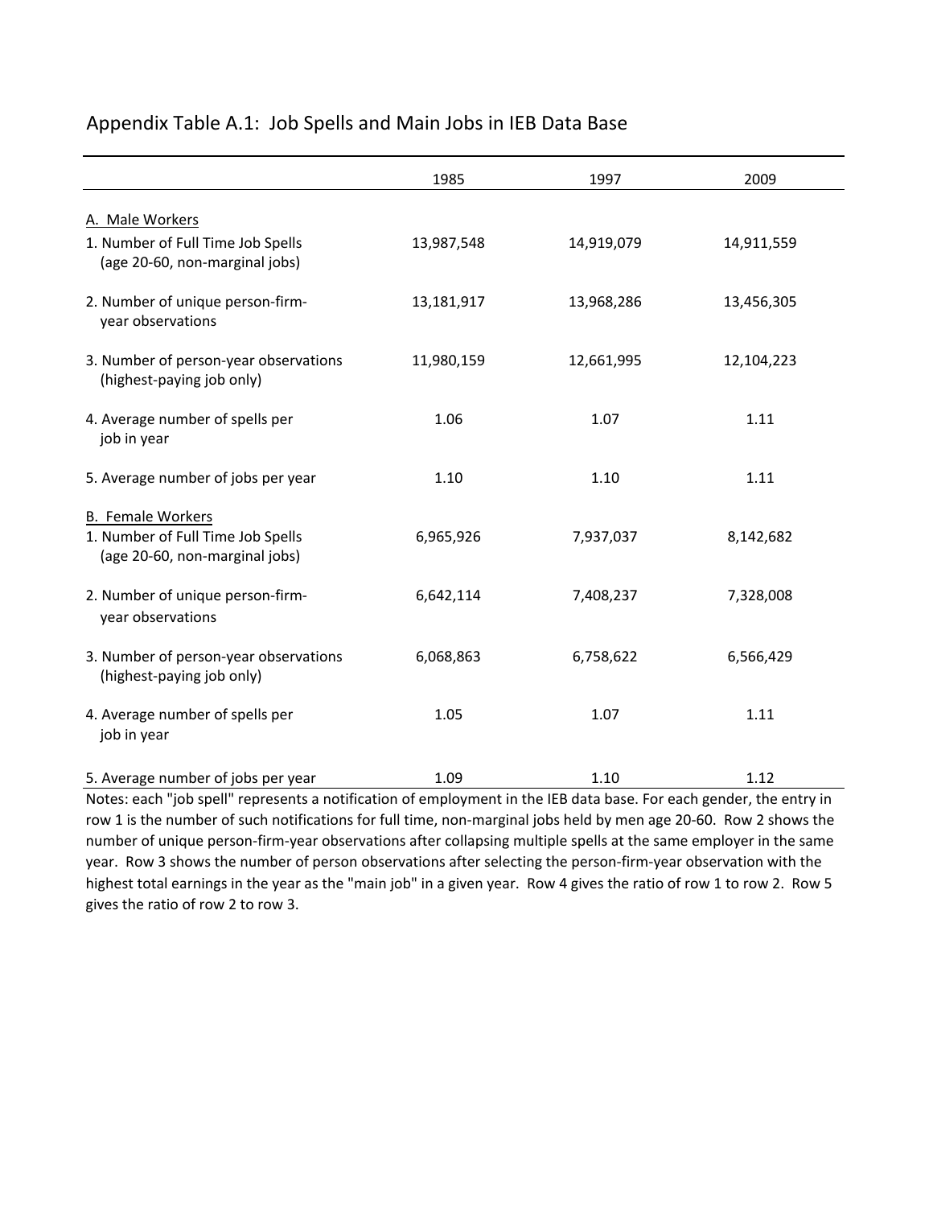## Appendix Table A.1: Job Spells and Main Jobs in IEB Data Base

| | 1985 | 1997 | 2009 |
|---|---|---|---|
| A. Male Workers | | | |
| 1. Number of Full Time Job Spells (age 20-60, non-marginal jobs) | 13,987,548 | 14,919,079 | 14,911,559 |
| 2. Number of unique person-firm-year observations | 13,181,917 | 13,968,286 | 13,456,305 |
| 3. Number of person-year observations (highest-paying job only) | 11,980,159 | 12,661,995 | 12,104,223 |
| 4. Average number of spells per job in year | 1.06 | 1.07 | 1.11 |
| 5. Average number of jobs per year | 1.10 | 1.10 | 1.11 |
| B. Female Workers | | | |
| 1. Number of Full Time Job Spells (age 20-60, non-marginal jobs) | 6,965,926 | 7,937,037 | 8,142,682 |
| 2. Number of unique person-firm-year observations | 6,642,114 | 7,408,237 | 7,328,008 |
| 3. Number of person-year observations (highest-paying job only) | 6,068,863 | 6,758,622 | 6,566,429 |
| 4. Average number of spells per job in year | 1.05 | 1.07 | 1.11 |
| 5. Average number of jobs per year | 1.09 | 1.10 | 1.12 |

Notes: each "job spell" represents a notification of employment in the IEB data base. For each gender, the entry in row 1 is the number of such notifications for full time, non-marginal jobs held by men age 20-60. Row 2 shows the number of unique person-firm-year observations after collapsing multiple spells at the same employer in the same year. Row 3 shows the number of person observations after selecting the person-firm-year observation with the highest total earnings in the year as the "main job" in a given year. Row 4 gives the ratio of row 1 to row 2. Row 5 gives the ratio of row 2 to row 3.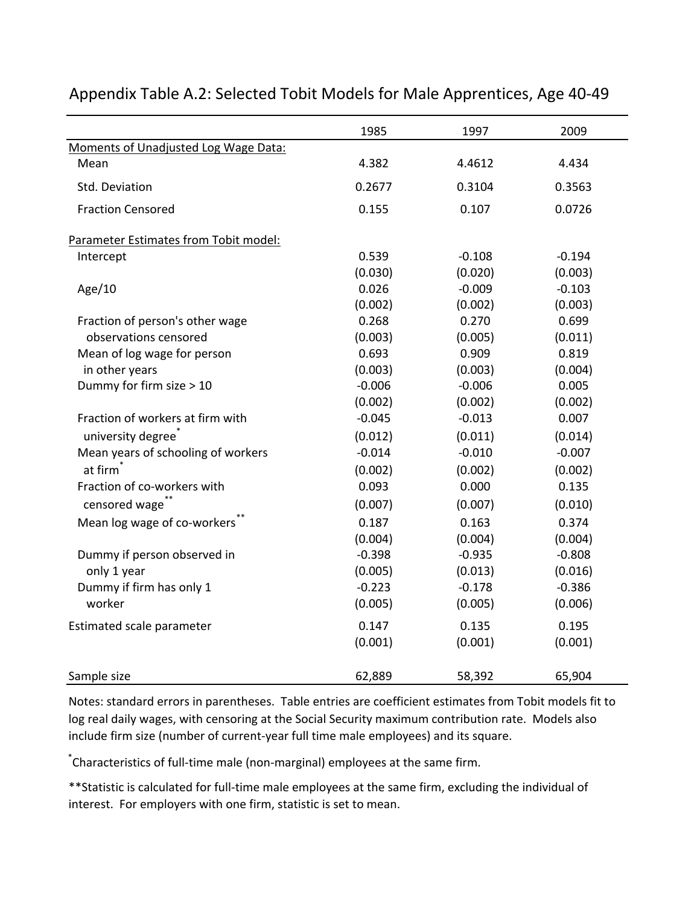## Appendix Table A.2: Selected Tobit Models for Male Apprentices, Age 40-49

| | 1985 | 1997 | 2009 |
|---|---|---|---|
| Moments of Unadjusted Log Wage Data: | | | |
| Mean | 4.382 | 4.4612 | 4.434 |
| Std. Deviation | 0.2677 | 0.3104 | 0.3563 |
| Fraction Censored | 0.155 | 0.107 | 0.0726 |
| Parameter Estimates from Tobit model: | | | |
| Intercept | 0.539 | -0.108 | -0.194 |
| | (0.030) | (0.020) | (0.003) |
| Age/10 | 0.026 | -0.009 | -0.103 |
| | (0.002) | (0.002) | (0.003) |
| Fraction of person's other wage observations censored | 0.268 | 0.270 | 0.699 |
| | (0.003) | (0.005) | (0.011) |
| Mean of log wage for person in other years | 0.693 | 0.909 | 0.819 |
| | (0.003) | (0.003) | (0.004) |
| Dummy for firm size > 10 | -0.006 | -0.006 | 0.005 |
| | (0.002) | (0.002) | (0.002) |
| Fraction of workers at firm with university degree* | -0.045 | -0.013 | 0.007 |
| | (0.012) | (0.011) | (0.014) |
| Mean years of schooling of workers at firm* | -0.014 | -0.010 | -0.007 |
| | (0.002) | (0.002) | (0.002) |
| Fraction of co-workers with censored wage** | 0.093 | 0.000 | 0.135 |
| | (0.007) | (0.007) | (0.010) |
| Mean log wage of co-workers** | 0.187 | 0.163 | 0.374 |
| | (0.004) | (0.004) | (0.004) |
| Dummy if person observed in only 1 year | -0.398 | -0.935 | -0.808 |
| | (0.005) | (0.013) | (0.016) |
| Dummy if firm has only 1 worker | -0.223 | -0.178 | -0.386 |
| | (0.005) | (0.005) | (0.006) |
| Estimated scale parameter | 0.147 | 0.135 | 0.195 |
| | (0.001) | (0.001) | (0.001) |
| Sample size | 62,889 | 58,392 | 65,904 |

Notes: standard errors in parentheses. Table entries are coefficient estimates from Tobit models fit to log real daily wages, with censoring at the Social Security maximum contribution rate. Models also include firm size (number of current-year full time male employees) and its square.

*Characteristics of full-time male (non-marginal) employees at the same firm.

**Statistic is calculated for full-time male employees at the same firm, excluding the individual of interest. For employers with one firm, statistic is set to mean.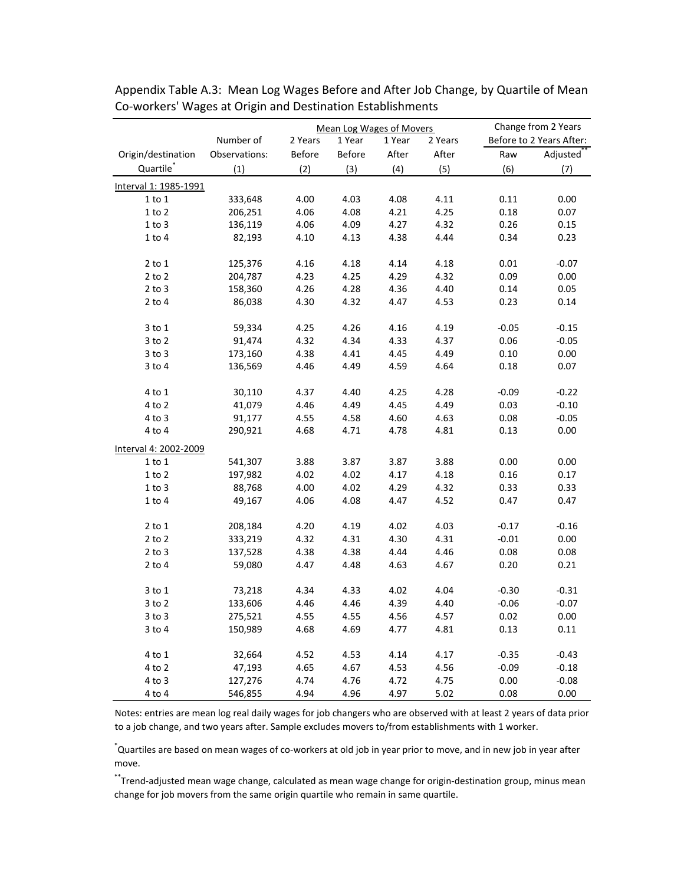Appendix Table A.3: Mean Log Wages Before and After Job Change, by Quartile of Mean Co-workers' Wages at Origin and Destination Establishments

| | | Mean Log Wages of Movers | | | | Change from 2 Years Before to 2 Years After: | |
|---|---|---|---|---|---|---|---|
| Origin/destination Quartile* | Number of Observations: (1) | 2 Years Before (2) | 1 Year Before (3) | 1 Year After (4) | 2 Years After (5) | Raw (6) | Adjusted** (7) |
| Interval 1: 1985-1991 | | | | | | | |
| 1 to 1 | 333,648 | 4.00 | 4.03 | 4.08 | 4.11 | 0.11 | 0.00 |
| 1 to 2 | 206,251 | 4.06 | 4.08 | 4.21 | 4.25 | 0.18 | 0.07 |
| 1 to 3 | 136,119 | 4.06 | 4.09 | 4.27 | 4.32 | 0.26 | 0.15 |
| 1 to 4 | 82,193 | 4.10 | 4.13 | 4.38 | 4.44 | 0.34 | 0.23 |
| 2 to 1 | 125,376 | 4.16 | 4.18 | 4.14 | 4.18 | 0.01 | -0.07 |
| 2 to 2 | 204,787 | 4.23 | 4.25 | 4.29 | 4.32 | 0.09 | 0.00 |
| 2 to 3 | 158,360 | 4.26 | 4.28 | 4.36 | 4.40 | 0.14 | 0.05 |
| 2 to 4 | 86,038 | 4.30 | 4.32 | 4.47 | 4.53 | 0.23 | 0.14 |
| 3 to 1 | 59,334 | 4.25 | 4.26 | 4.16 | 4.19 | -0.05 | -0.15 |
| 3 to 2 | 91,474 | 4.32 | 4.34 | 4.33 | 4.37 | 0.06 | -0.05 |
| 3 to 3 | 173,160 | 4.38 | 4.41 | 4.45 | 4.49 | 0.10 | 0.00 |
| 3 to 4 | 136,569 | 4.46 | 4.49 | 4.59 | 4.64 | 0.18 | 0.07 |
| 4 to 1 | 30,110 | 4.37 | 4.40 | 4.25 | 4.28 | -0.09 | -0.22 |
| 4 to 2 | 41,079 | 4.46 | 4.49 | 4.45 | 4.49 | 0.03 | -0.10 |
| 4 to 3 | 91,177 | 4.55 | 4.58 | 4.60 | 4.63 | 0.08 | -0.05 |
| 4 to 4 | 290,921 | 4.68 | 4.71 | 4.78 | 4.81 | 0.13 | 0.00 |
| Interval 4: 2002-2009 | | | | | | | |
| 1 to 1 | 541,307 | 3.88 | 3.87 | 3.87 | 3.88 | 0.00 | 0.00 |
| 1 to 2 | 197,982 | 4.02 | 4.02 | 4.17 | 4.18 | 0.16 | 0.17 |
| 1 to 3 | 88,768 | 4.00 | 4.02 | 4.29 | 4.32 | 0.33 | 0.33 |
| 1 to 4 | 49,167 | 4.06 | 4.08 | 4.47 | 4.52 | 0.47 | 0.47 |
| 2 to 1 | 208,184 | 4.20 | 4.19 | 4.02 | 4.03 | -0.17 | -0.16 |
| 2 to 2 | 333,219 | 4.32 | 4.31 | 4.30 | 4.31 | -0.01 | 0.00 |
| 2 to 3 | 137,528 | 4.38 | 4.38 | 4.44 | 4.46 | 0.08 | 0.08 |
| 2 to 4 | 59,080 | 4.47 | 4.48 | 4.63 | 4.67 | 0.20 | 0.21 |
| 3 to 1 | 73,218 | 4.34 | 4.33 | 4.02 | 4.04 | -0.30 | -0.31 |
| 3 to 2 | 133,606 | 4.46 | 4.46 | 4.39 | 4.40 | -0.06 | -0.07 |
| 3 to 3 | 275,521 | 4.55 | 4.55 | 4.56 | 4.57 | 0.02 | 0.00 |
| 3 to 4 | 150,989 | 4.68 | 4.69 | 4.77 | 4.81 | 0.13 | 0.11 |
| 4 to 1 | 32,664 | 4.52 | 4.53 | 4.14 | 4.17 | -0.35 | -0.43 |
| 4 to 2 | 47,193 | 4.65 | 4.67 | 4.53 | 4.56 | -0.09 | -0.18 |
| 4 to 3 | 127,276 | 4.74 | 4.76 | 4.72 | 4.75 | 0.00 | -0.08 |
| 4 to 4 | 546,855 | 4.94 | 4.96 | 4.97 | 5.02 | 0.08 | 0.00 |

Notes: entries are mean log real daily wages for job changers who are observed with at least 2 years of data prior to a job change, and two years after. Sample excludes movers to/from establishments with 1 worker.

*Quartiles are based on mean wages of co-workers at old job in year prior to move, and in new job in year after move.

**Trend-adjusted mean wage change, calculated as mean wage change for origin-destination group, minus mean change for job movers from the same origin quartile who remain in same quartile.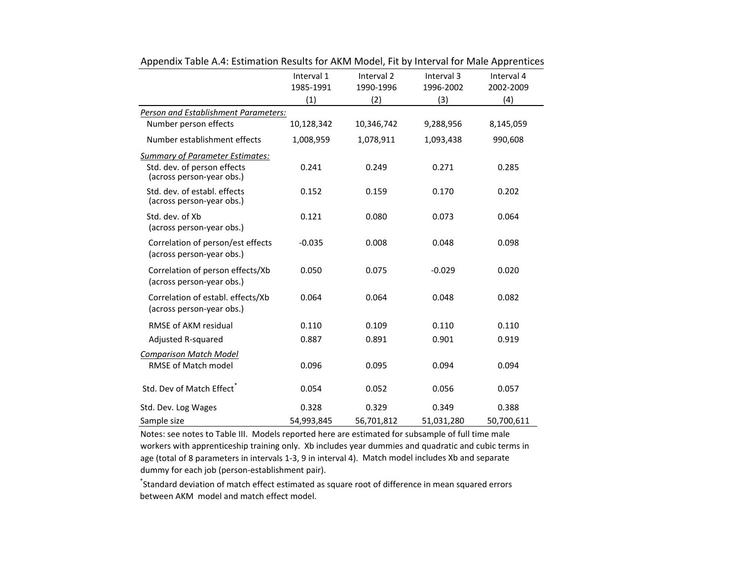Appendix Table A.4: Estimation Results for AKM Model, Fit by Interval for Male Apprentices

| | Interval 1 1985-1991 (1) | Interval 2 1990-1996 (2) | Interval 3 1996-2002 (3) | Interval 4 2002-2009 (4) |
|---|---|---|---|---|
| *Person and Establishment Parameters:* | | | | |
| Number person effects | 10,128,342 | 10,346,742 | 9,288,956 | 8,145,059 |
| Number establishment effects | 1,008,959 | 1,078,911 | 1,093,438 | 990,608 |
| *Summary of Parameter Estimates:* | | | | |
| Std. dev. of person effects (across person-year obs.) | 0.241 | 0.249 | 0.271 | 0.285 |
| Std. dev. of establ. effects (across person-year obs.) | 0.152 | 0.159 | 0.170 | 0.202 |
| Std. dev. of Xb (across person-year obs.) | 0.121 | 0.080 | 0.073 | 0.064 |
| Correlation of person/est effects (across person-year obs.) | -0.035 | 0.008 | 0.048 | 0.098 |
| Correlation of person effects/Xb (across person-year obs.) | 0.050 | 0.075 | -0.029 | 0.020 |
| Correlation of establ. effects/Xb (across person-year obs.) | 0.064 | 0.064 | 0.048 | 0.082 |
| RMSE of AKM residual | 0.110 | 0.109 | 0.110 | 0.110 |
| Adjusted R-squared | 0.887 | 0.891 | 0.901 | 0.919 |
| *Comparison Match Model* | | | | |
| RMSE of Match model | 0.096 | 0.095 | 0.094 | 0.094 |
| Std. Dev of Match Effect* | 0.054 | 0.052 | 0.056 | 0.057 |
| Std. Dev. Log Wages | 0.328 | 0.329 | 0.349 | 0.388 |
| Sample size | 54,993,845 | 56,701,812 | 51,031,280 | 50,700,611 |

Notes: see notes to Table III. Models reported here are estimated for subsample of full time male workers with apprenticeship training only. Xb includes year dummies and quadratic and cubic terms in age (total of 8 parameters in intervals 1-3, 9 in interval 4). Match model includes Xb and separate dummy for each job (person-establishment pair).

*Standard deviation of match effect estimated as square root of difference in mean squared errors between AKM model and match effect model.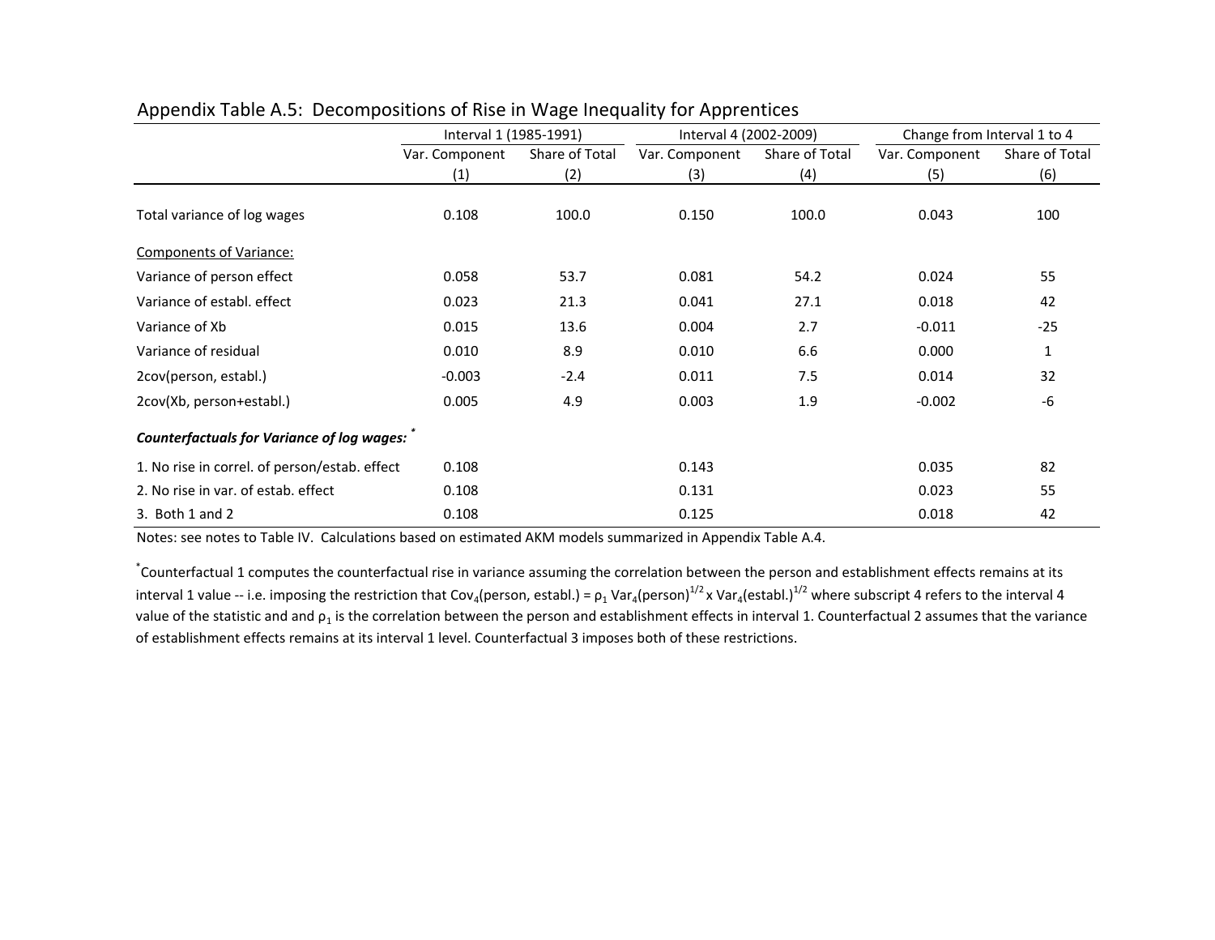Appendix Table A.5: Decompositions of Rise in Wage Inequality for Apprentices

| | Interval 1 (1985-1991) | | Interval 4 (2002-2009) | | Change from Interval 1 to 4 | |
|---|---|---|---|---|---|---|
| | Var. Component | Share of Total | Var. Component | Share of Total | Var. Component | Share of Total |
| | (1) | (2) | (3) | (4) | (5) | (6) |
| Total variance of log wages | 0.108 | 100.0 | 0.150 | 100.0 | 0.043 | 100 |
| Components of Variance: | | | | | | |
| Variance of person effect | 0.058 | 53.7 | 0.081 | 54.2 | 0.024 | 55 |
| Variance of establ. effect | 0.023 | 21.3 | 0.041 | 27.1 | 0.018 | 42 |
| Variance of Xb | 0.015 | 13.6 | 0.004 | 2.7 | -0.011 | -25 |
| Variance of residual | 0.010 | 8.9 | 0.010 | 6.6 | 0.000 | 1 |
| 2cov(person, establ.) | -0.003 | -2.4 | 0.011 | 7.5 | 0.014 | 32 |
| 2cov(Xb, person+establ.) | 0.005 | 4.9 | 0.003 | 1.9 | -0.002 | -6 |
| ***Counterfactuals for Variance of log wages:*** * | | | | | | |
| 1. No rise in correl. of person/estab. effect | 0.108 | | 0.143 | | 0.035 | 82 |
| 2. No rise in var. of estab. effect | 0.108 | | 0.131 | | 0.023 | 55 |
| 3. Both 1 and 2 | 0.108 | | 0.125 | | 0.018 | 42 |

Notes: see notes to Table IV. Calculations based on estimated AKM models summarized in Appendix Table A.4.

*Counterfactual 1 computes the counterfactual rise in variance assuming the correlation between the person and establishment effects remains at its interval 1 value -- i.e. imposing the restriction that $Cov_4(\text{person, establ.}) = \rho_1 \, Var_4(\text{person})^{1/2} \times Var_4(\text{establ.})^{1/2}$ where subscript 4 refers to the interval 4 value of the statistic and and $\rho_1$ is the correlation between the person and establishment effects in interval 1. Counterfactual 2 assumes that the variance of establishment effects remains at its interval 1 level. Counterfactual 3 imposes both of these restrictions.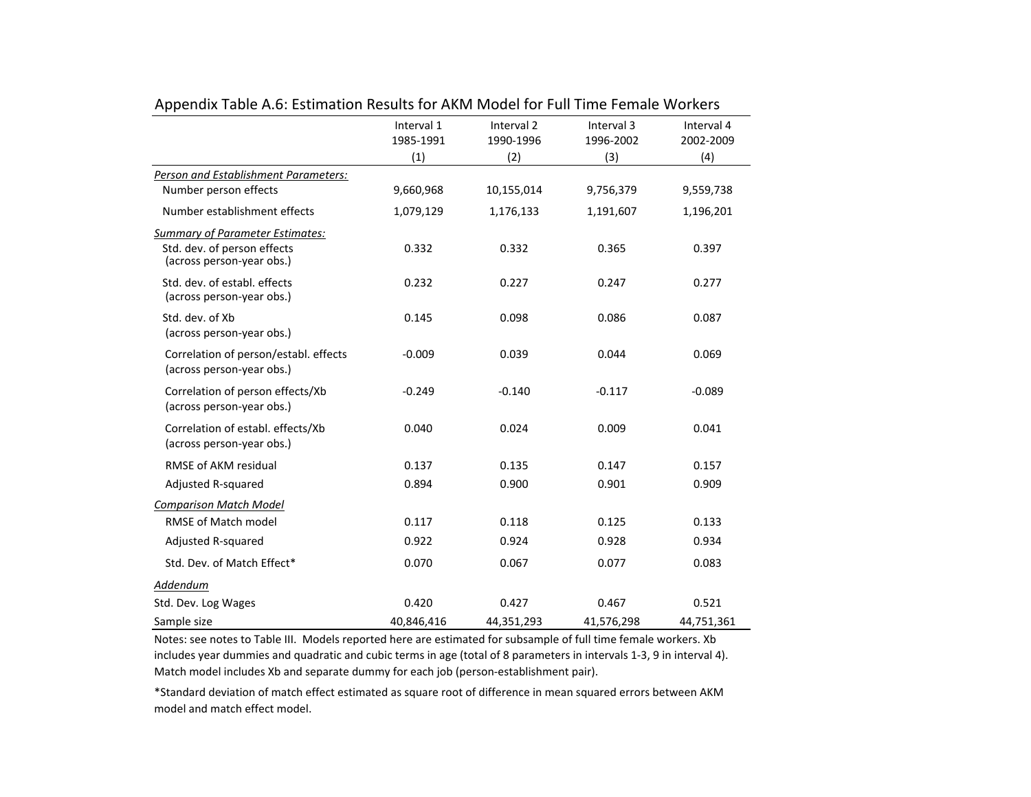Appendix Table A.6: Estimation Results for AKM Model for Full Time Female Workers

| | Interval 1 1985-1991 (1) | Interval 2 1990-1996 (2) | Interval 3 1996-2002 (3) | Interval 4 2002-2009 (4) |
|---|---|---|---|---|
| *Person and Establishment Parameters:* | | | | |
| Number person effects | 9,660,968 | 10,155,014 | 9,756,379 | 9,559,738 |
| Number establishment effects | 1,079,129 | 1,176,133 | 1,191,607 | 1,196,201 |
| *Summary of Parameter Estimates:* | | | | |
| Std. dev. of person effects (across person-year obs.) | 0.332 | 0.332 | 0.365 | 0.397 |
| Std. dev. of establ. effects (across person-year obs.) | 0.232 | 0.227 | 0.247 | 0.277 |
| Std. dev. of Xb (across person-year obs.) | 0.145 | 0.098 | 0.086 | 0.087 |
| Correlation of person/establ. effects (across person-year obs.) | -0.009 | 0.039 | 0.044 | 0.069 |
| Correlation of person effects/Xb (across person-year obs.) | -0.249 | -0.140 | -0.117 | -0.089 |
| Correlation of establ. effects/Xb (across person-year obs.) | 0.040 | 0.024 | 0.009 | 0.041 |
| RMSE of AKM residual | 0.137 | 0.135 | 0.147 | 0.157 |
| Adjusted R-squared | 0.894 | 0.900 | 0.901 | 0.909 |
| *Comparison Match Model* | | | | |
| RMSE of Match model | 0.117 | 0.118 | 0.125 | 0.133 |
| Adjusted R-squared | 0.922 | 0.924 | 0.928 | 0.934 |
| Std. Dev. of Match Effect* | 0.070 | 0.067 | 0.077 | 0.083 |
| *Addendum* | | | | |
| Std. Dev. Log Wages | 0.420 | 0.427 | 0.467 | 0.521 |
| Sample size | 40,846,416 | 44,351,293 | 41,576,298 | 44,751,361 |

Notes: see notes to Table III. Models reported here are estimated for subsample of full time female workers. Xb includes year dummies and quadratic and cubic terms in age (total of 8 parameters in intervals 1-3, 9 in interval 4). Match model includes Xb and separate dummy for each job (person-establishment pair).

*Standard deviation of match effect estimated as square root of difference in mean squared errors between AKM model and match effect model.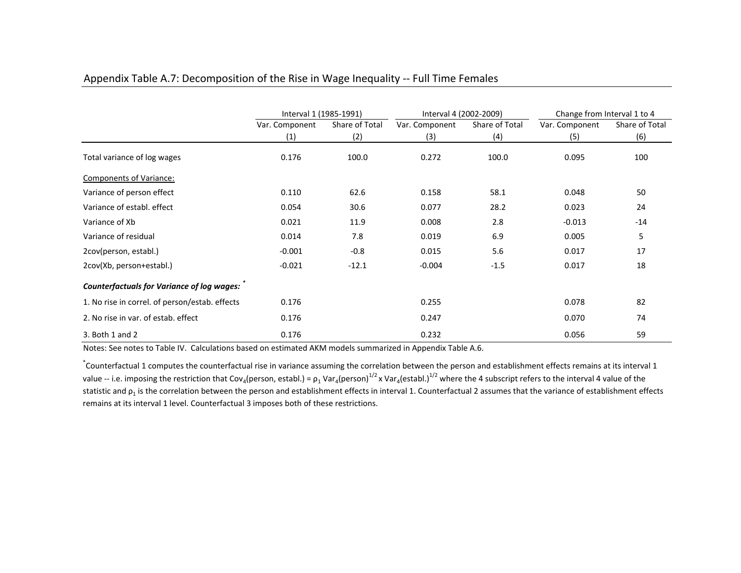Appendix Table A.7: Decomposition of the Rise in Wage Inequality -- Full Time Females

| | Interval 1 (1985-1991) | | Interval 4 (2002-2009) | | Change from Interval 1 to 4 | |
|---|---|---|---|---|---|---|
| | Var. Component | Share of Total | Var. Component | Share of Total | Var. Component | Share of Total |
| | (1) | (2) | (3) | (4) | (5) | (6) |
| Total variance of log wages | 0.176 | 100.0 | 0.272 | 100.0 | 0.095 | 100 |
| Components of Variance: | | | | | | |
| Variance of person effect | 0.110 | 62.6 | 0.158 | 58.1 | 0.048 | 50 |
| Variance of establ. effect | 0.054 | 30.6 | 0.077 | 28.2 | 0.023 | 24 |
| Variance of Xb | 0.021 | 11.9 | 0.008 | 2.8 | -0.013 | -14 |
| Variance of residual | 0.014 | 7.8 | 0.019 | 6.9 | 0.005 | 5 |
| 2cov(person, establ.) | -0.001 | -0.8 | 0.015 | 5.6 | 0.017 | 17 |
| 2cov(Xb, person+establ.) | -0.021 | -12.1 | -0.004 | -1.5 | 0.017 | 18 |
| ***Counterfactuals for Variance of log wages:*** * | | | | | | |
| 1. No rise in correl. of person/estab. effects | 0.176 | | 0.255 | | 0.078 | 82 |
| 2. No rise in var. of estab. effect | 0.176 | | 0.247 | | 0.070 | 74 |
| 3. Both 1 and 2 | 0.176 | | 0.232 | | 0.056 | 59 |

Notes: See notes to Table IV. Calculations based on estimated AKM models summarized in Appendix Table A.6.

*Counterfactual 1 computes the counterfactual rise in variance assuming the correlation between the person and establishment effects remains at its interval 1 value -- i.e. imposing the restriction that $Cov_4(\text{person, establ.}) = \rho_1 \, Var_4(\text{person})^{1/2} \times Var_4(\text{establ.})^{1/2}$ where the 4 subscript refers to the interval 4 value of the statistic and $\rho_1$ is the correlation between the person and establishment effects in interval 1. Counterfactual 2 assumes that the variance of establishment effects remains at its interval 1 level. Counterfactual 3 imposes both of these restrictions.